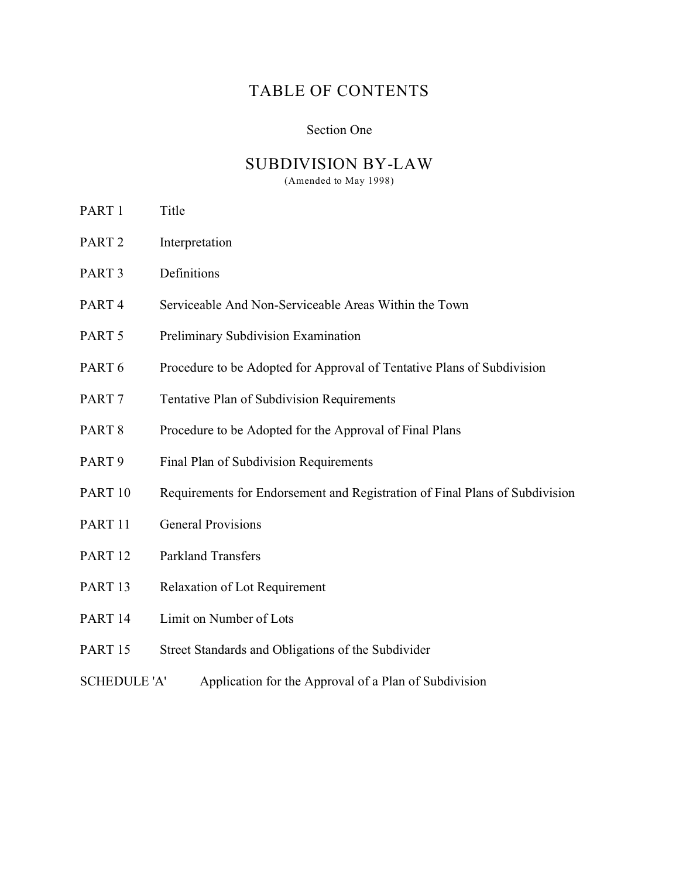# TABLE OF CONTENTS

Section One

## SUBDIVISION BY-LAW

(Amended to May 1998)

| | |
|---|---|
| PART 1 | Title |
| PART 2 | Interpretation |
| PART 3 | Definitions |
| PART 4 | Serviceable And Non-Serviceable Areas Within the Town |
| PART 5 | Preliminary Subdivision Examination |
| PART 6 | Procedure to be Adopted for Approval of Tentative Plans of Subdivision |
| PART 7 | Tentative Plan of Subdivision Requirements |
| PART 8 | Procedure to be Adopted for the Approval of Final Plans |
| PART 9 | Final Plan of Subdivision Requirements |
| PART 10 | Requirements for Endorsement and Registration of Final Plans of Subdivision |
| PART 11 | General Provisions |
| PART 12 | Parkland Transfers |
| PART 13 | Relaxation of Lot Requirement |
| PART 14 | Limit on Number of Lots |
| PART 15 | Street Standards and Obligations of the Subdivider |
| SCHEDULE 'A' | Application for the Approval of a Plan of Subdivision |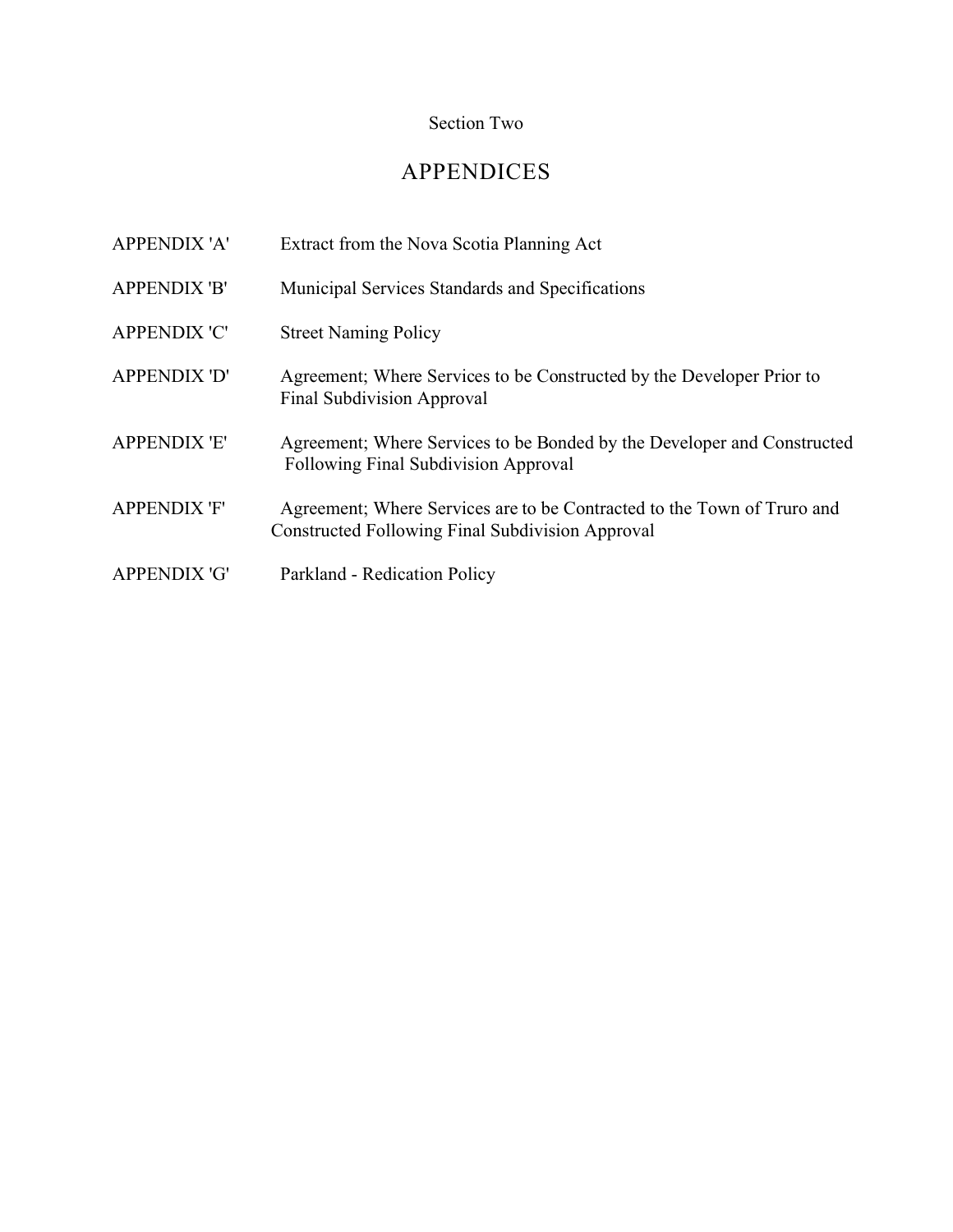Section Two

# APPENDICES

| | |
|---|---|
| APPENDIX 'A' | Extract from the Nova Scotia Planning Act |
| APPENDIX 'B' | Municipal Services Standards and Specifications |
| APPENDIX 'C' | Street Naming Policy |
| APPENDIX 'D' | Agreement; Where Services to be Constructed by the Developer Prior to Final Subdivision Approval |
| APPENDIX 'E' | Agreement; Where Services to be Bonded by the Developer and Constructed Following Final Subdivision Approval |
| APPENDIX 'F' | Agreement; Where Services are to be Contracted to the Town of Truro and Constructed Following Final Subdivision Approval |
| APPENDIX 'G' | Parkland - Redication Policy |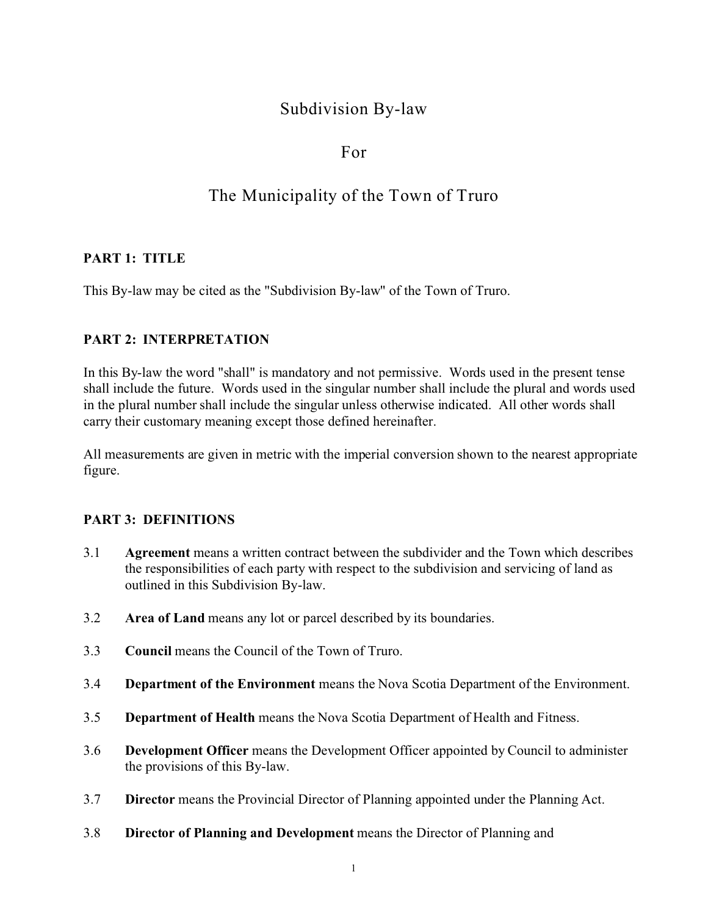# Subdivision By-law

# For

# The Municipality of the Town of Truro

## PART 1: TITLE

This By-law may be cited as the "Subdivision By-law" of the Town of Truro.

## PART 2: INTERPRETATION

In this By-law the word "shall" is mandatory and not permissive. Words used in the present tense shall include the future. Words used in the singular number shall include the plural and words used in the plural number shall include the singular unless otherwise indicated. All other words shall carry their customary meaning except those defined hereinafter.

All measurements are given in metric with the imperial conversion shown to the nearest appropriate figure.

## PART 3: DEFINITIONS

3.1 **Agreement** means a written contract between the subdivider and the Town which describes the responsibilities of each party with respect to the subdivision and servicing of land as outlined in this Subdivision By-law.

3.2 **Area of Land** means any lot or parcel described by its boundaries.

3.3 **Council** means the Council of the Town of Truro.

3.4 **Department of the Environment** means the Nova Scotia Department of the Environment.

3.5 **Department of Health** means the Nova Scotia Department of Health and Fitness.

3.6 **Development Officer** means the Development Officer appointed by Council to administer the provisions of this By-law.

3.7 **Director** means the Provincial Director of Planning appointed under the Planning Act.

3.8 **Director of Planning and Development** means the Director of Planning and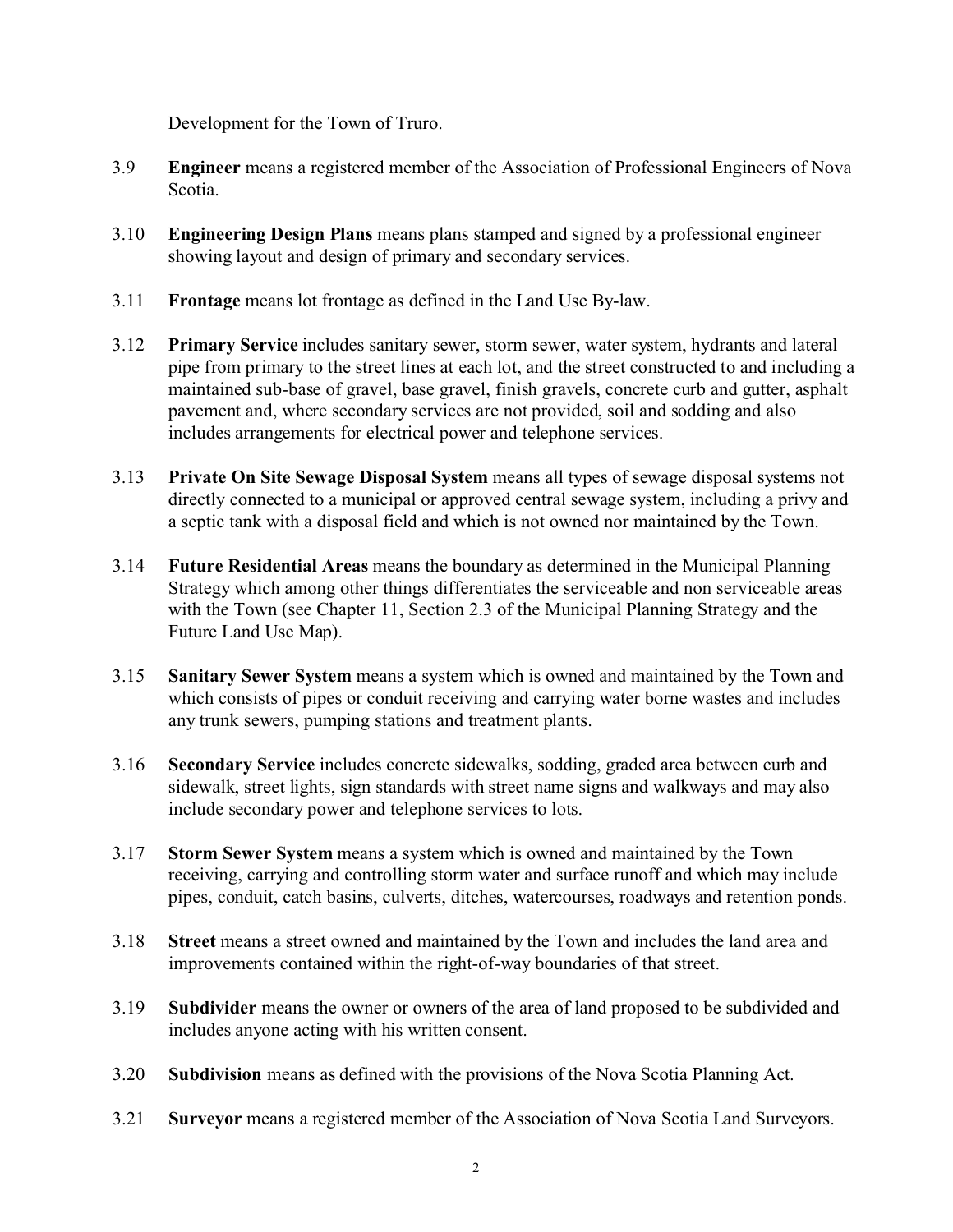Development for the Town of Truro.

3.9 **Engineer** means a registered member of the Association of Professional Engineers of Nova Scotia.

3.10 **Engineering Design Plans** means plans stamped and signed by a professional engineer showing layout and design of primary and secondary services.

3.11 **Frontage** means lot frontage as defined in the Land Use By-law.

3.12 **Primary Service** includes sanitary sewer, storm sewer, water system, hydrants and lateral pipe from primary to the street lines at each lot, and the street constructed to and including a maintained sub-base of gravel, base gravel, finish gravels, concrete curb and gutter, asphalt pavement and, where secondary services are not provided, soil and sodding and also includes arrangements for electrical power and telephone services.

3.13 **Private On Site Sewage Disposal System** means all types of sewage disposal systems not directly connected to a municipal or approved central sewage system, including a privy and a septic tank with a disposal field and which is not owned nor maintained by the Town.

3.14 **Future Residential Areas** means the boundary as determined in the Municipal Planning Strategy which among other things differentiates the serviceable and non serviceable areas with the Town (see Chapter 11, Section 2.3 of the Municipal Planning Strategy and the Future Land Use Map).

3.15 **Sanitary Sewer System** means a system which is owned and maintained by the Town and which consists of pipes or conduit receiving and carrying water borne wastes and includes any trunk sewers, pumping stations and treatment plants.

3.16 **Secondary Service** includes concrete sidewalks, sodding, graded area between curb and sidewalk, street lights, sign standards with street name signs and walkways and may also include secondary power and telephone services to lots.

3.17 **Storm Sewer System** means a system which is owned and maintained by the Town receiving, carrying and controlling storm water and surface runoff and which may include pipes, conduit, catch basins, culverts, ditches, watercourses, roadways and retention ponds.

3.18 **Street** means a street owned and maintained by the Town and includes the land area and improvements contained within the right-of-way boundaries of that street.

3.19 **Subdivider** means the owner or owners of the area of land proposed to be subdivided and includes anyone acting with his written consent.

3.20 **Subdivision** means as defined with the provisions of the Nova Scotia Planning Act.

3.21 **Surveyor** means a registered member of the Association of Nova Scotia Land Surveyors.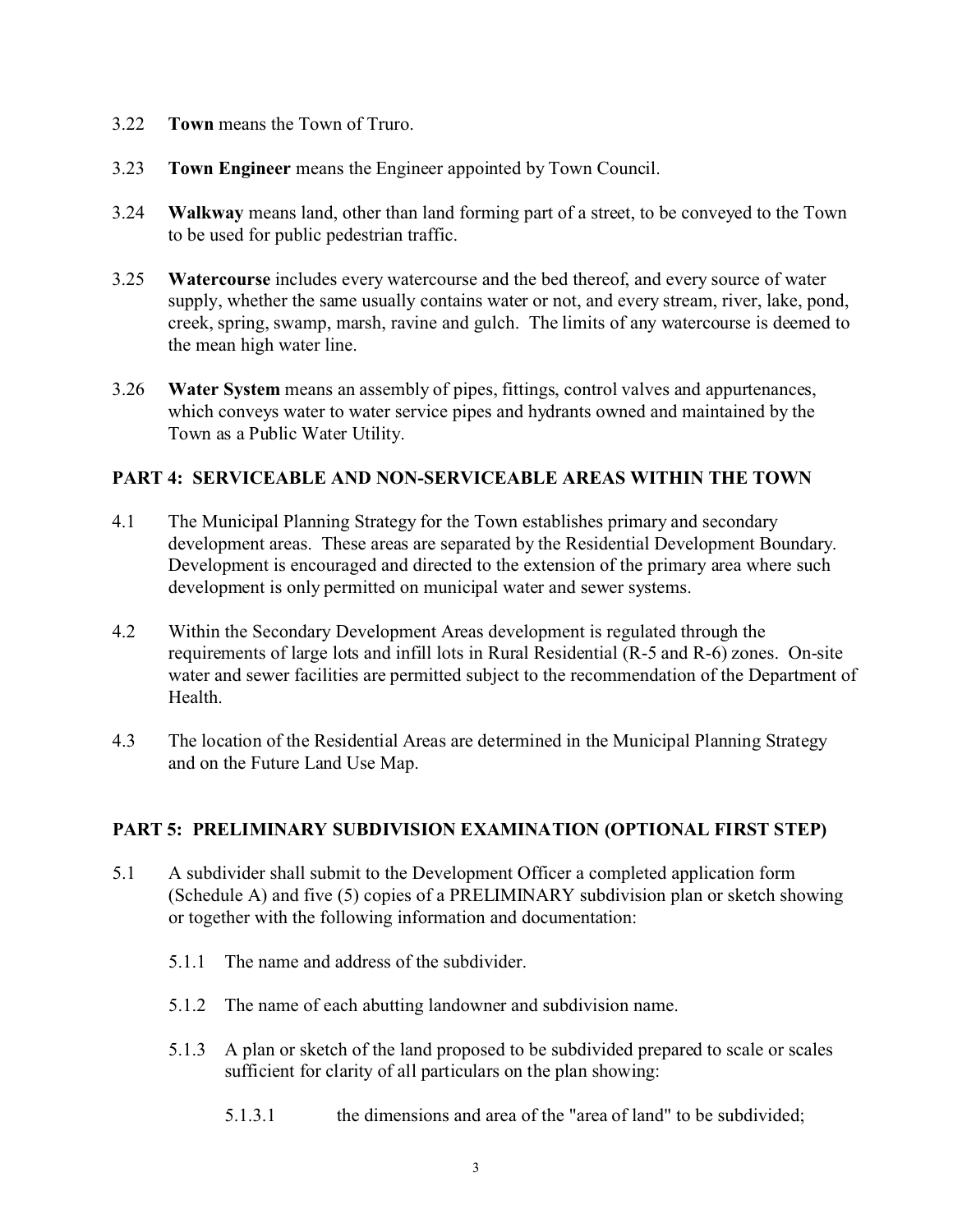3.22 **Town** means the Town of Truro.

3.23 **Town Engineer** means the Engineer appointed by Town Council.

3.24 **Walkway** means land, other than land forming part of a street, to be conveyed to the Town to be used for public pedestrian traffic.

3.25 **Watercourse** includes every watercourse and the bed thereof, and every source of water supply, whether the same usually contains water or not, and every stream, river, lake, pond, creek, spring, swamp, marsh, ravine and gulch. The limits of any watercourse is deemed to the mean high water line.

3.26 **Water System** means an assembly of pipes, fittings, control valves and appurtenances, which conveys water to water service pipes and hydrants owned and maintained by the Town as a Public Water Utility.

## PART 4: SERVICEABLE AND NON-SERVICEABLE AREAS WITHIN THE TOWN

4.1 The Municipal Planning Strategy for the Town establishes primary and secondary development areas. These areas are separated by the Residential Development Boundary. Development is encouraged and directed to the extension of the primary area where such development is only permitted on municipal water and sewer systems.

4.2 Within the Secondary Development Areas development is regulated through the requirements of large lots and infill lots in Rural Residential (R-5 and R-6) zones. On-site water and sewer facilities are permitted subject to the recommendation of the Department of Health.

4.3 The location of the Residential Areas are determined in the Municipal Planning Strategy and on the Future Land Use Map.

## PART 5: PRELIMINARY SUBDIVISION EXAMINATION (OPTIONAL FIRST STEP)

5.1 A subdivider shall submit to the Development Officer a completed application form (Schedule A) and five (5) copies of a PRELIMINARY subdivision plan or sketch showing or together with the following information and documentation:

5.1.1 The name and address of the subdivider.

5.1.2 The name of each abutting landowner and subdivision name.

5.1.3 A plan or sketch of the land proposed to be subdivided prepared to scale or scales sufficient for clarity of all particulars on the plan showing:

5.1.3.1 the dimensions and area of the "area of land" to be subdivided;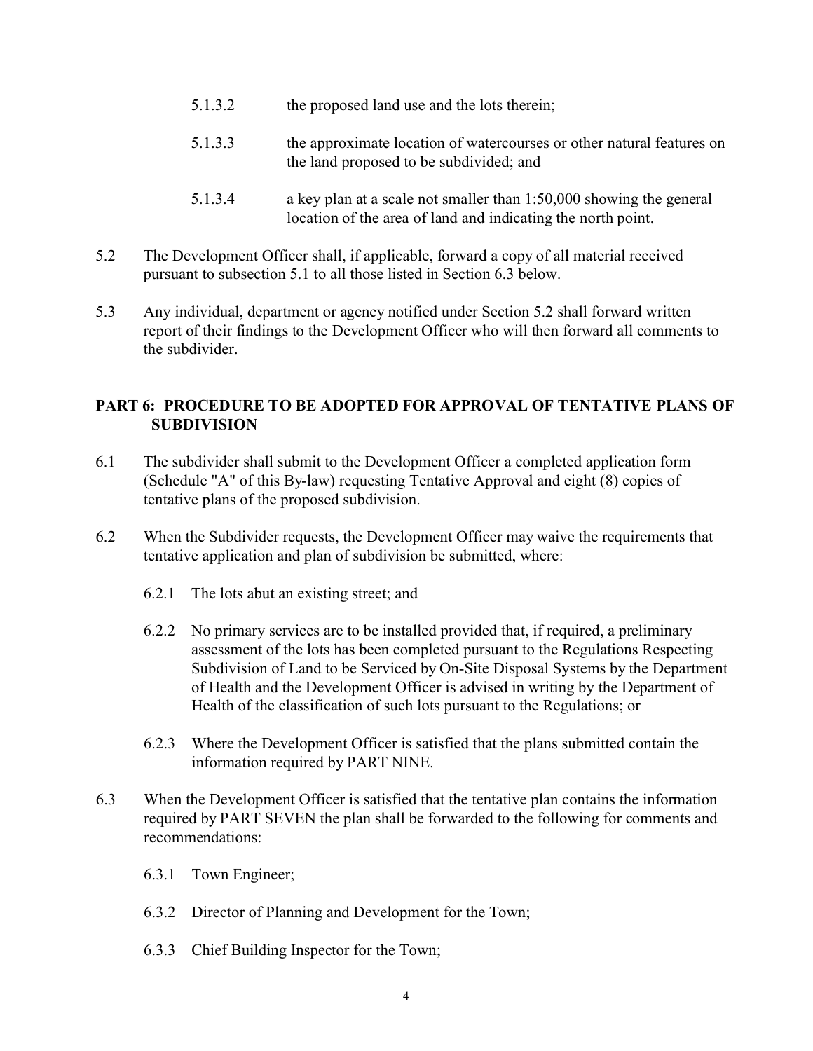5.1.3.2 the proposed land use and the lots therein;

5.1.3.3 the approximate location of watercourses or other natural features on the land proposed to be subdivided; and

5.1.3.4 a key plan at a scale not smaller than 1:50,000 showing the general location of the area of land and indicating the north point.

5.2 The Development Officer shall, if applicable, forward a copy of all material received pursuant to subsection 5.1 to all those listed in Section 6.3 below.

5.3 Any individual, department or agency notified under Section 5.2 shall forward written report of their findings to the Development Officer who will then forward all comments to the subdivider.

## PART 6: PROCEDURE TO BE ADOPTED FOR APPROVAL OF TENTATIVE PLANS OF SUBDIVISION

6.1 The subdivider shall submit to the Development Officer a completed application form (Schedule "A" of this By-law) requesting Tentative Approval and eight (8) copies of tentative plans of the proposed subdivision.

6.2 When the Subdivider requests, the Development Officer may waive the requirements that tentative application and plan of subdivision be submitted, where:

6.2.1 The lots abut an existing street; and

6.2.2 No primary services are to be installed provided that, if required, a preliminary assessment of the lots has been completed pursuant to the Regulations Respecting Subdivision of Land to be Serviced by On-Site Disposal Systems by the Department of Health and the Development Officer is advised in writing by the Department of Health of the classification of such lots pursuant to the Regulations; or

6.2.3 Where the Development Officer is satisfied that the plans submitted contain the information required by PART NINE.

6.3 When the Development Officer is satisfied that the tentative plan contains the information required by PART SEVEN the plan shall be forwarded to the following for comments and recommendations:

6.3.1 Town Engineer;

6.3.2 Director of Planning and Development for the Town;

6.3.3 Chief Building Inspector for the Town;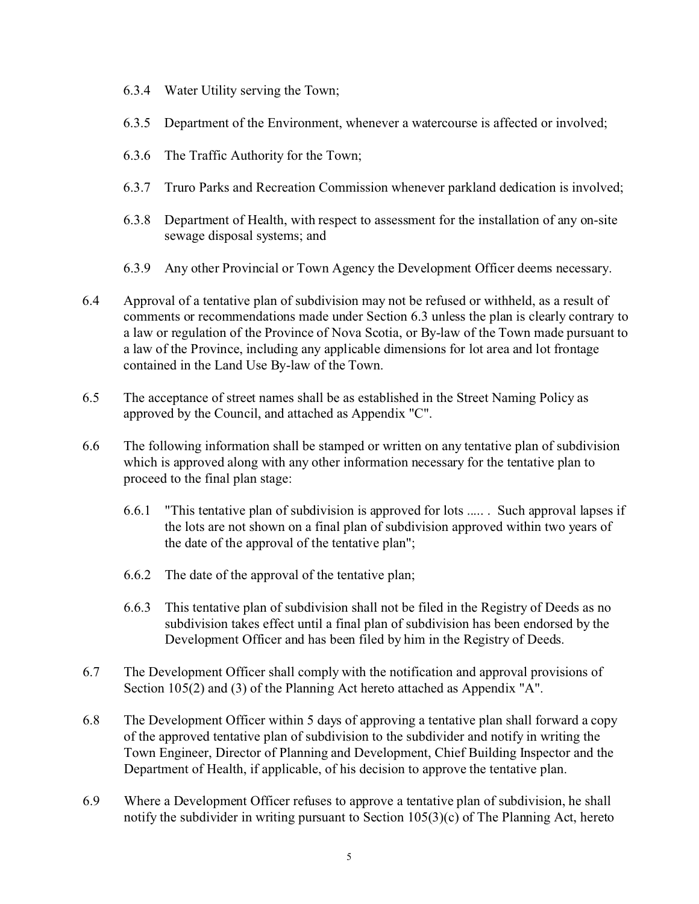6.3.4 Water Utility serving the Town;

6.3.5 Department of the Environment, whenever a watercourse is affected or involved;

6.3.6 The Traffic Authority for the Town;

6.3.7 Truro Parks and Recreation Commission whenever parkland dedication is involved;

6.3.8 Department of Health, with respect to assessment for the installation of any on-site sewage disposal systems; and

6.3.9 Any other Provincial or Town Agency the Development Officer deems necessary.

6.4 Approval of a tentative plan of subdivision may not be refused or withheld, as a result of comments or recommendations made under Section 6.3 unless the plan is clearly contrary to a law or regulation of the Province of Nova Scotia, or By-law of the Town made pursuant to a law of the Province, including any applicable dimensions for lot area and lot frontage contained in the Land Use By-law of the Town.

6.5 The acceptance of street names shall be as established in the Street Naming Policy as approved by the Council, and attached as Appendix "C".

6.6 The following information shall be stamped or written on any tentative plan of subdivision which is approved along with any other information necessary for the tentative plan to proceed to the final plan stage:

6.6.1 "This tentative plan of subdivision is approved for lots ..... . Such approval lapses if the lots are not shown on a final plan of subdivision approved within two years of the date of the approval of the tentative plan";

6.6.2 The date of the approval of the tentative plan;

6.6.3 This tentative plan of subdivision shall not be filed in the Registry of Deeds as no subdivision takes effect until a final plan of subdivision has been endorsed by the Development Officer and has been filed by him in the Registry of Deeds.

6.7 The Development Officer shall comply with the notification and approval provisions of Section 105(2) and (3) of the Planning Act hereto attached as Appendix "A".

6.8 The Development Officer within 5 days of approving a tentative plan shall forward a copy of the approved tentative plan of subdivision to the subdivider and notify in writing the Town Engineer, Director of Planning and Development, Chief Building Inspector and the Department of Health, if applicable, of his decision to approve the tentative plan.

6.9 Where a Development Officer refuses to approve a tentative plan of subdivision, he shall notify the subdivider in writing pursuant to Section 105(3)(c) of The Planning Act, hereto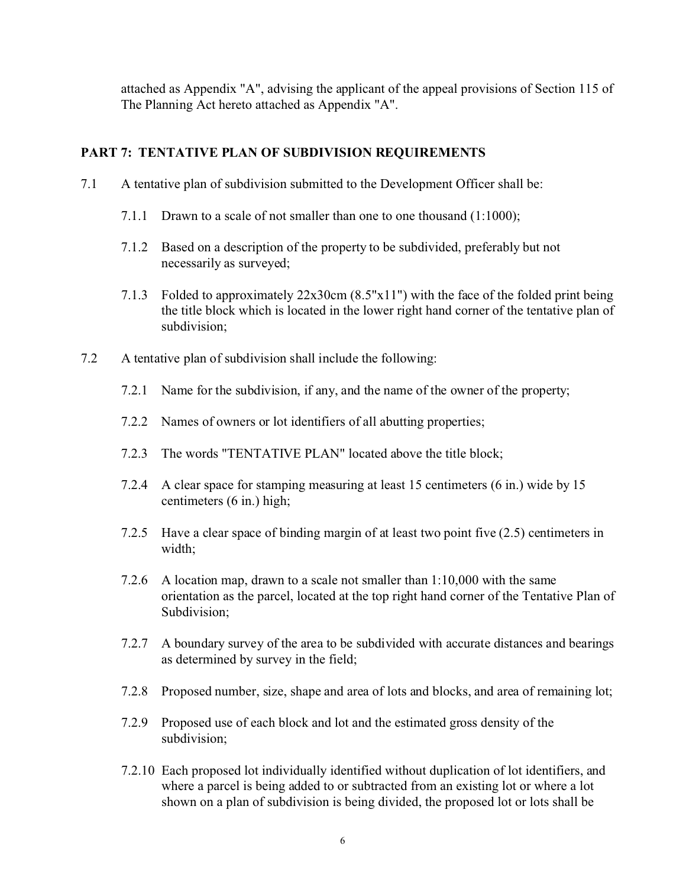attached as Appendix "A", advising the applicant of the appeal provisions of Section 115 of The Planning Act hereto attached as Appendix "A".

## PART 7: TENTATIVE PLAN OF SUBDIVISION REQUIREMENTS

7.1 A tentative plan of subdivision submitted to the Development Officer shall be:

- 7.1.1 Drawn to a scale of not smaller than one to one thousand (1:1000);
- 7.1.2 Based on a description of the property to be subdivided, preferably but not necessarily as surveyed;
- 7.1.3 Folded to approximately 22x30cm (8.5"x11") with the face of the folded print being the title block which is located in the lower right hand corner of the tentative plan of subdivision;

7.2 A tentative plan of subdivision shall include the following:

- 7.2.1 Name for the subdivision, if any, and the name of the owner of the property;
- 7.2.2 Names of owners or lot identifiers of all abutting properties;
- 7.2.3 The words "TENTATIVE PLAN" located above the title block;
- 7.2.4 A clear space for stamping measuring at least 15 centimeters (6 in.) wide by 15 centimeters (6 in.) high;
- 7.2.5 Have a clear space of binding margin of at least two point five (2.5) centimeters in width;
- 7.2.6 A location map, drawn to a scale not smaller than 1:10,000 with the same orientation as the parcel, located at the top right hand corner of the Tentative Plan of Subdivision;
- 7.2.7 A boundary survey of the area to be subdivided with accurate distances and bearings as determined by survey in the field;
- 7.2.8 Proposed number, size, shape and area of lots and blocks, and area of remaining lot;
- 7.2.9 Proposed use of each block and lot and the estimated gross density of the subdivision;
- 7.2.10 Each proposed lot individually identified without duplication of lot identifiers, and where a parcel is being added to or subtracted from an existing lot or where a lot shown on a plan of subdivision is being divided, the proposed lot or lots shall be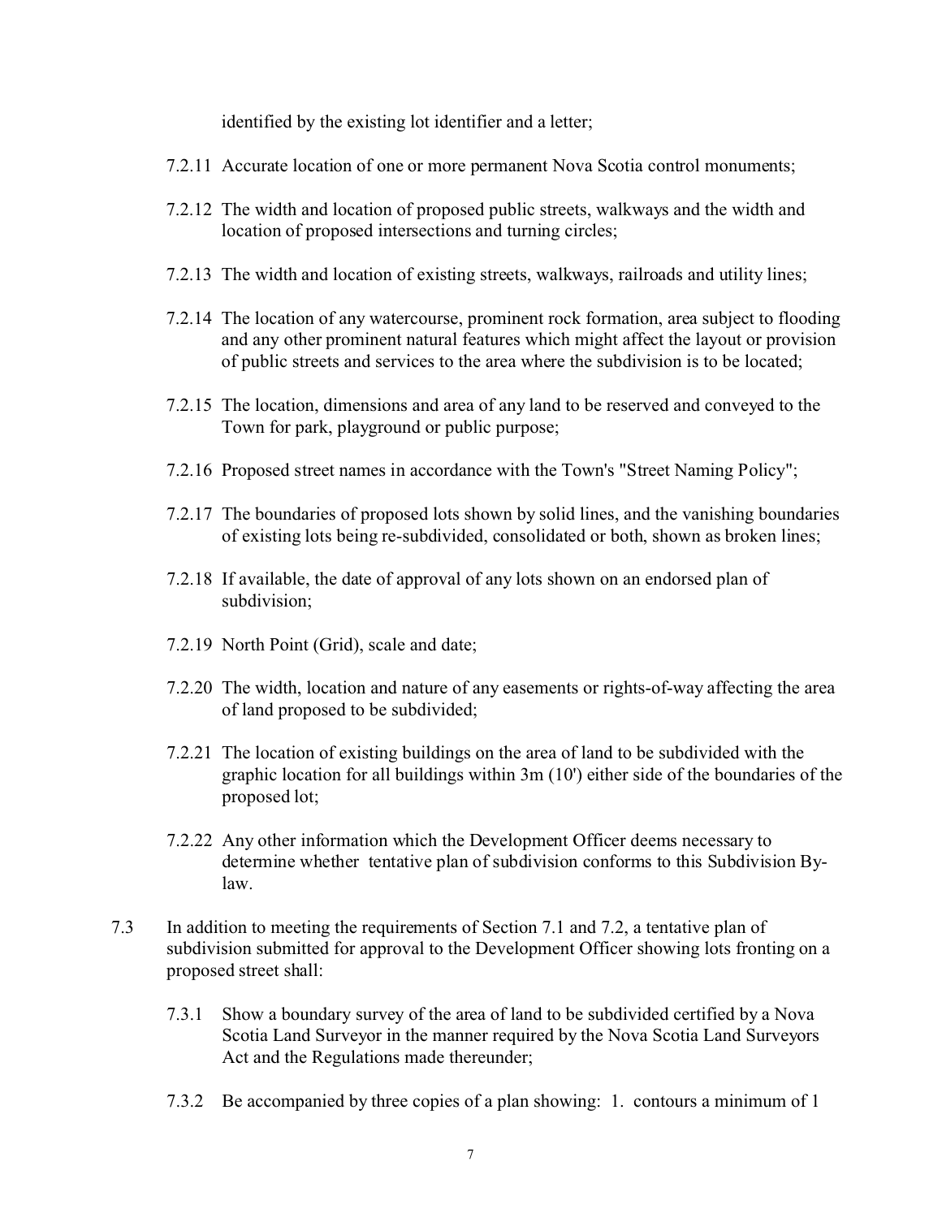identified by the existing lot identifier and a letter;

7.2.11 Accurate location of one or more permanent Nova Scotia control monuments;

7.2.12 The width and location of proposed public streets, walkways and the width and location of proposed intersections and turning circles;

7.2.13 The width and location of existing streets, walkways, railroads and utility lines;

7.2.14 The location of any watercourse, prominent rock formation, area subject to flooding and any other prominent natural features which might affect the layout or provision of public streets and services to the area where the subdivision is to be located;

7.2.15 The location, dimensions and area of any land to be reserved and conveyed to the Town for park, playground or public purpose;

7.2.16 Proposed street names in accordance with the Town's "Street Naming Policy";

7.2.17 The boundaries of proposed lots shown by solid lines, and the vanishing boundaries of existing lots being re-subdivided, consolidated or both, shown as broken lines;

7.2.18 If available, the date of approval of any lots shown on an endorsed plan of subdivision;

7.2.19 North Point (Grid), scale and date;

7.2.20 The width, location and nature of any easements or rights-of-way affecting the area of land proposed to be subdivided;

7.2.21 The location of existing buildings on the area of land to be subdivided with the graphic location for all buildings within 3m (10') either side of the boundaries of the proposed lot;

7.2.22 Any other information which the Development Officer deems necessary to determine whether tentative plan of subdivision conforms to this Subdivision By-law.

7.3 In addition to meeting the requirements of Section 7.1 and 7.2, a tentative plan of subdivision submitted for approval to the Development Officer showing lots fronting on a proposed street shall:

7.3.1 Show a boundary survey of the area of land to be subdivided certified by a Nova Scotia Land Surveyor in the manner required by the Nova Scotia Land Surveyors Act and the Regulations made thereunder;

7.3.2 Be accompanied by three copies of a plan showing: 1. contours a minimum of 1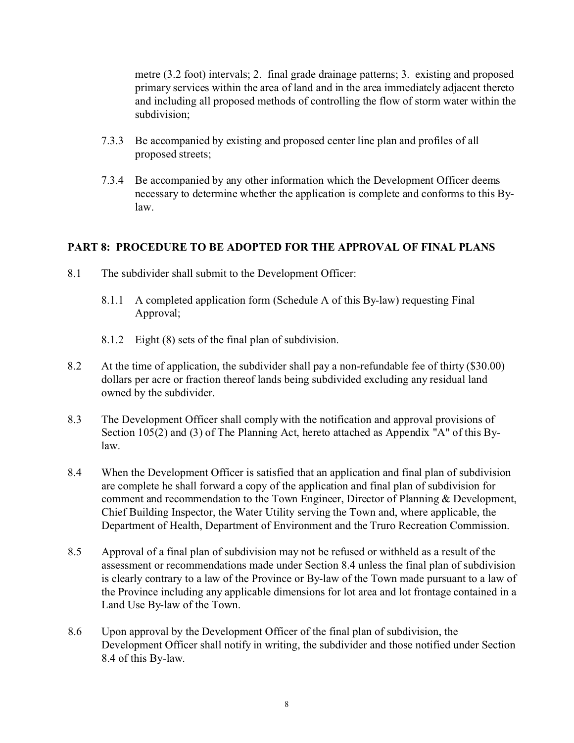metre (3.2 foot) intervals; 2. final grade drainage patterns; 3. existing and proposed primary services within the area of land and in the area immediately adjacent thereto and including all proposed methods of controlling the flow of storm water within the subdivision;

7.3.3 Be accompanied by existing and proposed center line plan and profiles of all proposed streets;

7.3.4 Be accompanied by any other information which the Development Officer deems necessary to determine whether the application is complete and conforms to this By-law.

## PART 8: PROCEDURE TO BE ADOPTED FOR THE APPROVAL OF FINAL PLANS

8.1 The subdivider shall submit to the Development Officer:

8.1.1 A completed application form (Schedule A of this By-law) requesting Final Approval;

8.1.2 Eight (8) sets of the final plan of subdivision.

8.2 At the time of application, the subdivider shall pay a non-refundable fee of thirty ($30.00) dollars per acre or fraction thereof lands being subdivided excluding any residual land owned by the subdivider.

8.3 The Development Officer shall comply with the notification and approval provisions of Section 105(2) and (3) of The Planning Act, hereto attached as Appendix "A" of this By-law.

8.4 When the Development Officer is satisfied that an application and final plan of subdivision are complete he shall forward a copy of the application and final plan of subdivision for comment and recommendation to the Town Engineer, Director of Planning & Development, Chief Building Inspector, the Water Utility serving the Town and, where applicable, the Department of Health, Department of Environment and the Truro Recreation Commission.

8.5 Approval of a final plan of subdivision may not be refused or withheld as a result of the assessment or recommendations made under Section 8.4 unless the final plan of subdivision is clearly contrary to a law of the Province or By-law of the Town made pursuant to a law of the Province including any applicable dimensions for lot area and lot frontage contained in a Land Use By-law of the Town.

8.6 Upon approval by the Development Officer of the final plan of subdivision, the Development Officer shall notify in writing, the subdivider and those notified under Section 8.4 of this By-law.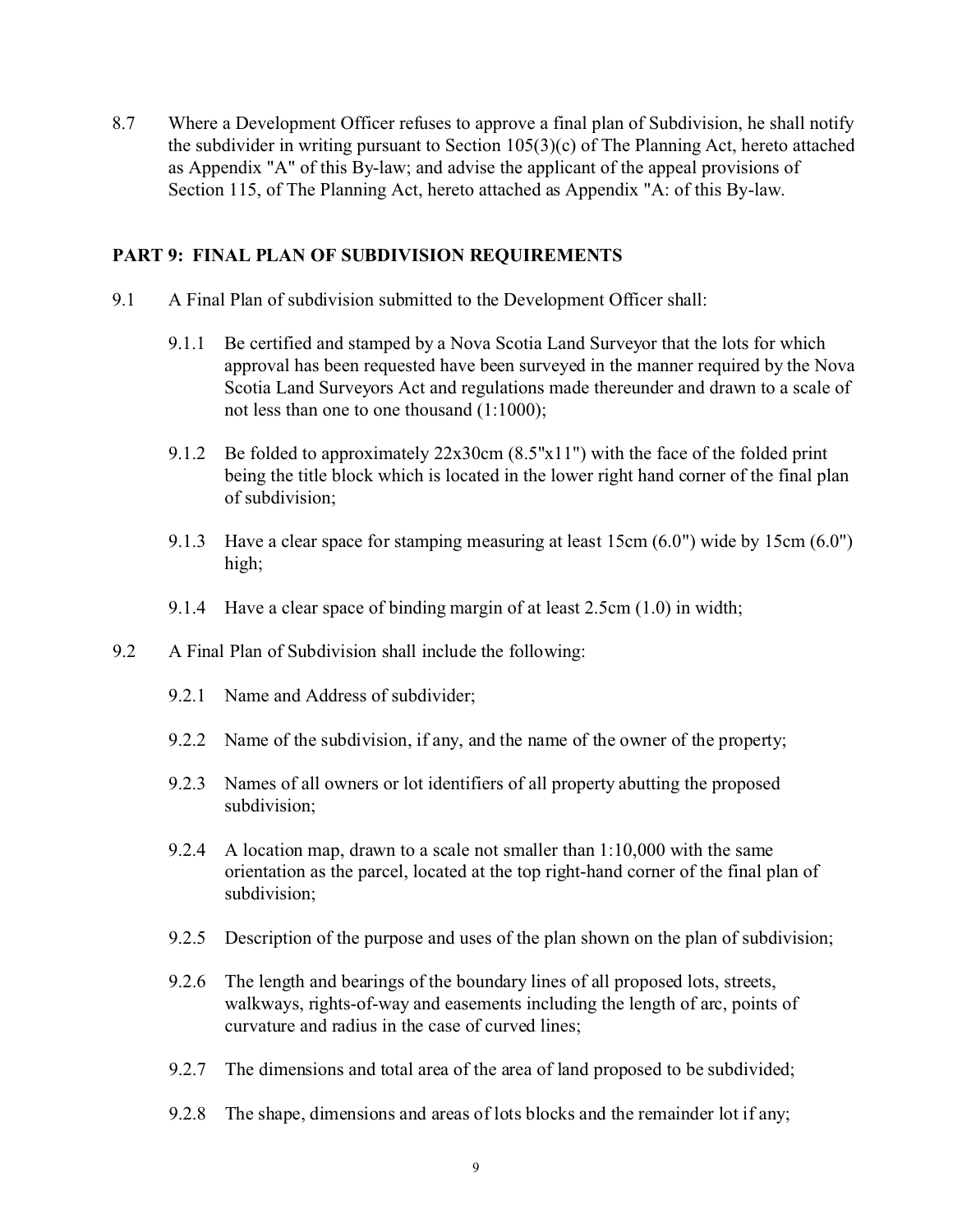8.7 Where a Development Officer refuses to approve a final plan of Subdivision, he shall notify the subdivider in writing pursuant to Section 105(3)(c) of The Planning Act, hereto attached as Appendix "A" of this By-law; and advise the applicant of the appeal provisions of Section 115, of The Planning Act, hereto attached as Appendix "A: of this By-law.

## PART 9: FINAL PLAN OF SUBDIVISION REQUIREMENTS

9.1 A Final Plan of subdivision submitted to the Development Officer shall:

9.1.1 Be certified and stamped by a Nova Scotia Land Surveyor that the lots for which approval has been requested have been surveyed in the manner required by the Nova Scotia Land Surveyors Act and regulations made thereunder and drawn to a scale of not less than one to one thousand (1:1000);

9.1.2 Be folded to approximately 22x30cm (8.5"x11") with the face of the folded print being the title block which is located in the lower right hand corner of the final plan of subdivision;

9.1.3 Have a clear space for stamping measuring at least 15cm (6.0") wide by 15cm (6.0") high;

9.1.4 Have a clear space of binding margin of at least 2.5cm (1.0) in width;

9.2 A Final Plan of Subdivision shall include the following:

9.2.1 Name and Address of subdivider;

9.2.2 Name of the subdivision, if any, and the name of the owner of the property;

9.2.3 Names of all owners or lot identifiers of all property abutting the proposed subdivision;

9.2.4 A location map, drawn to a scale not smaller than 1:10,000 with the same orientation as the parcel, located at the top right-hand corner of the final plan of subdivision;

9.2.5 Description of the purpose and uses of the plan shown on the plan of subdivision;

9.2.6 The length and bearings of the boundary lines of all proposed lots, streets, walkways, rights-of-way and easements including the length of arc, points of curvature and radius in the case of curved lines;

9.2.7 The dimensions and total area of the area of land proposed to be subdivided;

9.2.8 The shape, dimensions and areas of lots blocks and the remainder lot if any;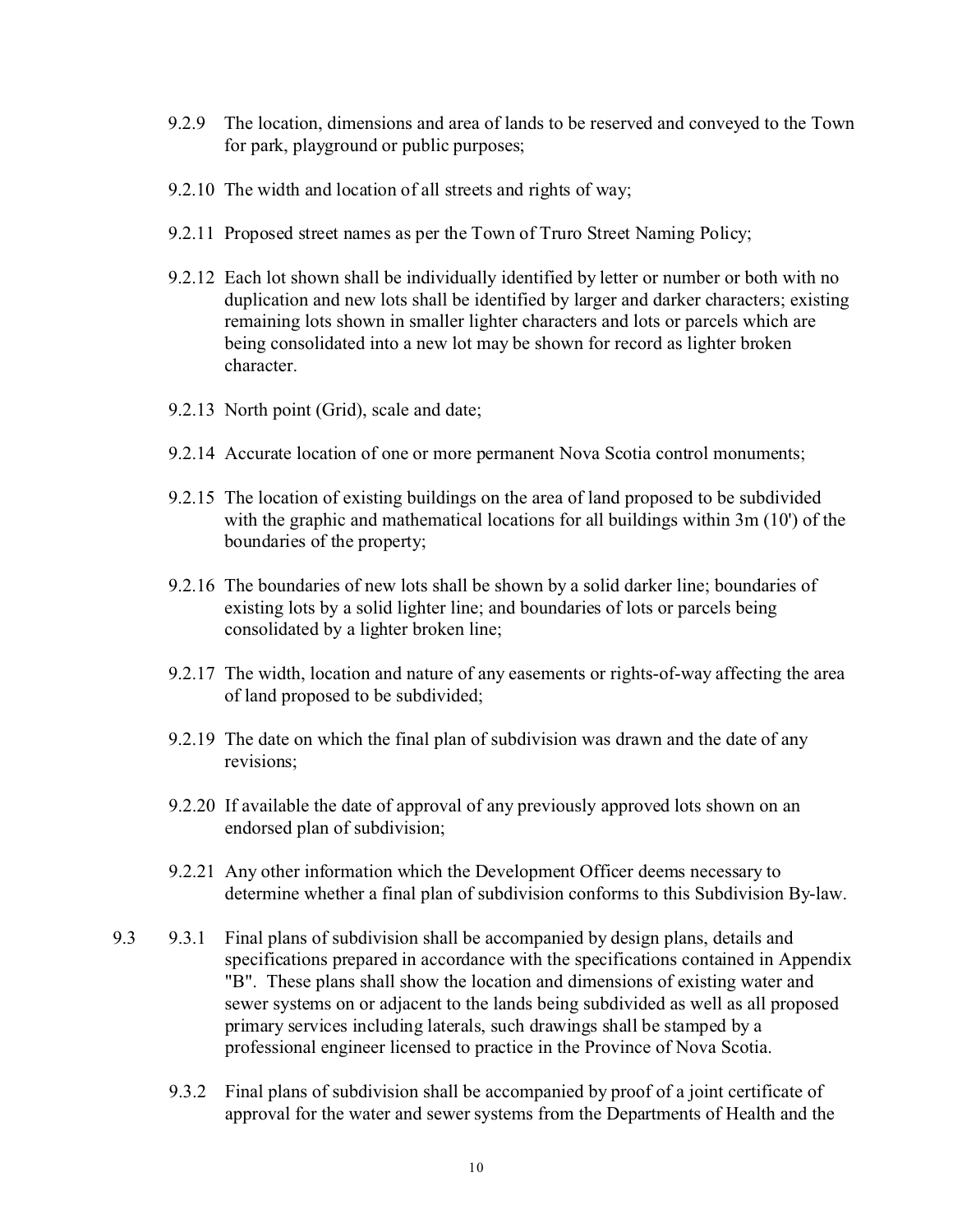9.2.9 The location, dimensions and area of lands to be reserved and conveyed to the Town for park, playground or public purposes;

9.2.10 The width and location of all streets and rights of way;

9.2.11 Proposed street names as per the Town of Truro Street Naming Policy;

9.2.12 Each lot shown shall be individually identified by letter or number or both with no duplication and new lots shall be identified by larger and darker characters; existing remaining lots shown in smaller lighter characters and lots or parcels which are being consolidated into a new lot may be shown for record as lighter broken character.

9.2.13 North point (Grid), scale and date;

9.2.14 Accurate location of one or more permanent Nova Scotia control monuments;

9.2.15 The location of existing buildings on the area of land proposed to be subdivided with the graphic and mathematical locations for all buildings within 3m (10') of the boundaries of the property;

9.2.16 The boundaries of new lots shall be shown by a solid darker line; boundaries of existing lots by a solid lighter line; and boundaries of lots or parcels being consolidated by a lighter broken line;

9.2.17 The width, location and nature of any easements or rights-of-way affecting the area of land proposed to be subdivided;

9.2.19 The date on which the final plan of subdivision was drawn and the date of any revisions;

9.2.20 If available the date of approval of any previously approved lots shown on an endorsed plan of subdivision;

9.2.21 Any other information which the Development Officer deems necessary to determine whether a final plan of subdivision conforms to this Subdivision By-law.

9.3 9.3.1 Final plans of subdivision shall be accompanied by design plans, details and specifications prepared in accordance with the specifications contained in Appendix "B". These plans shall show the location and dimensions of existing water and sewer systems on or adjacent to the lands being subdivided as well as all proposed primary services including laterals, such drawings shall be stamped by a professional engineer licensed to practice in the Province of Nova Scotia.

9.3.2 Final plans of subdivision shall be accompanied by proof of a joint certificate of approval for the water and sewer systems from the Departments of Health and the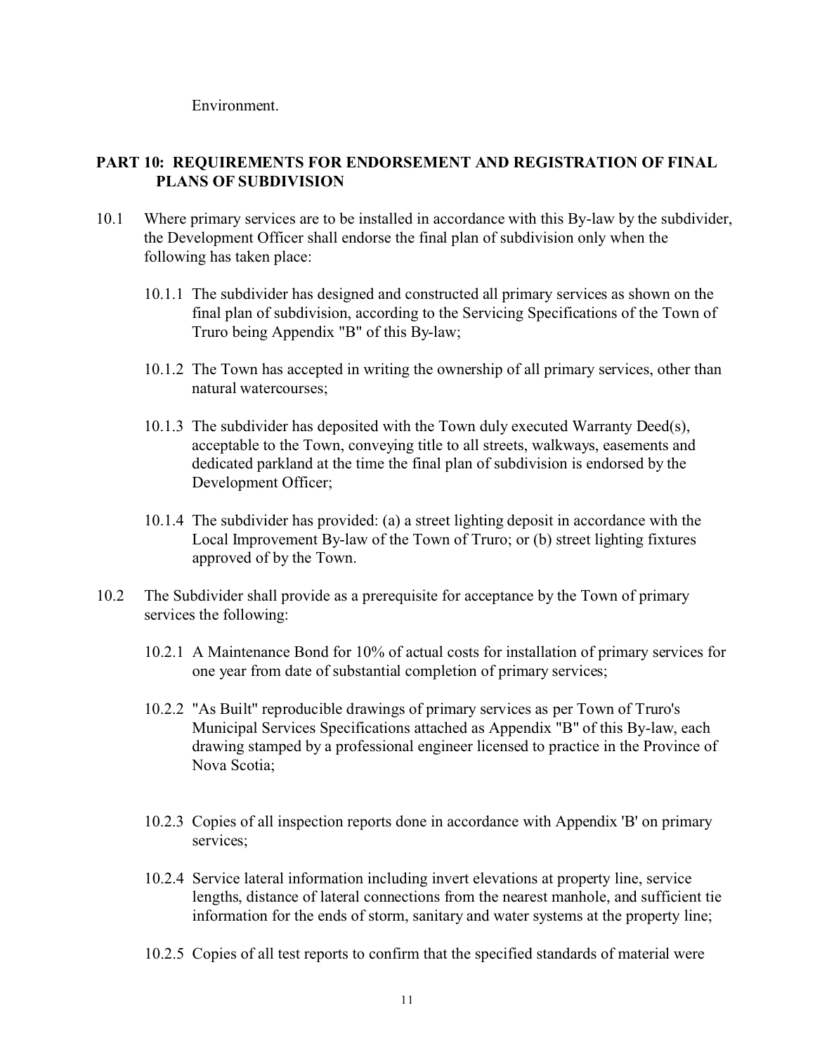Environment.

## PART 10: REQUIREMENTS FOR ENDORSEMENT AND REGISTRATION OF FINAL PLANS OF SUBDIVISION

10.1 Where primary services are to be installed in accordance with this By-law by the subdivider, the Development Officer shall endorse the final plan of subdivision only when the following has taken place:

10.1.1 The subdivider has designed and constructed all primary services as shown on the final plan of subdivision, according to the Servicing Specifications of the Town of Truro being Appendix "B" of this By-law;

10.1.2 The Town has accepted in writing the ownership of all primary services, other than natural watercourses;

10.1.3 The subdivider has deposited with the Town duly executed Warranty Deed(s), acceptable to the Town, conveying title to all streets, walkways, easements and dedicated parkland at the time the final plan of subdivision is endorsed by the Development Officer;

10.1.4 The subdivider has provided: (a) a street lighting deposit in accordance with the Local Improvement By-law of the Town of Truro; or (b) street lighting fixtures approved of by the Town.

10.2 The Subdivider shall provide as a prerequisite for acceptance by the Town of primary services the following:

10.2.1 A Maintenance Bond for 10% of actual costs for installation of primary services for one year from date of substantial completion of primary services;

10.2.2 "As Built" reproducible drawings of primary services as per Town of Truro's Municipal Services Specifications attached as Appendix "B" of this By-law, each drawing stamped by a professional engineer licensed to practice in the Province of Nova Scotia;

10.2.3 Copies of all inspection reports done in accordance with Appendix 'B' on primary services;

10.2.4 Service lateral information including invert elevations at property line, service lengths, distance of lateral connections from the nearest manhole, and sufficient tie information for the ends of storm, sanitary and water systems at the property line;

10.2.5 Copies of all test reports to confirm that the specified standards of material were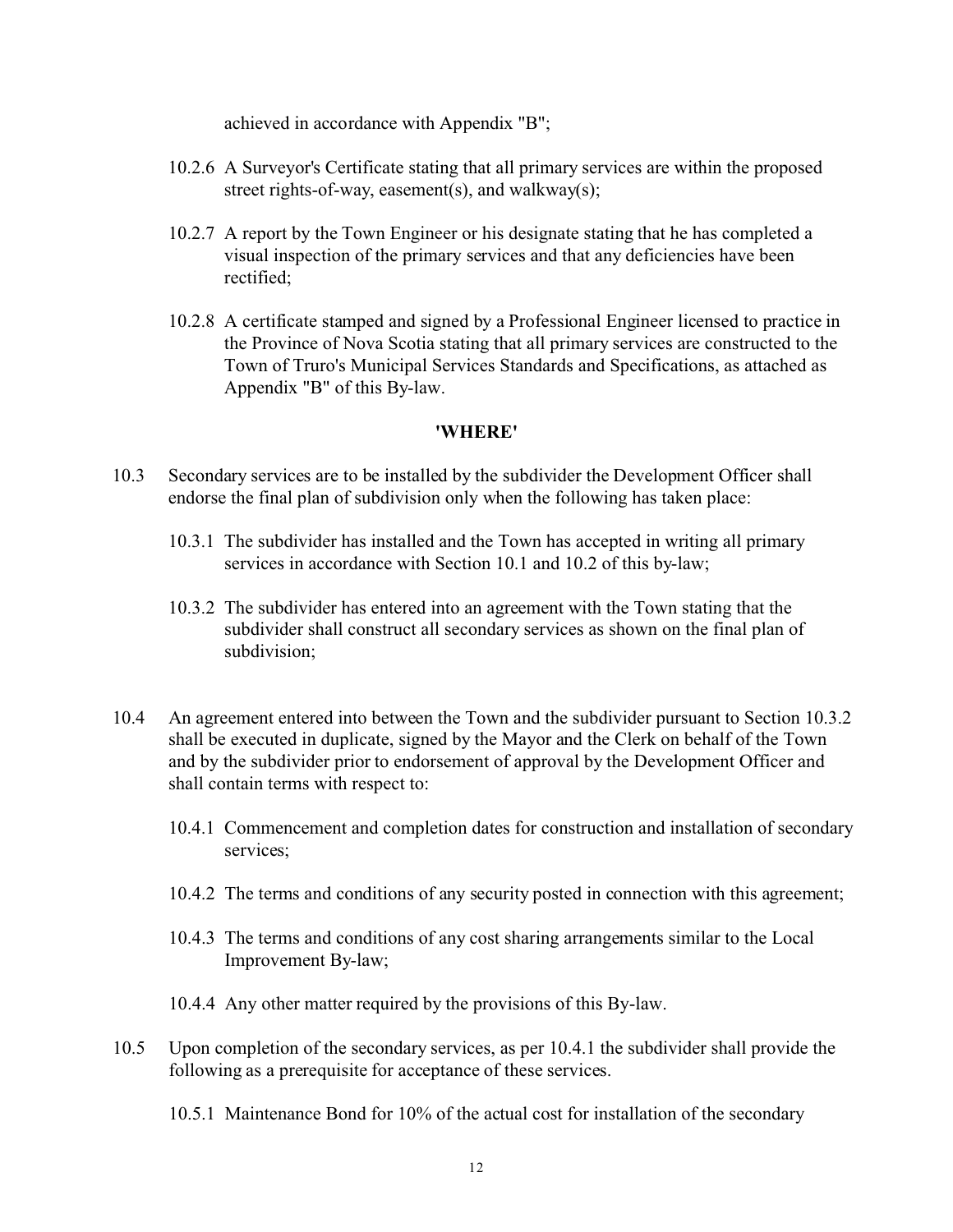achieved in accordance with Appendix "B";

10.2.6 A Surveyor's Certificate stating that all primary services are within the proposed street rights-of-way, easement(s), and walkway(s);

10.2.7 A report by the Town Engineer or his designate stating that he has completed a visual inspection of the primary services and that any deficiencies have been rectified;

10.2.8 A certificate stamped and signed by a Professional Engineer licensed to practice in the Province of Nova Scotia stating that all primary services are constructed to the Town of Truro's Municipal Services Standards and Specifications, as attached as Appendix "B" of this By-law.

**'WHERE'**

10.3 Secondary services are to be installed by the subdivider the Development Officer shall endorse the final plan of subdivision only when the following has taken place:

10.3.1 The subdivider has installed and the Town has accepted in writing all primary services in accordance with Section 10.1 and 10.2 of this by-law;

10.3.2 The subdivider has entered into an agreement with the Town stating that the subdivider shall construct all secondary services as shown on the final plan of subdivision;

10.4 An agreement entered into between the Town and the subdivider pursuant to Section 10.3.2 shall be executed in duplicate, signed by the Mayor and the Clerk on behalf of the Town and by the subdivider prior to endorsement of approval by the Development Officer and shall contain terms with respect to:

10.4.1 Commencement and completion dates for construction and installation of secondary services;

10.4.2 The terms and conditions of any security posted in connection with this agreement;

10.4.3 The terms and conditions of any cost sharing arrangements similar to the Local Improvement By-law;

10.4.4 Any other matter required by the provisions of this By-law.

10.5 Upon completion of the secondary services, as per 10.4.1 the subdivider shall provide the following as a prerequisite for acceptance of these services.

10.5.1 Maintenance Bond for 10% of the actual cost for installation of the secondary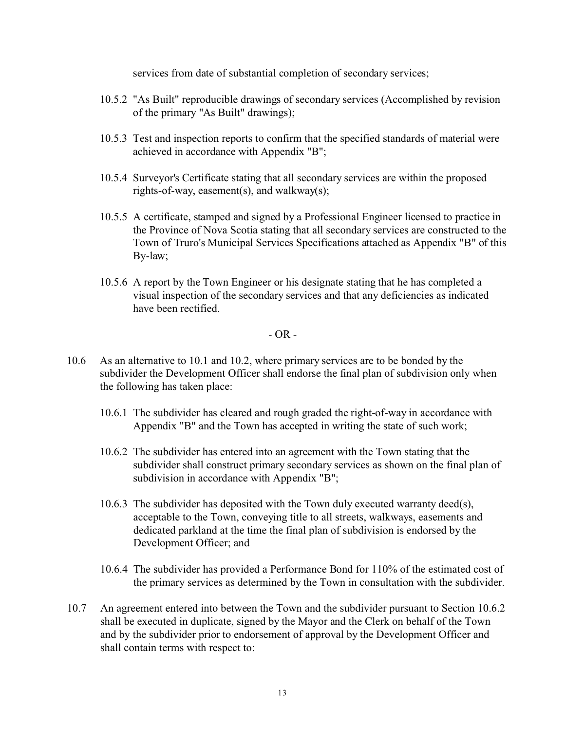services from date of substantial completion of secondary services;

10.5.2 "As Built" reproducible drawings of secondary services (Accomplished by revision of the primary "As Built" drawings);

10.5.3 Test and inspection reports to confirm that the specified standards of material were achieved in accordance with Appendix "B";

10.5.4 Surveyor's Certificate stating that all secondary services are within the proposed rights-of-way, easement(s), and walkway(s);

10.5.5 A certificate, stamped and signed by a Professional Engineer licensed to practice in the Province of Nova Scotia stating that all secondary services are constructed to the Town of Truro's Municipal Services Specifications attached as Appendix "B" of this By-law;

10.5.6 A report by the Town Engineer or his designate stating that he has completed a visual inspection of the secondary services and that any deficiencies as indicated have been rectified.

- OR -

10.6 As an alternative to 10.1 and 10.2, where primary services are to be bonded by the subdivider the Development Officer shall endorse the final plan of subdivision only when the following has taken place:

10.6.1 The subdivider has cleared and rough graded the right-of-way in accordance with Appendix "B" and the Town has accepted in writing the state of such work;

10.6.2 The subdivider has entered into an agreement with the Town stating that the subdivider shall construct primary secondary services as shown on the final plan of subdivision in accordance with Appendix "B";

10.6.3 The subdivider has deposited with the Town duly executed warranty deed(s), acceptable to the Town, conveying title to all streets, walkways, easements and dedicated parkland at the time the final plan of subdivision is endorsed by the Development Officer; and

10.6.4 The subdivider has provided a Performance Bond for 110% of the estimated cost of the primary services as determined by the Town in consultation with the subdivider.

10.7 An agreement entered into between the Town and the subdivider pursuant to Section 10.6.2 shall be executed in duplicate, signed by the Mayor and the Clerk on behalf of the Town and by the subdivider prior to endorsement of approval by the Development Officer and shall contain terms with respect to: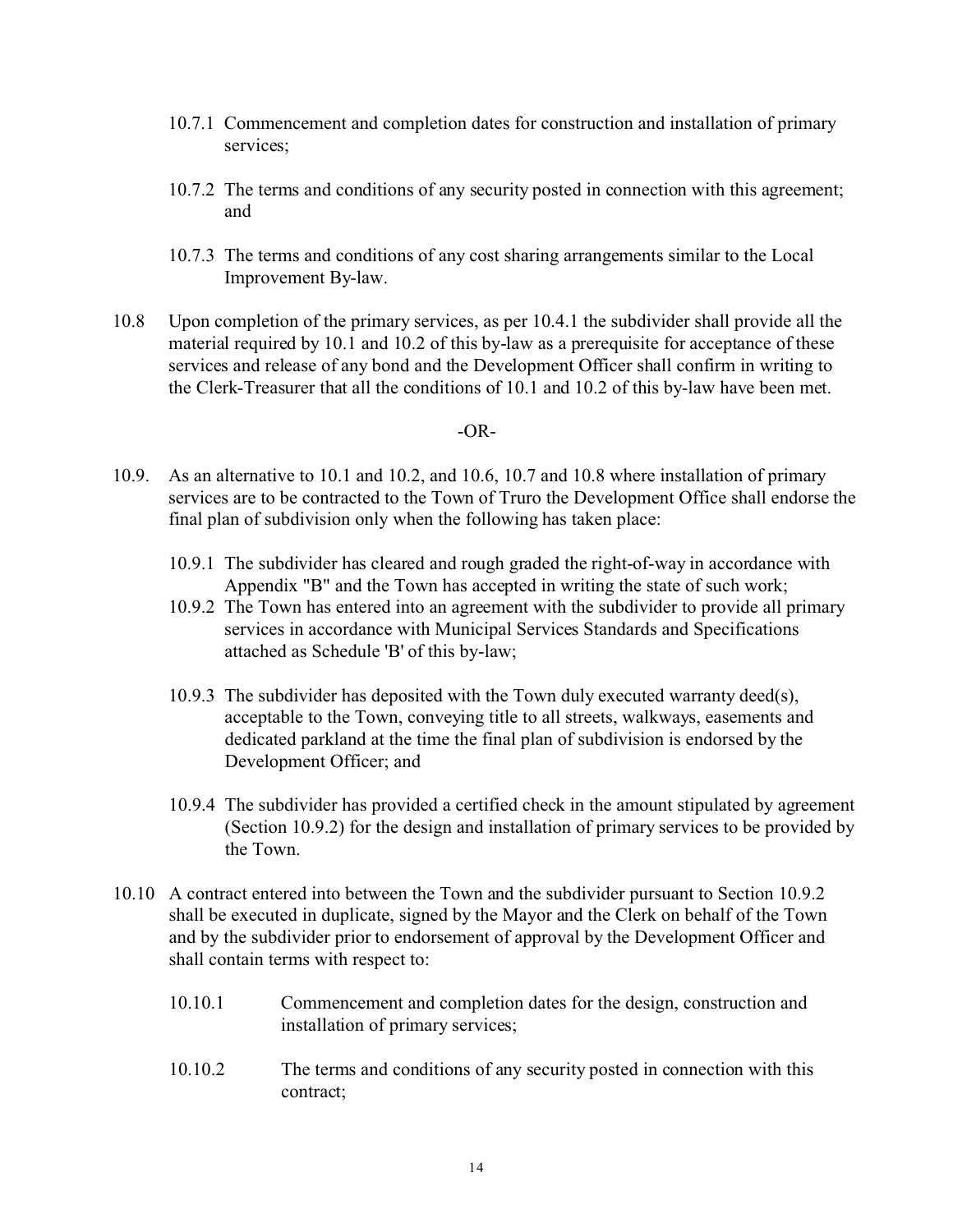10.7.1 Commencement and completion dates for construction and installation of primary services;

10.7.2 The terms and conditions of any security posted in connection with this agreement; and

10.7.3 The terms and conditions of any cost sharing arrangements similar to the Local Improvement By-law.

10.8 Upon completion of the primary services, as per 10.4.1 the subdivider shall provide all the material required by 10.1 and 10.2 of this by-law as a prerequisite for acceptance of these services and release of any bond and the Development Officer shall confirm in writing to the Clerk-Treasurer that all the conditions of 10.1 and 10.2 of this by-law have been met.

-OR-

10.9. As an alternative to 10.1 and 10.2, and 10.6, 10.7 and 10.8 where installation of primary services are to be contracted to the Town of Truro the Development Office shall endorse the final plan of subdivision only when the following has taken place:

10.9.1 The subdivider has cleared and rough graded the right-of-way in accordance with Appendix "B" and the Town has accepted in writing the state of such work;

10.9.2 The Town has entered into an agreement with the subdivider to provide all primary services in accordance with Municipal Services Standards and Specifications attached as Schedule 'B' of this by-law;

10.9.3 The subdivider has deposited with the Town duly executed warranty deed(s), acceptable to the Town, conveying title to all streets, walkways, easements and dedicated parkland at the time the final plan of subdivision is endorsed by the Development Officer; and

10.9.4 The subdivider has provided a certified check in the amount stipulated by agreement (Section 10.9.2) for the design and installation of primary services to be provided by the Town.

10.10 A contract entered into between the Town and the subdivider pursuant to Section 10.9.2 shall be executed in duplicate, signed by the Mayor and the Clerk on behalf of the Town and by the subdivider prior to endorsement of approval by the Development Officer and shall contain terms with respect to:

10.10.1 Commencement and completion dates for the design, construction and installation of primary services;

10.10.2 The terms and conditions of any security posted in connection with this contract;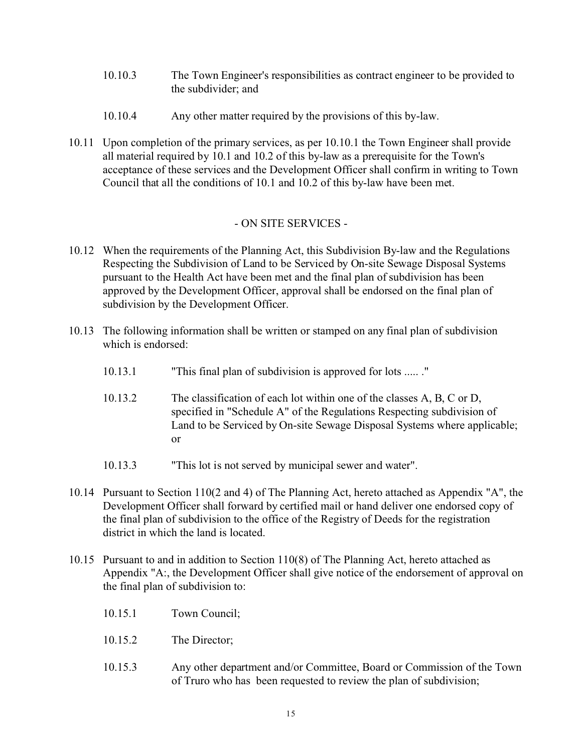10.10.3 The Town Engineer's responsibilities as contract engineer to be provided to the subdivider; and

10.10.4 Any other matter required by the provisions of this by-law.

10.11 Upon completion of the primary services, as per 10.10.1 the Town Engineer shall provide all material required by 10.1 and 10.2 of this by-law as a prerequisite for the Town's acceptance of these services and the Development Officer shall confirm in writing to Town Council that all the conditions of 10.1 and 10.2 of this by-law have been met.

## - ON SITE SERVICES -

10.12 When the requirements of the Planning Act, this Subdivision By-law and the Regulations Respecting the Subdivision of Land to be Serviced by On-site Sewage Disposal Systems pursuant to the Health Act have been met and the final plan of subdivision has been approved by the Development Officer, approval shall be endorsed on the final plan of subdivision by the Development Officer.

10.13 The following information shall be written or stamped on any final plan of subdivision which is endorsed:

10.13.1 "This final plan of subdivision is approved for lots ..... ."

10.13.2 The classification of each lot within one of the classes A, B, C or D, specified in "Schedule A" of the Regulations Respecting subdivision of Land to be Serviced by On-site Sewage Disposal Systems where applicable; or

10.13.3 "This lot is not served by municipal sewer and water".

10.14 Pursuant to Section 110(2 and 4) of The Planning Act, hereto attached as Appendix "A", the Development Officer shall forward by certified mail or hand deliver one endorsed copy of the final plan of subdivision to the office of the Registry of Deeds for the registration district in which the land is located.

10.15 Pursuant to and in addition to Section 110(8) of The Planning Act, hereto attached as Appendix "A:, the Development Officer shall give notice of the endorsement of approval on the final plan of subdivision to:

10.15.1 Town Council;

10.15.2 The Director;

10.15.3 Any other department and/or Committee, Board or Commission of the Town of Truro who has been requested to review the plan of subdivision;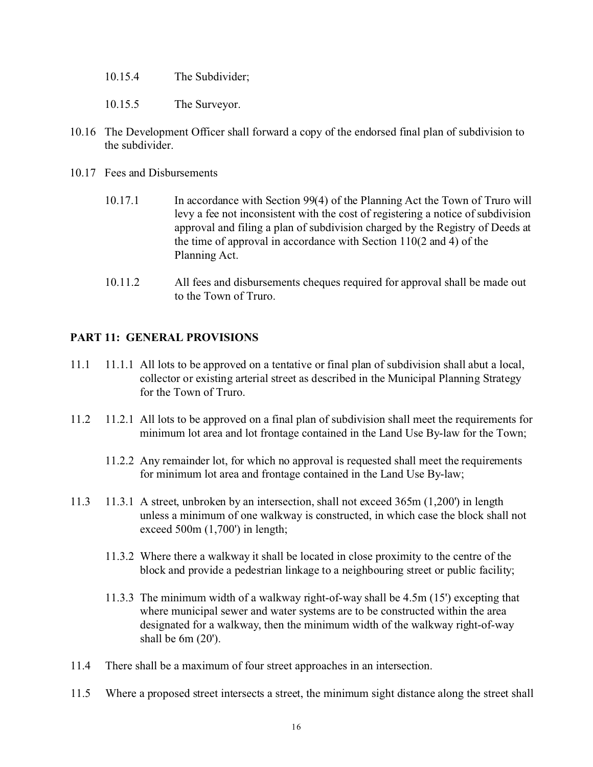10.15.4 The Subdivider;

10.15.5 The Surveyor.

10.16 The Development Officer shall forward a copy of the endorsed final plan of subdivision to the subdivider.

10.17 Fees and Disbursements

10.17.1 In accordance with Section 99(4) of the Planning Act the Town of Truro will levy a fee not inconsistent with the cost of registering a notice of subdivision approval and filing a plan of subdivision charged by the Registry of Deeds at the time of approval in accordance with Section 110(2 and 4) of the Planning Act.

10.11.2 All fees and disbursements cheques required for approval shall be made out to the Town of Truro.

## PART 11: GENERAL PROVISIONS

11.1 11.1.1 All lots to be approved on a tentative or final plan of subdivision shall abut a local, collector or existing arterial street as described in the Municipal Planning Strategy for the Town of Truro.

11.2 11.2.1 All lots to be approved on a final plan of subdivision shall meet the requirements for minimum lot area and lot frontage contained in the Land Use By-law for the Town;

11.2.2 Any remainder lot, for which no approval is requested shall meet the requirements for minimum lot area and frontage contained in the Land Use By-law;

11.3 11.3.1 A street, unbroken by an intersection, shall not exceed 365m (1,200') in length unless a minimum of one walkway is constructed, in which case the block shall not exceed 500m (1,700') in length;

11.3.2 Where there a walkway it shall be located in close proximity to the centre of the block and provide a pedestrian linkage to a neighbouring street or public facility;

11.3.3 The minimum width of a walkway right-of-way shall be 4.5m (15') excepting that where municipal sewer and water systems are to be constructed within the area designated for a walkway, then the minimum width of the walkway right-of-way shall be 6m (20').

11.4 There shall be a maximum of four street approaches in an intersection.

11.5 Where a proposed street intersects a street, the minimum sight distance along the street shall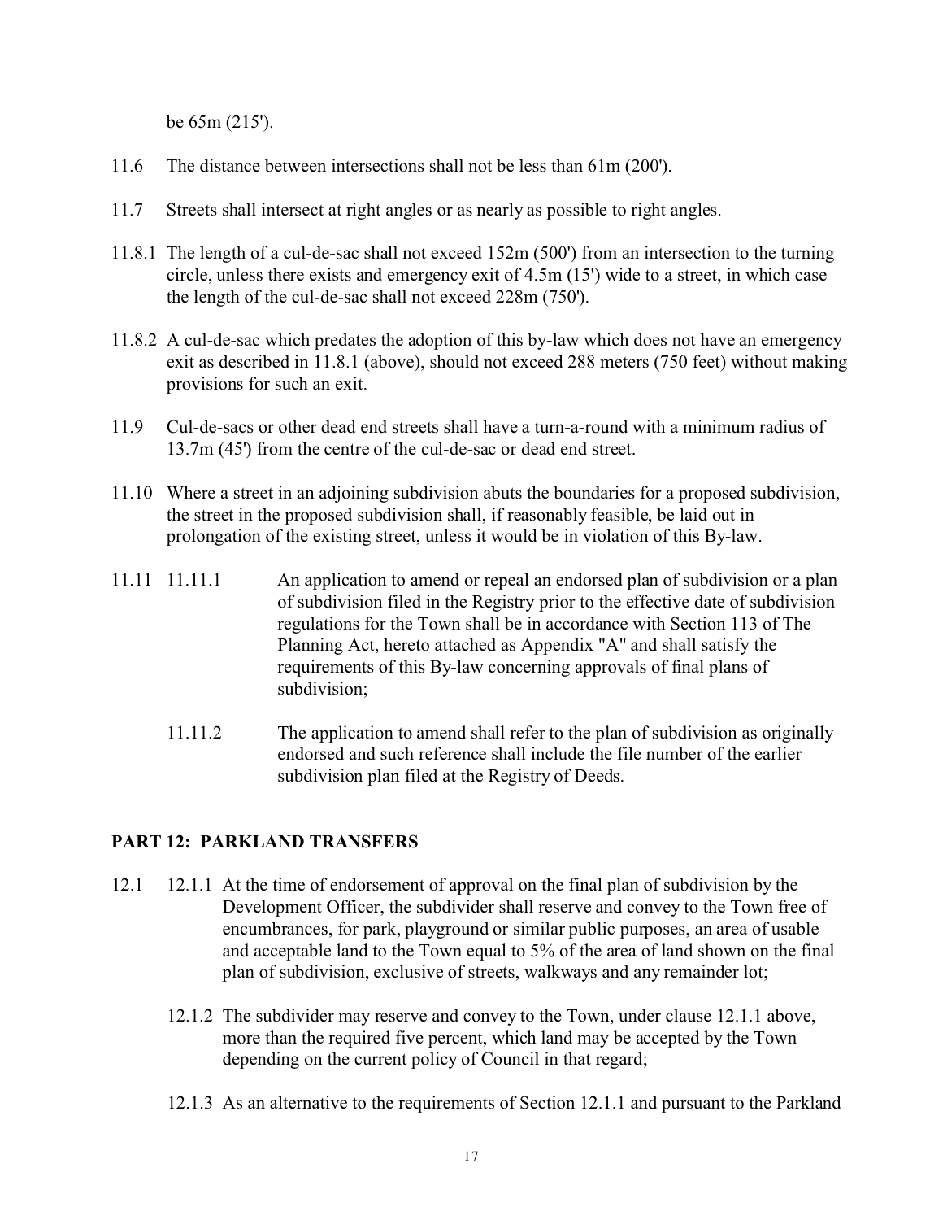be 65m (215').

11.6 The distance between intersections shall not be less than 61m (200').

11.7 Streets shall intersect at right angles or as nearly as possible to right angles.

11.8.1 The length of a cul-de-sac shall not exceed 152m (500') from an intersection to the turning circle, unless there exists and emergency exit of 4.5m (15') wide to a street, in which case the length of the cul-de-sac shall not exceed 228m (750').

11.8.2 A cul-de-sac which predates the adoption of this by-law which does not have an emergency exit as described in 11.8.1 (above), should not exceed 288 meters (750 feet) without making provisions for such an exit.

11.9 Cul-de-sacs or other dead end streets shall have a turn-a-round with a minimum radius of 13.7m (45') from the centre of the cul-de-sac or dead end street.

11.10 Where a street in an adjoining subdivision abuts the boundaries for a proposed subdivision, the street in the proposed subdivision shall, if reasonably feasible, be laid out in prolongation of the existing street, unless it would be in violation of this By-law.

11.11 11.11.1 An application to amend or repeal an endorsed plan of subdivision or a plan of subdivision filed in the Registry prior to the effective date of subdivision regulations for the Town shall be in accordance with Section 113 of The Planning Act, hereto attached as Appendix "A" and shall satisfy the requirements of this By-law concerning approvals of final plans of subdivision;

11.11.2 The application to amend shall refer to the plan of subdivision as originally endorsed and such reference shall include the file number of the earlier subdivision plan filed at the Registry of Deeds.

## PART 12: PARKLAND TRANSFERS

12.1 12.1.1 At the time of endorsement of approval on the final plan of subdivision by the Development Officer, the subdivider shall reserve and convey to the Town free of encumbrances, for park, playground or similar public purposes, an area of usable and acceptable land to the Town equal to 5% of the area of land shown on the final plan of subdivision, exclusive of streets, walkways and any remainder lot;

12.1.2 The subdivider may reserve and convey to the Town, under clause 12.1.1 above, more than the required five percent, which land may be accepted by the Town depending on the current policy of Council in that regard;

12.1.3 As an alternative to the requirements of Section 12.1.1 and pursuant to the Parkland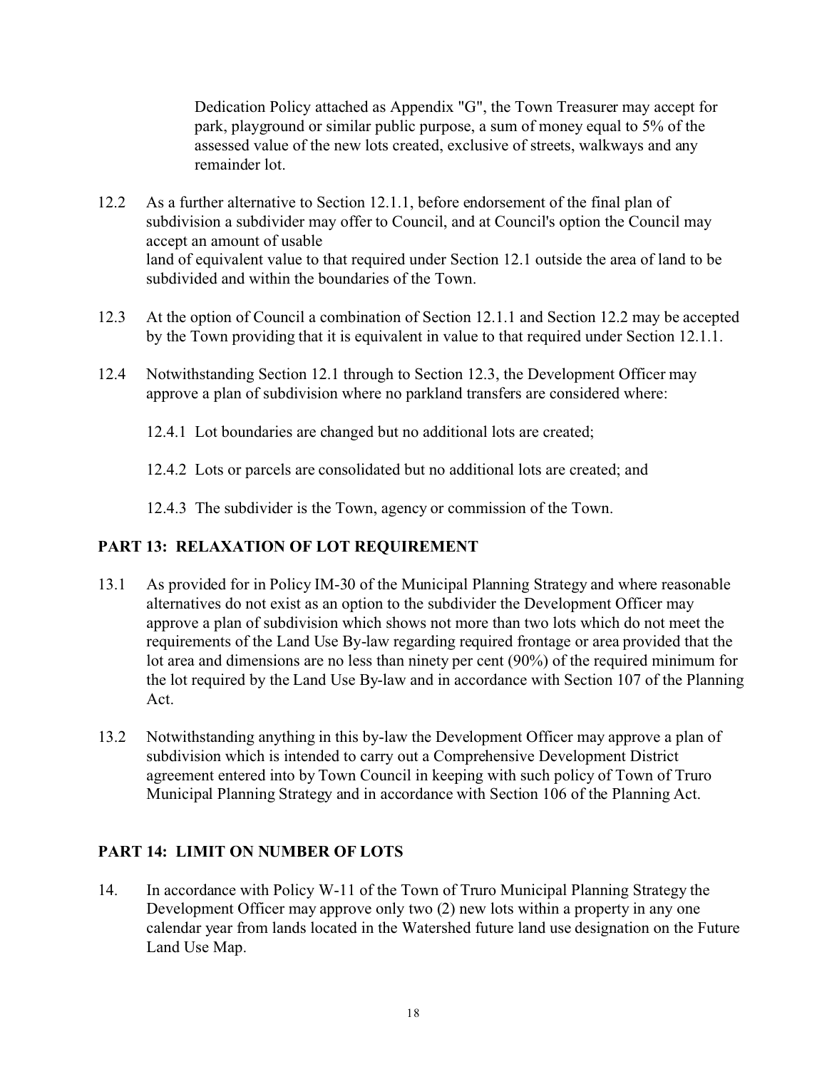Dedication Policy attached as Appendix "G", the Town Treasurer may accept for park, playground or similar public purpose, a sum of money equal to 5% of the assessed value of the new lots created, exclusive of streets, walkways and any remainder lot.

12.2 As a further alternative to Section 12.1.1, before endorsement of the final plan of subdivision a subdivider may offer to Council, and at Council's option the Council may accept an amount of usable land of equivalent value to that required under Section 12.1 outside the area of land to be subdivided and within the boundaries of the Town.

12.3 At the option of Council a combination of Section 12.1.1 and Section 12.2 may be accepted by the Town providing that it is equivalent in value to that required under Section 12.1.1.

12.4 Notwithstanding Section 12.1 through to Section 12.3, the Development Officer may approve a plan of subdivision where no parkland transfers are considered where:

12.4.1 Lot boundaries are changed but no additional lots are created;

12.4.2 Lots or parcels are consolidated but no additional lots are created; and

12.4.3 The subdivider is the Town, agency or commission of the Town.

## PART 13: RELAXATION OF LOT REQUIREMENT

13.1 As provided for in Policy IM-30 of the Municipal Planning Strategy and where reasonable alternatives do not exist as an option to the subdivider the Development Officer may approve a plan of subdivision which shows not more than two lots which do not meet the requirements of the Land Use By-law regarding required frontage or area provided that the lot area and dimensions are no less than ninety per cent (90%) of the required minimum for the lot required by the Land Use By-law and in accordance with Section 107 of the Planning Act.

13.2 Notwithstanding anything in this by-law the Development Officer may approve a plan of subdivision which is intended to carry out a Comprehensive Development District agreement entered into by Town Council in keeping with such policy of Town of Truro Municipal Planning Strategy and in accordance with Section 106 of the Planning Act.

## PART 14: LIMIT ON NUMBER OF LOTS

14. In accordance with Policy W-11 of the Town of Truro Municipal Planning Strategy the Development Officer may approve only two (2) new lots within a property in any one calendar year from lands located in the Watershed future land use designation on the Future Land Use Map.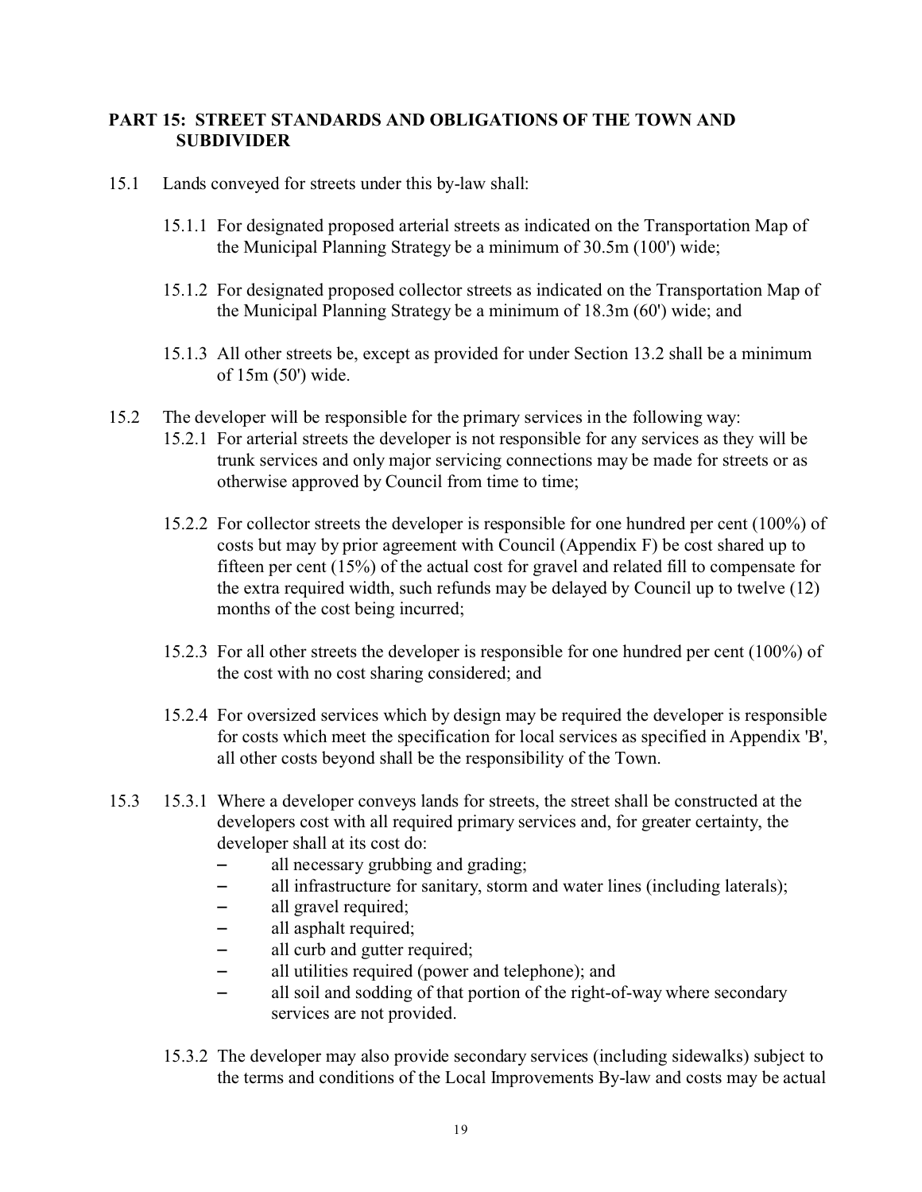## PART 15: STREET STANDARDS AND OBLIGATIONS OF THE TOWN AND SUBDIVIDER

15.1 Lands conveyed for streets under this by-law shall:

15.1.1 For designated proposed arterial streets as indicated on the Transportation Map of the Municipal Planning Strategy be a minimum of 30.5m (100') wide;

15.1.2 For designated proposed collector streets as indicated on the Transportation Map of the Municipal Planning Strategy be a minimum of 18.3m (60') wide; and

15.1.3 All other streets be, except as provided for under Section 13.2 shall be a minimum of 15m (50') wide.

15.2 The developer will be responsible for the primary services in the following way:

15.2.1 For arterial streets the developer is not responsible for any services as they will be trunk services and only major servicing connections may be made for streets or as otherwise approved by Council from time to time;

15.2.2 For collector streets the developer is responsible for one hundred per cent (100%) of costs but may by prior agreement with Council (Appendix F) be cost shared up to fifteen per cent (15%) of the actual cost for gravel and related fill to compensate for the extra required width, such refunds may be delayed by Council up to twelve (12) months of the cost being incurred;

15.2.3 For all other streets the developer is responsible for one hundred per cent (100%) of the cost with no cost sharing considered; and

15.2.4 For oversized services which by design may be required the developer is responsible for costs which meet the specification for local services as specified in Appendix 'B', all other costs beyond shall be the responsibility of the Town.

15.3 15.3.1 Where a developer conveys lands for streets, the street shall be constructed at the developers cost with all required primary services and, for greater certainty, the developer shall at its cost do:

- all necessary grubbing and grading;
- all infrastructure for sanitary, storm and water lines (including laterals);
- all gravel required;
- all asphalt required;
- all curb and gutter required;
- all utilities required (power and telephone); and
- all soil and sodding of that portion of the right-of-way where secondary services are not provided.

15.3.2 The developer may also provide secondary services (including sidewalks) subject to the terms and conditions of the Local Improvements By-law and costs may be actual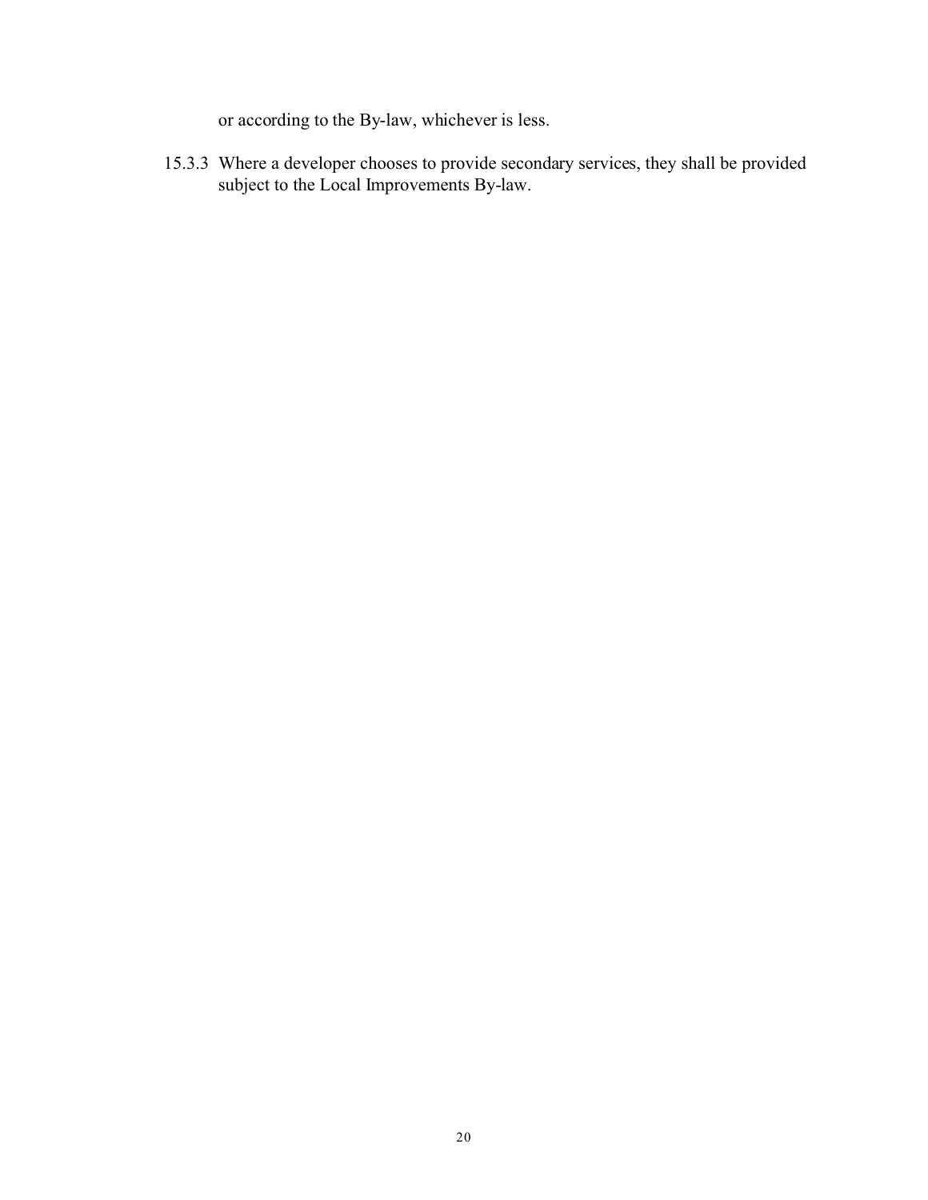or according to the By-law, whichever is less.

15.3.3 Where a developer chooses to provide secondary services, they shall be provided subject to the Local Improvements By-law.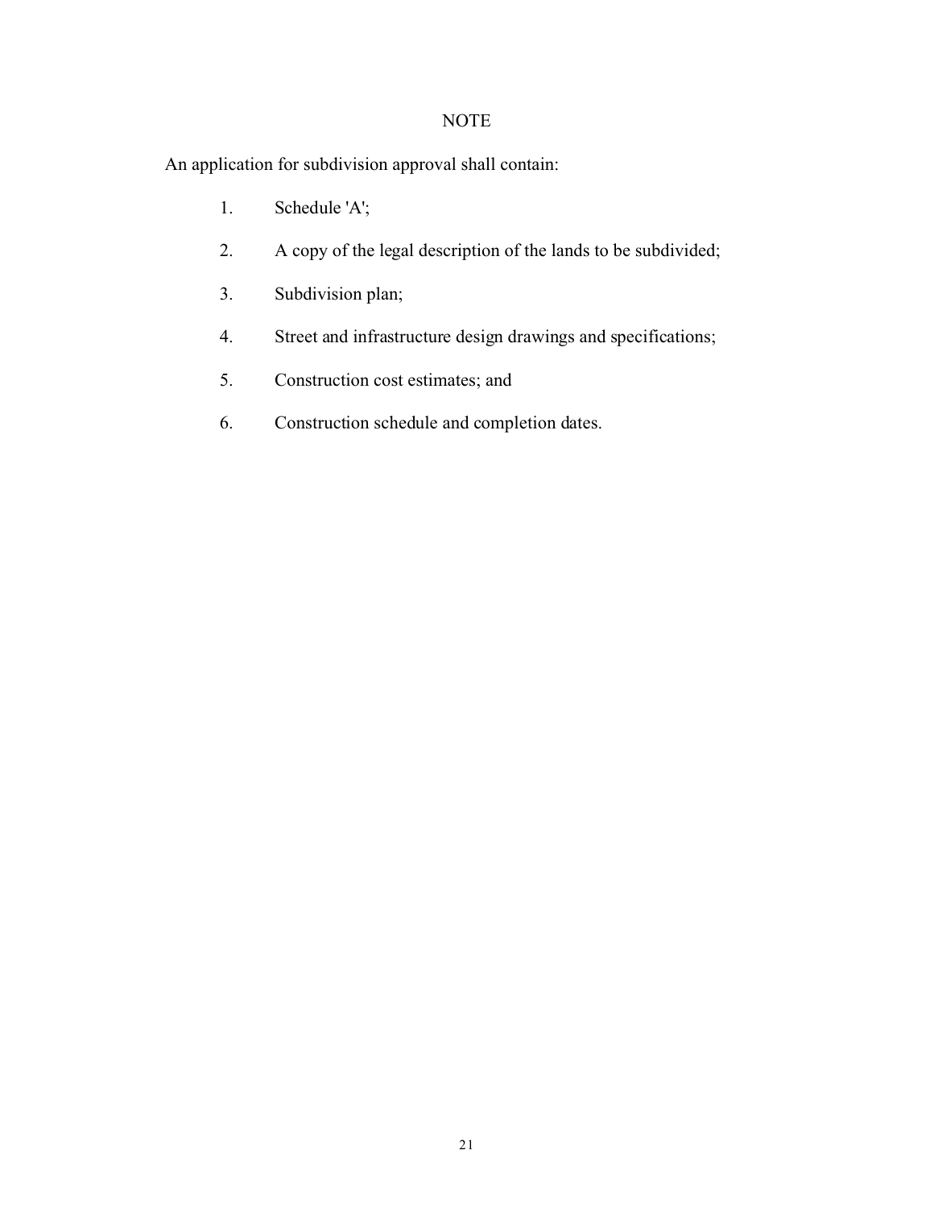## NOTE

An application for subdivision approval shall contain:

1. Schedule 'A';
2. A copy of the legal description of the lands to be subdivided;
3. Subdivision plan;
4. Street and infrastructure design drawings and specifications;
5. Construction cost estimates; and
6. Construction schedule and completion dates.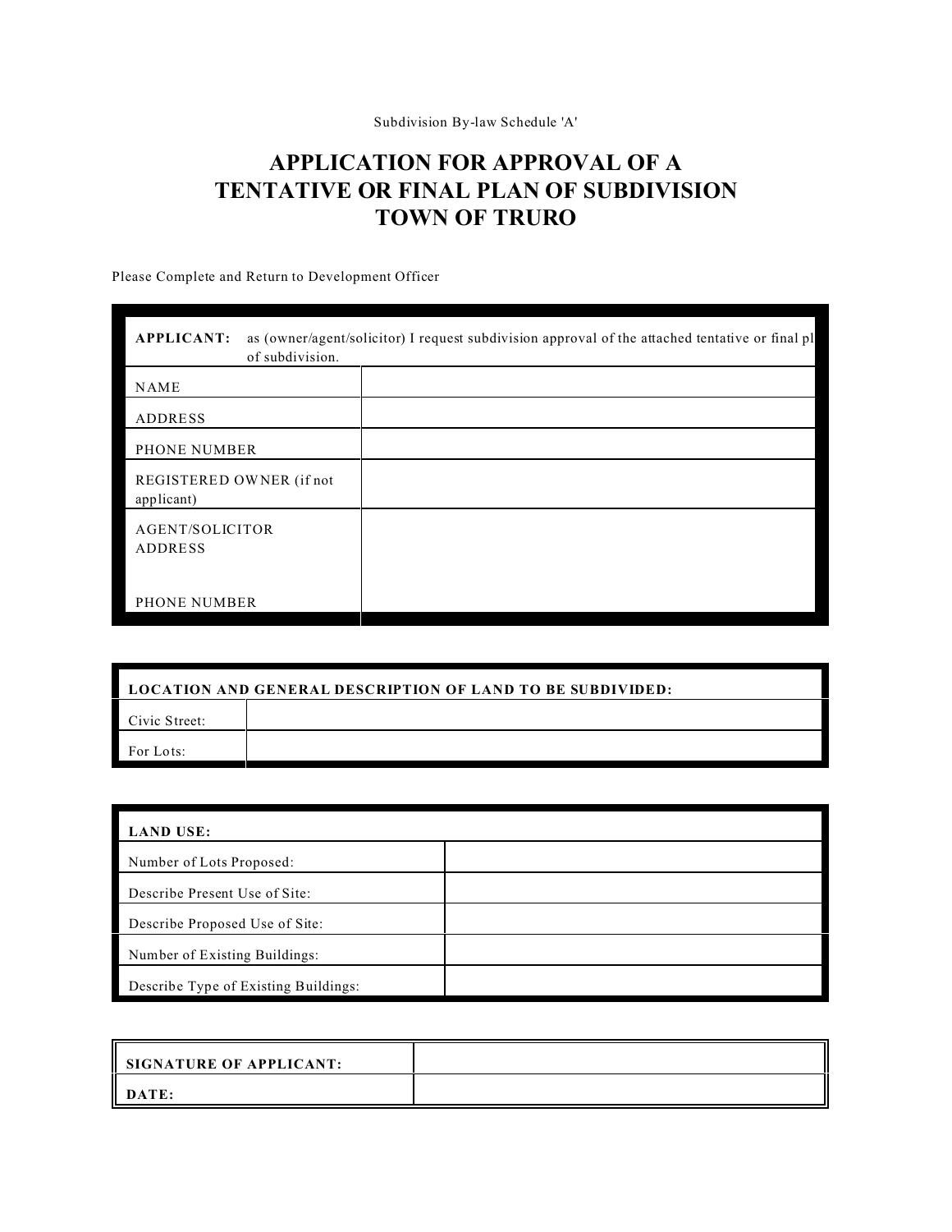Subdivision By-law Schedule 'A'

# APPLICATION FOR APPROVAL OF A TENTATIVE OR FINAL PLAN OF SUBDIVISION TOWN OF TRURO

Please Complete and Return to Development Officer

| **APPLICANT:** as (owner/agent/solicitor) I request subdivision approval of the attached tentative or final pl of subdivision. | |
|---|---|
| NAME | |
| ADDRESS | |
| PHONE NUMBER | |
| REGISTERED OWNER (if not applicant) | |
| AGENT/SOLICITOR ADDRESS<br><br>PHONE NUMBER | |

| **LOCATION AND GENERAL DESCRIPTION OF LAND TO BE SUBDIVIDED:** | |
|---|---|
| Civic Street: | |
| For Lots: | |

| **LAND USE:** | |
|---|---|
| Number of Lots Proposed: | |
| Describe Present Use of Site: | |
| Describe Proposed Use of Site: | |
| Number of Existing Buildings: | |
| Describe Type of Existing Buildings: | |

| **SIGNATURE OF APPLICANT:** | |
|---|---|
| **DATE:** | |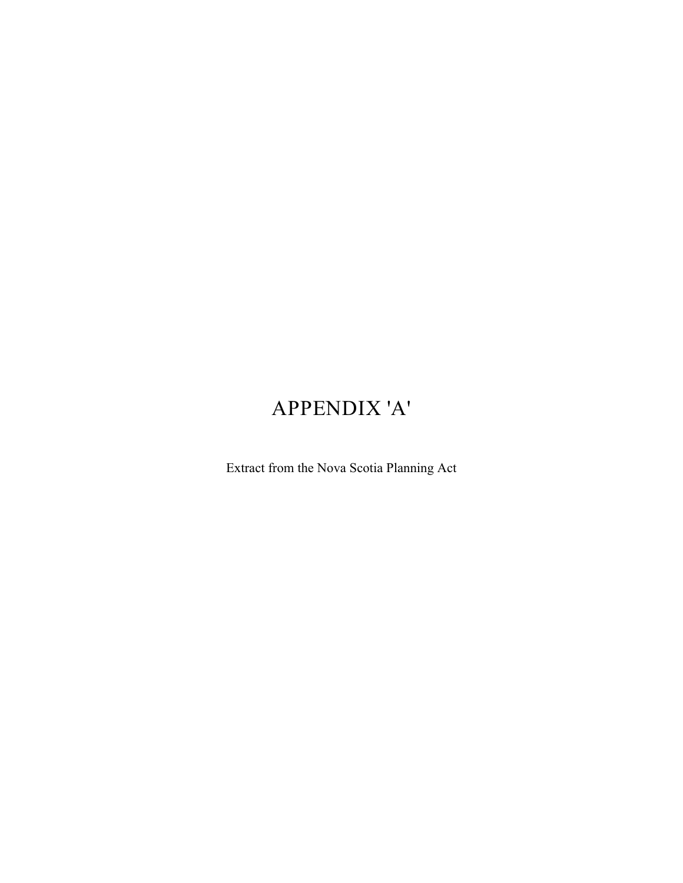# APPENDIX 'A'

Extract from the Nova Scotia Planning Act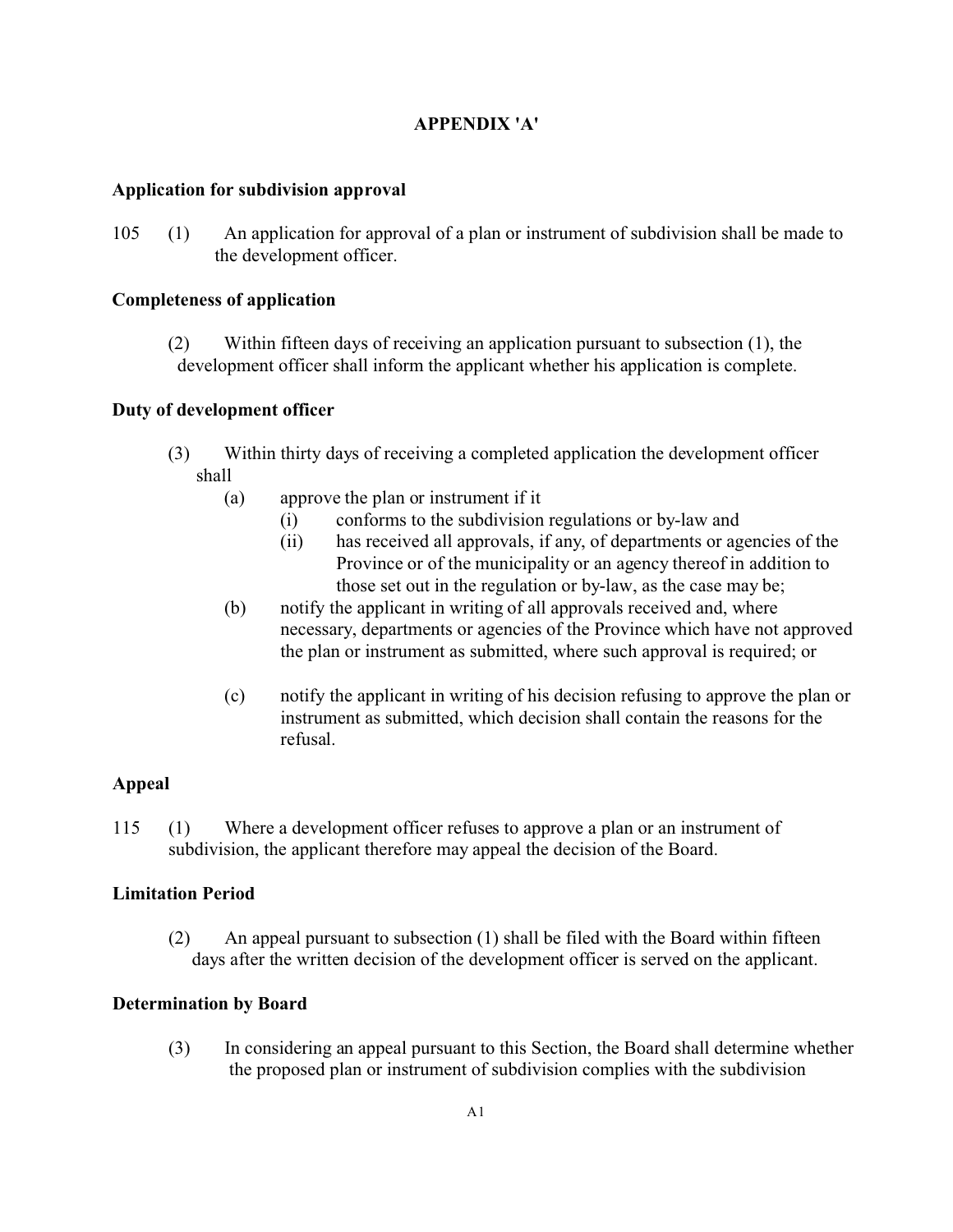## APPENDIX 'A'

**Application for subdivision approval**

105 (1) An application for approval of a plan or instrument of subdivision shall be made to the development officer.

**Completeness of application**

(2) Within fifteen days of receiving an application pursuant to subsection (1), the development officer shall inform the applicant whether his application is complete.

**Duty of development officer**

(3) Within thirty days of receiving a completed application the development officer shall

- (a) approve the plan or instrument if it
  - (i) conforms to the subdivision regulations or by-law and
  - (ii) has received all approvals, if any, of departments or agencies of the Province or of the municipality or an agency thereof in addition to those set out in the regulation or by-law, as the case may be;
- (b) notify the applicant in writing of all approvals received and, where necessary, departments or agencies of the Province which have not approved the plan or instrument as submitted, where such approval is required; or
- (c) notify the applicant in writing of his decision refusing to approve the plan or instrument as submitted, which decision shall contain the reasons for the refusal.

**Appeal**

115 (1) Where a development officer refuses to approve a plan or an instrument of subdivision, the applicant therefore may appeal the decision of the Board.

**Limitation Period**

(2) An appeal pursuant to subsection (1) shall be filed with the Board within fifteen days after the written decision of the development officer is served on the applicant.

**Determination by Board**

(3) In considering an appeal pursuant to this Section, the Board shall determine whether the proposed plan or instrument of subdivision complies with the subdivision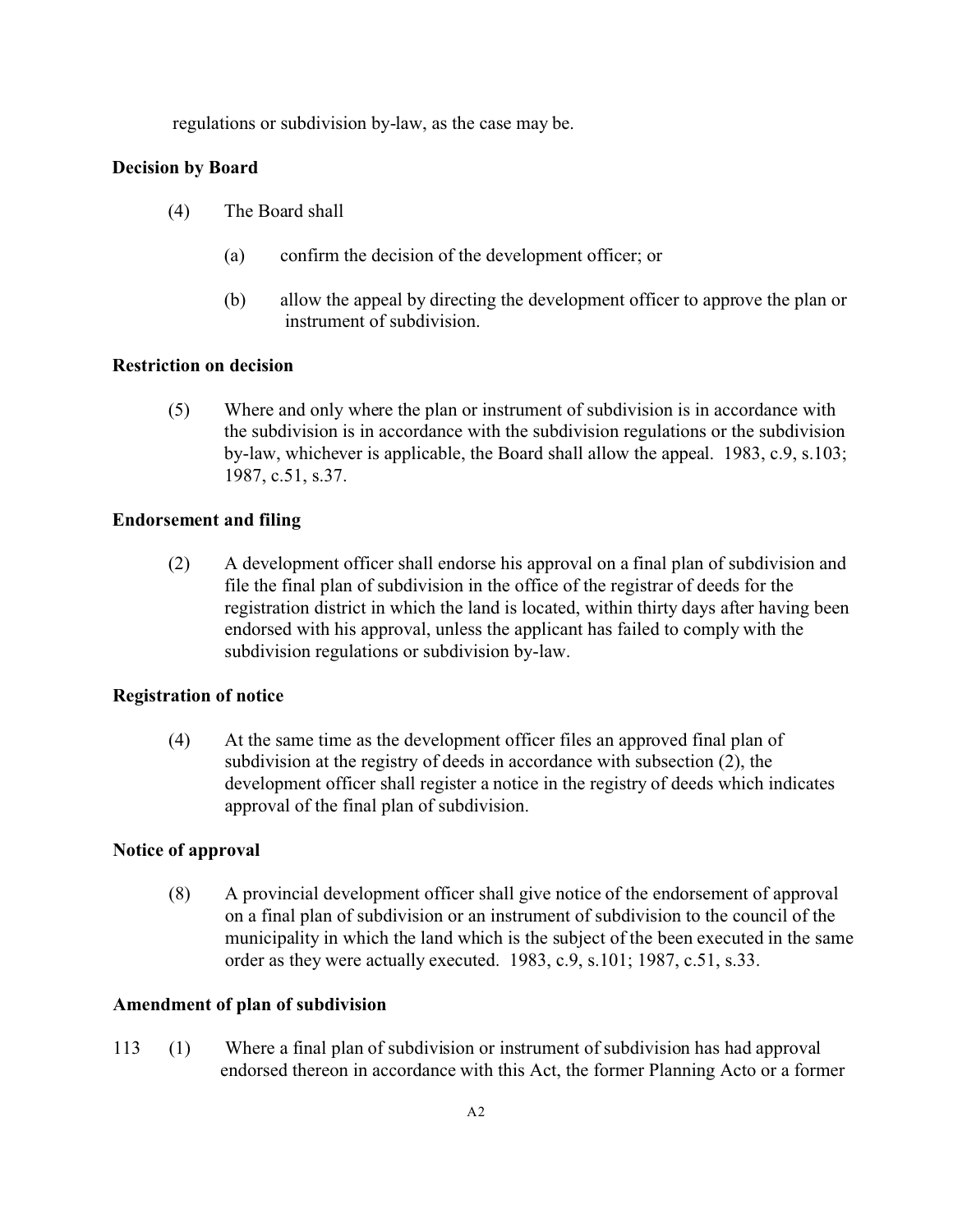regulations or subdivision by-law, as the case may be.

**Decision by Board**

(4) The Board shall

(a) confirm the decision of the development officer; or

(b) allow the appeal by directing the development officer to approve the plan or instrument of subdivision.

**Restriction on decision**

(5) Where and only where the plan or instrument of subdivision is in accordance with the subdivision is in accordance with the subdivision regulations or the subdivision by-law, whichever is applicable, the Board shall allow the appeal. 1983, c.9, s.103; 1987, c.51, s.37.

**Endorsement and filing**

(2) A development officer shall endorse his approval on a final plan of subdivision and file the final plan of subdivision in the office of the registrar of deeds for the registration district in which the land is located, within thirty days after having been endorsed with his approval, unless the applicant has failed to comply with the subdivision regulations or subdivision by-law.

**Registration of notice**

(4) At the same time as the development officer files an approved final plan of subdivision at the registry of deeds in accordance with subsection (2), the development officer shall register a notice in the registry of deeds which indicates approval of the final plan of subdivision.

**Notice of approval**

(8) A provincial development officer shall give notice of the endorsement of approval on a final plan of subdivision or an instrument of subdivision to the council of the municipality in which the land which is the subject of the been executed in the same order as they were actually executed. 1983, c.9, s.101; 1987, c.51, s.33.

**Amendment of plan of subdivision**

113 (1) Where a final plan of subdivision or instrument of subdivision has had approval endorsed thereon in accordance with this Act, the former Planning Acto or a former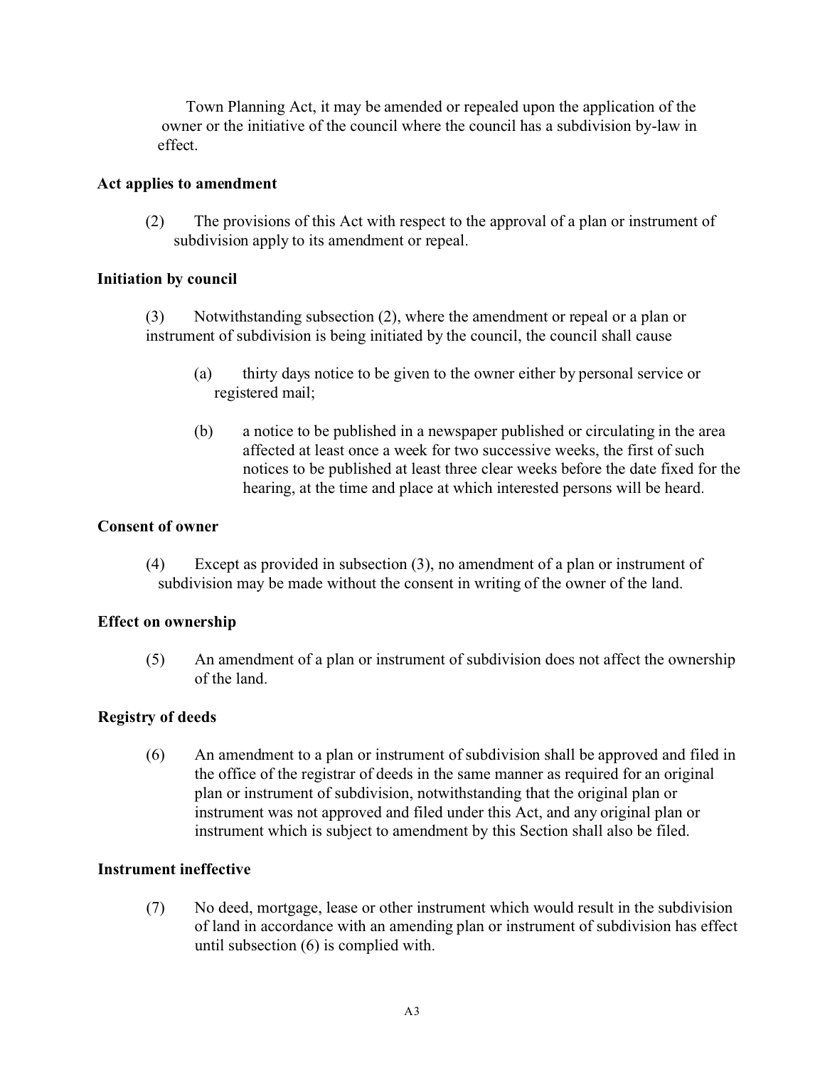Town Planning Act, it may be amended or repealed upon the application of the owner or the initiative of the council where the council has a subdivision by-law in effect.

**Act applies to amendment**

(2) The provisions of this Act with respect to the approval of a plan or instrument of subdivision apply to its amendment or repeal.

**Initiation by council**

(3) Notwithstanding subsection (2), where the amendment or repeal or a plan or instrument of subdivision is being initiated by the council, the council shall cause

(a) thirty days notice to be given to the owner either by personal service or registered mail;

(b) a notice to be published in a newspaper published or circulating in the area affected at least once a week for two successive weeks, the first of such notices to be published at least three clear weeks before the date fixed for the hearing, at the time and place at which interested persons will be heard.

**Consent of owner**

(4) Except as provided in subsection (3), no amendment of a plan or instrument of subdivision may be made without the consent in writing of the owner of the land.

**Effect on ownership**

(5) An amendment of a plan or instrument of subdivision does not affect the ownership of the land.

**Registry of deeds**

(6) An amendment to a plan or instrument of subdivision shall be approved and filed in the office of the registrar of deeds in the same manner as required for an original plan or instrument of subdivision, notwithstanding that the original plan or instrument was not approved and filed under this Act, and any original plan or instrument which is subject to amendment by this Section shall also be filed.

**Instrument ineffective**

(7) No deed, mortgage, lease or other instrument which would result in the subdivision of land in accordance with an amending plan or instrument of subdivision has effect until subsection (6) is complied with.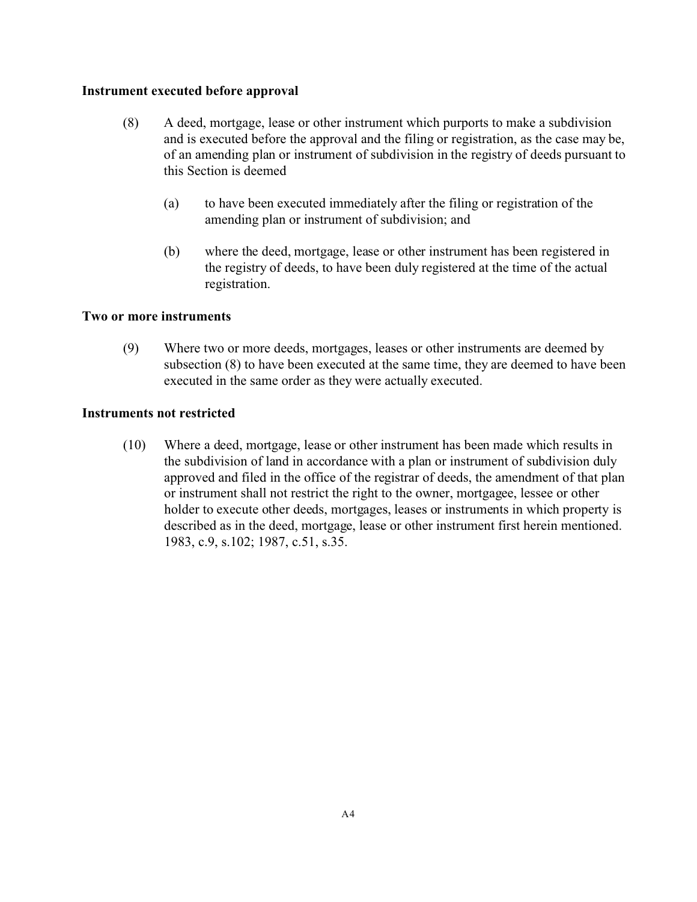**Instrument executed before approval**

(8) A deed, mortgage, lease or other instrument which purports to make a subdivision and is executed before the approval and the filing or registration, as the case may be, of an amending plan or instrument of subdivision in the registry of deeds pursuant to this Section is deemed

(a) to have been executed immediately after the filing or registration of the amending plan or instrument of subdivision; and

(b) where the deed, mortgage, lease or other instrument has been registered in the registry of deeds, to have been duly registered at the time of the actual registration.

**Two or more instruments**

(9) Where two or more deeds, mortgages, leases or other instruments are deemed by subsection (8) to have been executed at the same time, they are deemed to have been executed in the same order as they were actually executed.

**Instruments not restricted**

(10) Where a deed, mortgage, lease or other instrument has been made which results in the subdivision of land in accordance with a plan or instrument of subdivision duly approved and filed in the office of the registrar of deeds, the amendment of that plan or instrument shall not restrict the right to the owner, mortgagee, lessee or other holder to execute other deeds, mortgages, leases or instruments in which property is described as in the deed, mortgage, lease or other instrument first herein mentioned. 1983, c.9, s.102; 1987, c.51, s.35.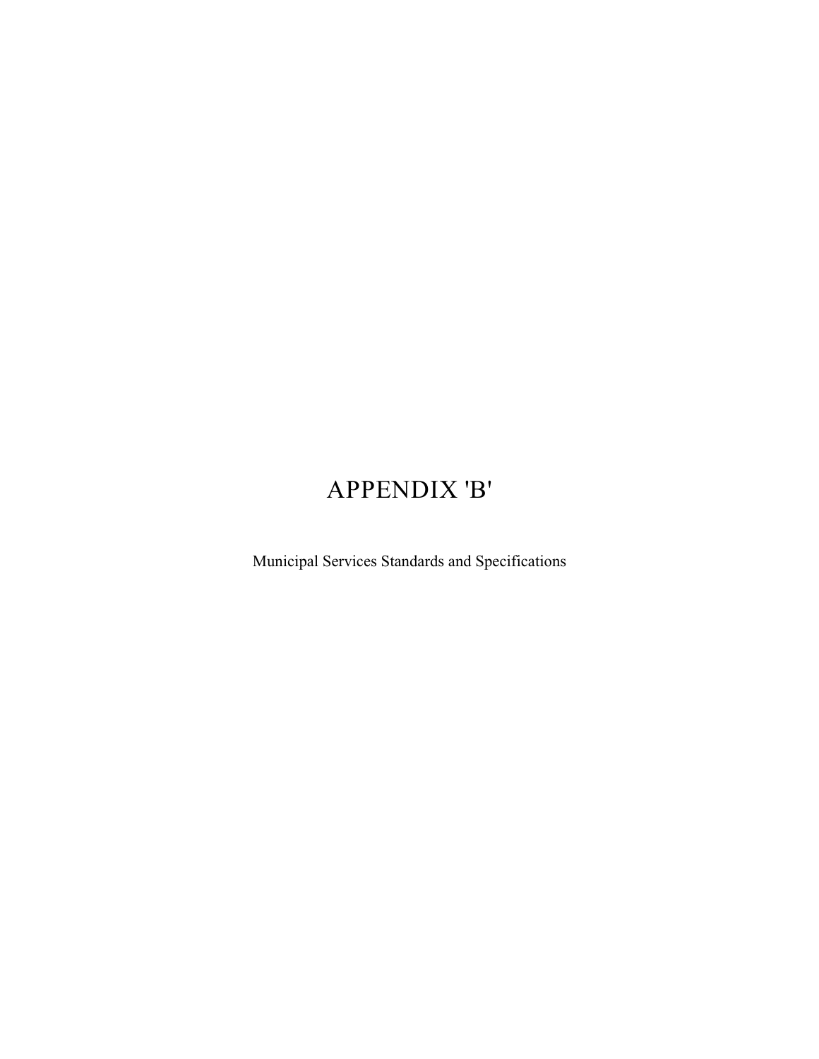# APPENDIX 'B'

Municipal Services Standards and Specifications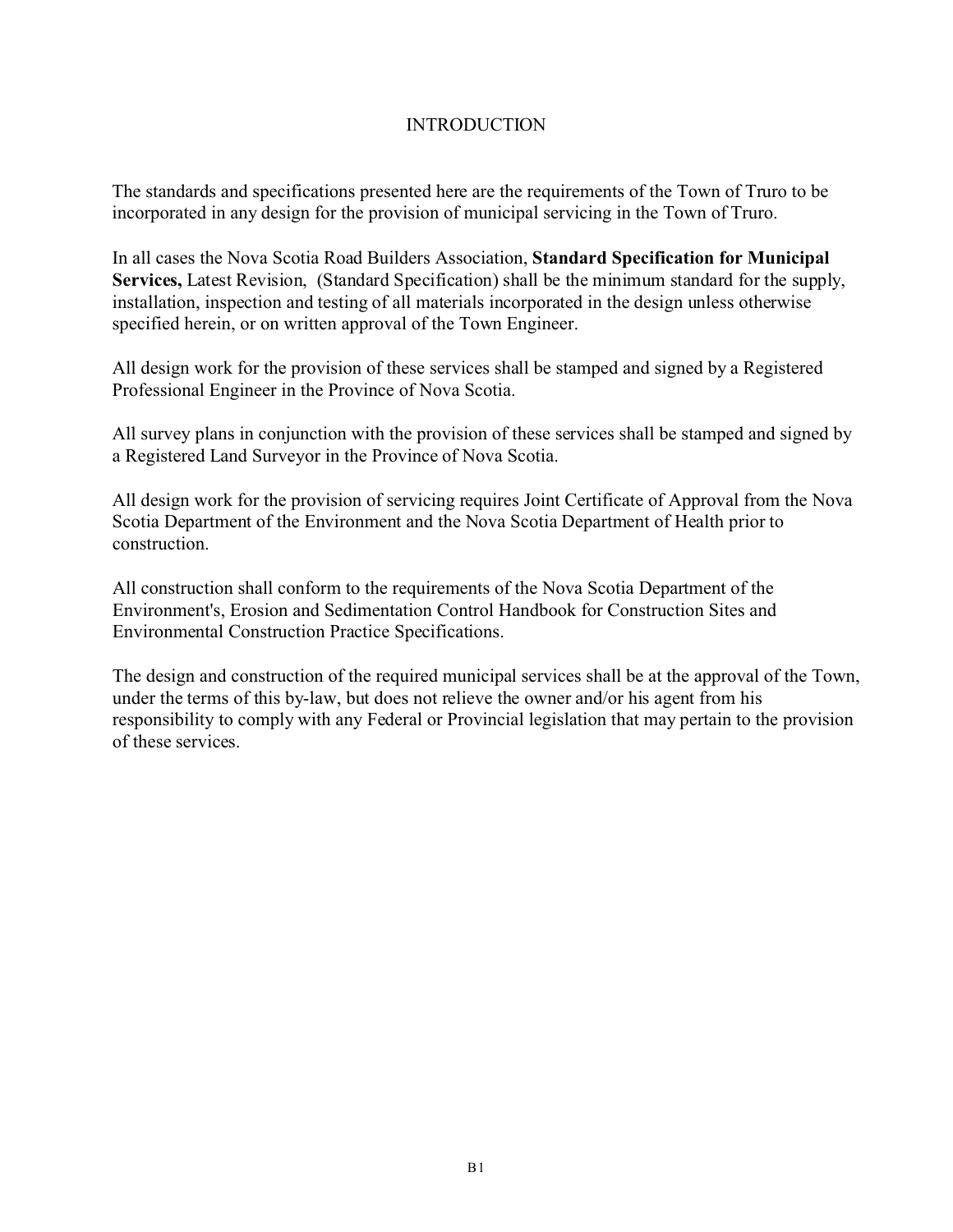# INTRODUCTION

The standards and specifications presented here are the requirements of the Town of Truro to be incorporated in any design for the provision of municipal servicing in the Town of Truro.

In all cases the Nova Scotia Road Builders Association, **Standard Specification for Municipal Services,** Latest Revision, (Standard Specification) shall be the minimum standard for the supply, installation, inspection and testing of all materials incorporated in the design unless otherwise specified herein, or on written approval of the Town Engineer.

All design work for the provision of these services shall be stamped and signed by a Registered Professional Engineer in the Province of Nova Scotia.

All survey plans in conjunction with the provision of these services shall be stamped and signed by a Registered Land Surveyor in the Province of Nova Scotia.

All design work for the provision of servicing requires Joint Certificate of Approval from the Nova Scotia Department of the Environment and the Nova Scotia Department of Health prior to construction.

All construction shall conform to the requirements of the Nova Scotia Department of the Environment's, Erosion and Sedimentation Control Handbook for Construction Sites and Environmental Construction Practice Specifications.

The design and construction of the required municipal services shall be at the approval of the Town, under the terms of this by-law, but does not relieve the owner and/or his agent from his responsibility to comply with any Federal or Provincial legislation that may pertain to the provision of these services.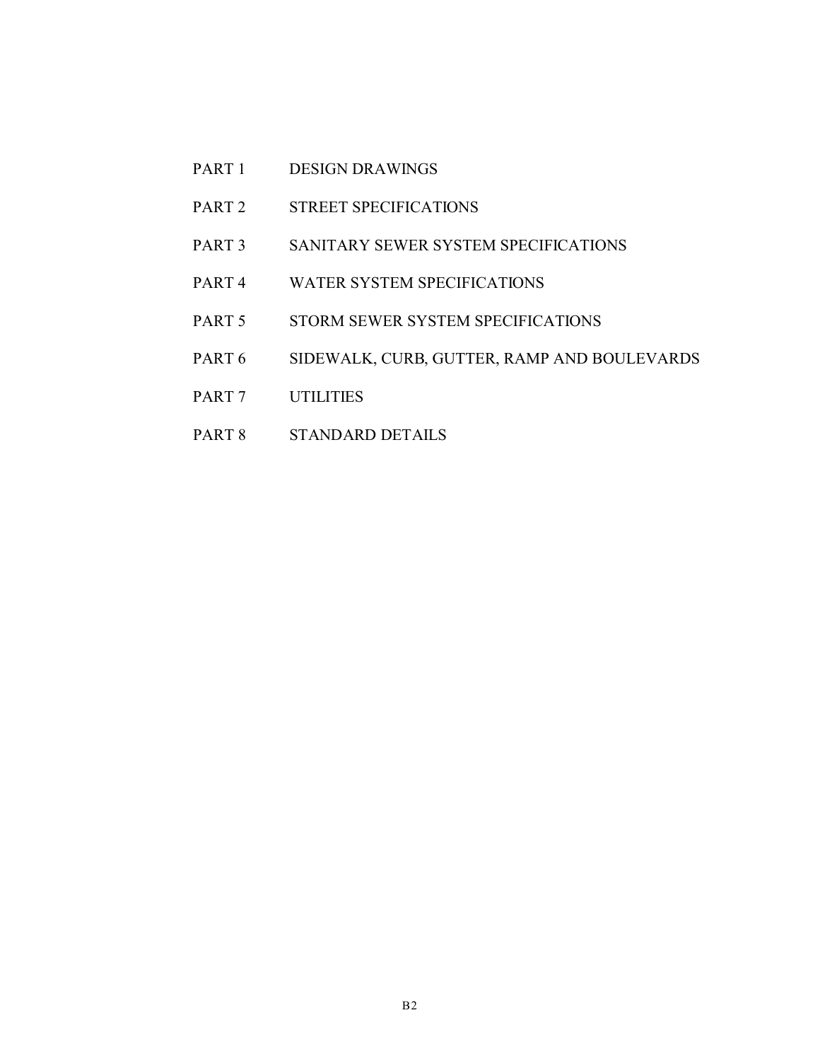PART 1 DESIGN DRAWINGS

PART 2 STREET SPECIFICATIONS

PART 3 SANITARY SEWER SYSTEM SPECIFICATIONS

PART 4 WATER SYSTEM SPECIFICATIONS

PART 5 STORM SEWER SYSTEM SPECIFICATIONS

PART 6 SIDEWALK, CURB, GUTTER, RAMP AND BOULEVARDS

PART 7 UTILITIES

PART 8 STANDARD DETAILS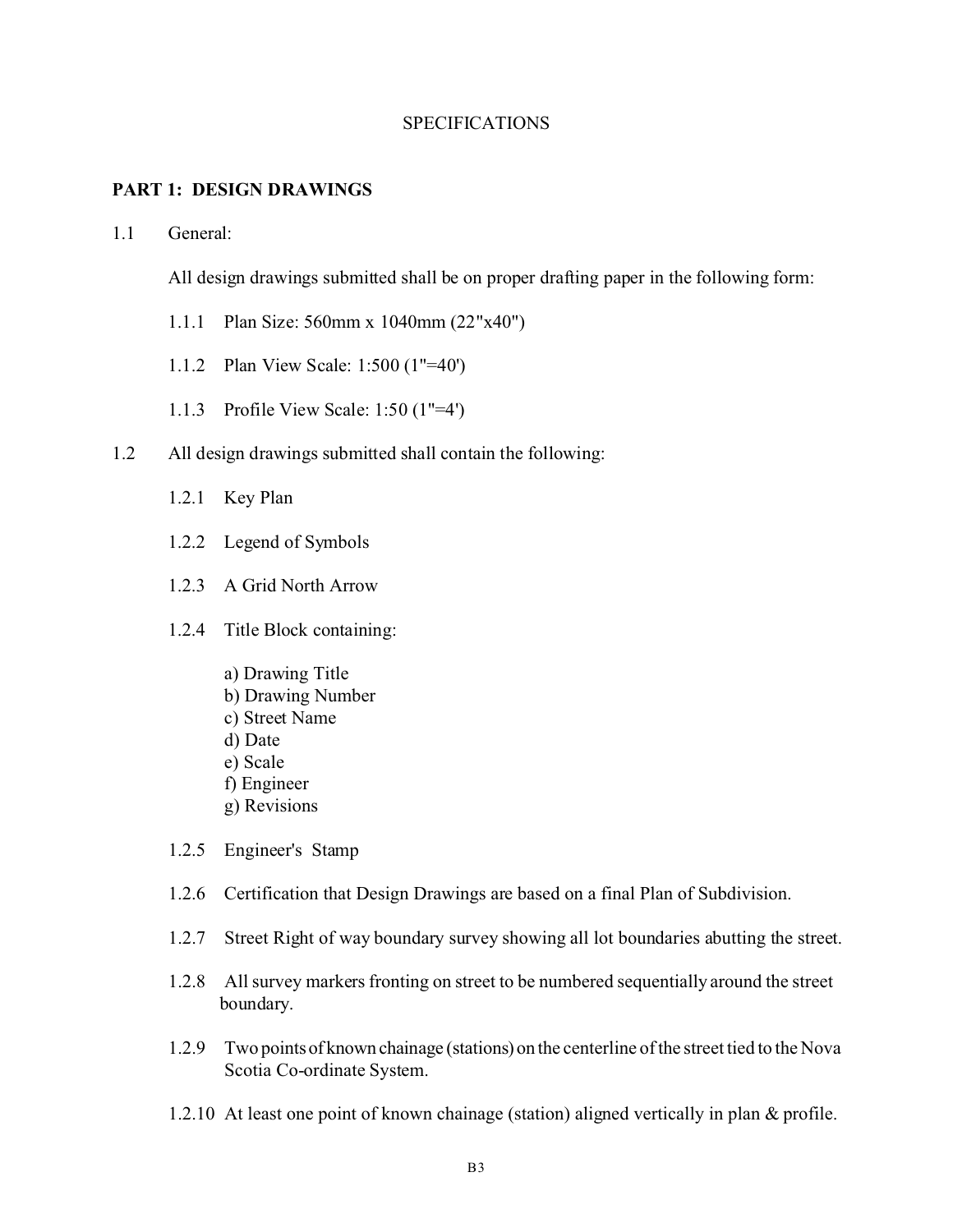# SPECIFICATIONS

## PART 1: DESIGN DRAWINGS

1.1 General:

All design drawings submitted shall be on proper drafting paper in the following form:

- 1.1.1 Plan Size: 560mm x 1040mm (22"x40")
- 1.1.2 Plan View Scale: 1:500 (1"=40')
- 1.1.3 Profile View Scale: 1:50 (1"=4')

1.2 All design drawings submitted shall contain the following:

- 1.2.1 Key Plan
- 1.2.2 Legend of Symbols
- 1.2.3 A Grid North Arrow
- 1.2.4 Title Block containing:

  a) Drawing Title
  b) Drawing Number
  c) Street Name
  d) Date
  e) Scale
  f) Engineer
  g) Revisions

- 1.2.5 Engineer's Stamp
- 1.2.6 Certification that Design Drawings are based on a final Plan of Subdivision.
- 1.2.7 Street Right of way boundary survey showing all lot boundaries abutting the street.
- 1.2.8 All survey markers fronting on street to be numbered sequentially around the street boundary.
- 1.2.9 Two points of known chainage (stations) on the centerline of the street tied to the Nova Scotia Co-ordinate System.
- 1.2.10 At least one point of known chainage (station) aligned vertically in plan & profile.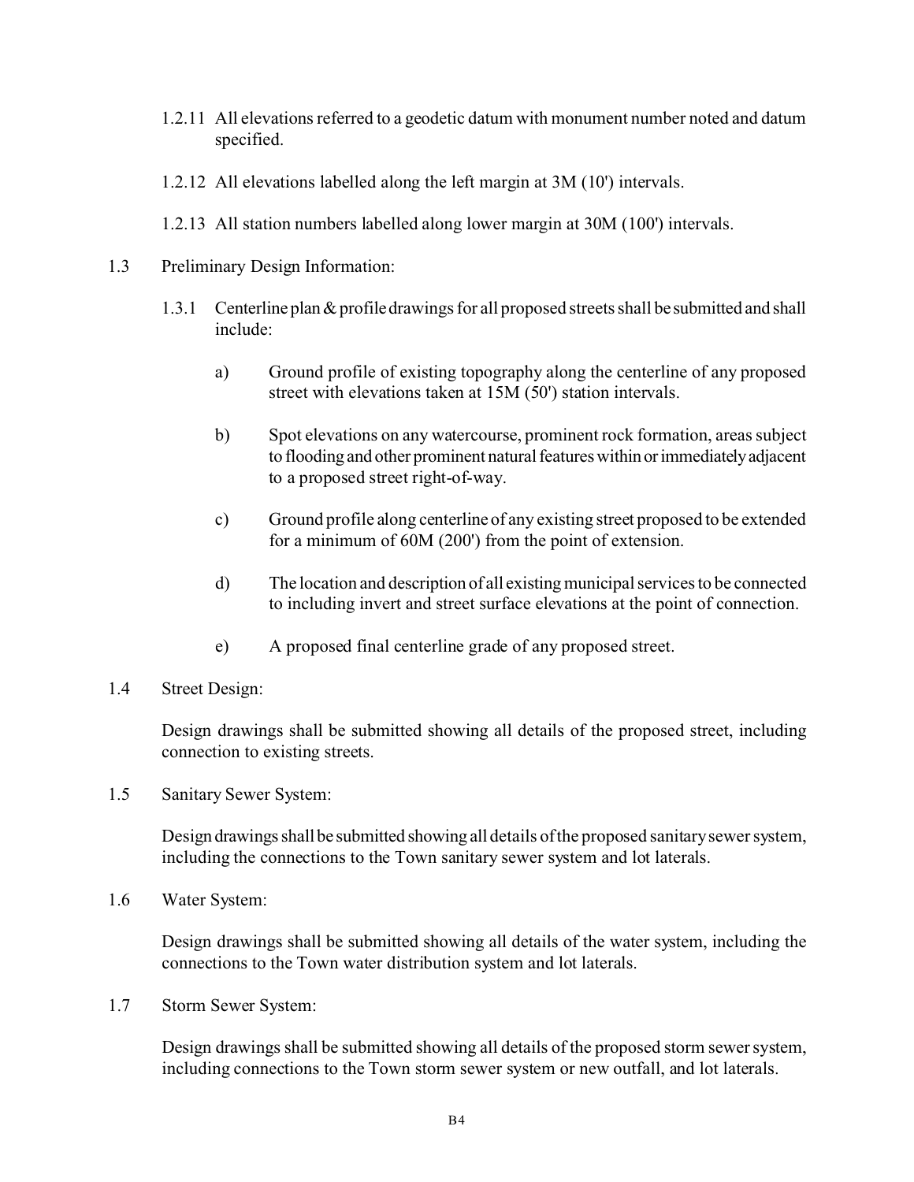1.2.11 All elevations referred to a geodetic datum with monument number noted and datum specified.

1.2.12 All elevations labelled along the left margin at 3M (10') intervals.

1.2.13 All station numbers labelled along lower margin at 30M (100') intervals.

1.3 Preliminary Design Information:

1.3.1 Centerline plan & profile drawings for all proposed streets shall be submitted and shall include:

a) Ground profile of existing topography along the centerline of any proposed street with elevations taken at 15M (50') station intervals.

b) Spot elevations on any watercourse, prominent rock formation, areas subject to flooding and other prominent natural features within or immediately adjacent to a proposed street right-of-way.

c) Ground profile along centerline of any existing street proposed to be extended for a minimum of 60M (200') from the point of extension.

d) The location and description of all existing municipal services to be connected to including invert and street surface elevations at the point of connection.

e) A proposed final centerline grade of any proposed street.

1.4 Street Design:

Design drawings shall be submitted showing all details of the proposed street, including connection to existing streets.

1.5 Sanitary Sewer System:

Design drawings shall be submitted showing all details of the proposed sanitary sewer system, including the connections to the Town sanitary sewer system and lot laterals.

1.6 Water System:

Design drawings shall be submitted showing all details of the water system, including the connections to the Town water distribution system and lot laterals.

1.7 Storm Sewer System:

Design drawings shall be submitted showing all details of the proposed storm sewer system, including connections to the Town storm sewer system or new outfall, and lot laterals.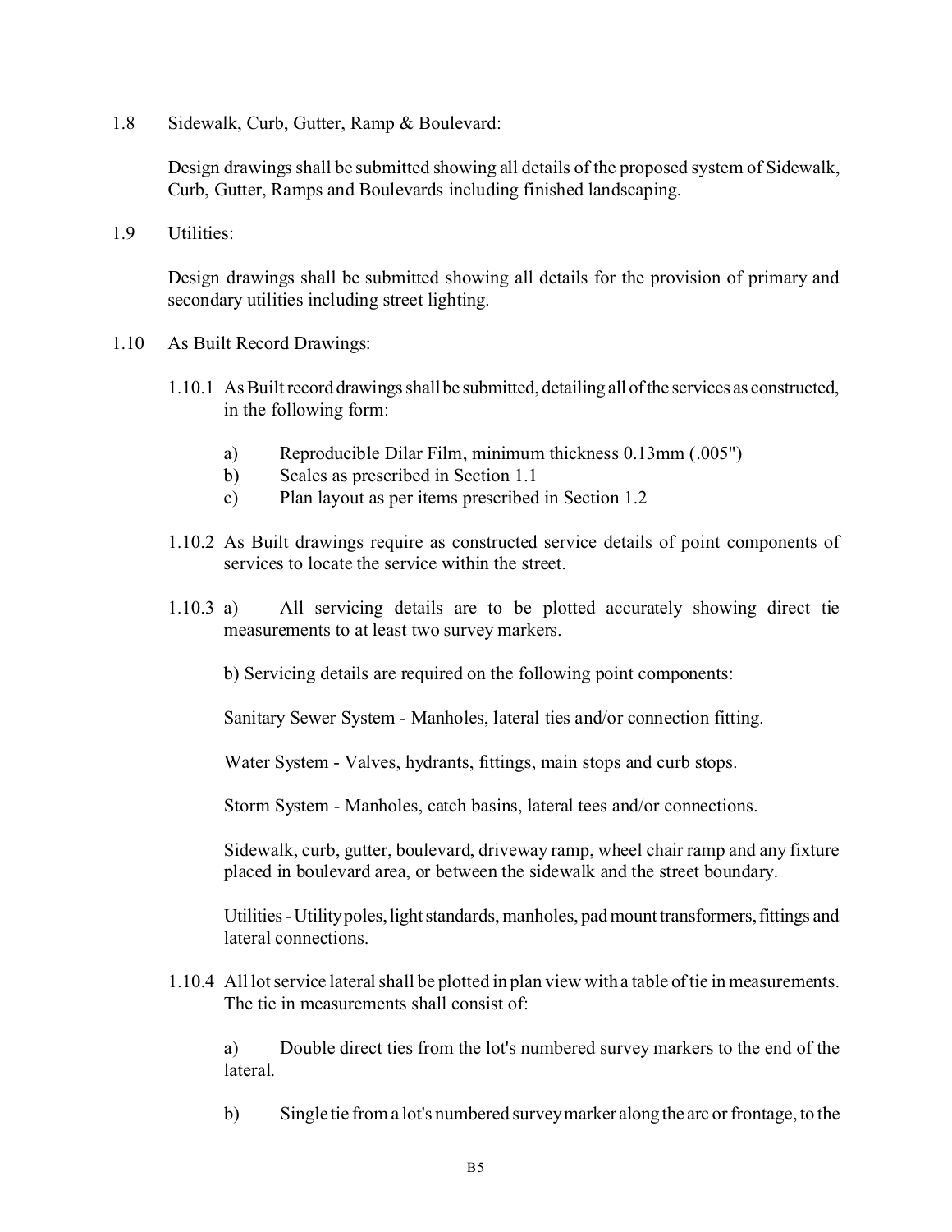1.8 Sidewalk, Curb, Gutter, Ramp & Boulevard:

Design drawings shall be submitted showing all details of the proposed system of Sidewalk, Curb, Gutter, Ramps and Boulevards including finished landscaping.

1.9 Utilities:

Design drawings shall be submitted showing all details for the provision of primary and secondary utilities including street lighting.

1.10 As Built Record Drawings:

1.10.1 As Built record drawings shall be submitted, detailing all of the services as constructed, in the following form:

a) Reproducible Dilar Film, minimum thickness 0.13mm (.005")
b) Scales as prescribed in Section 1.1
c) Plan layout as per items prescribed in Section 1.2

1.10.2 As Built drawings require as constructed service details of point components of services to locate the service within the street.

1.10.3 a) All servicing details are to be plotted accurately showing direct tie measurements to at least two survey markers.

b) Servicing details are required on the following point components:

Sanitary Sewer System - Manholes, lateral ties and/or connection fitting.

Water System - Valves, hydrants, fittings, main stops and curb stops.

Storm System - Manholes, catch basins, lateral tees and/or connections.

Sidewalk, curb, gutter, boulevard, driveway ramp, wheel chair ramp and any fixture placed in boulevard area, or between the sidewalk and the street boundary.

Utilities - Utility poles, light standards, manholes, pad mount transformers, fittings and lateral connections.

1.10.4 All lot service lateral shall be plotted in plan view with a table of tie in measurements. The tie in measurements shall consist of:

a) Double direct ties from the lot's numbered survey markers to the end of the lateral.

b) Single tie from a lot's numbered survey marker along the arc or frontage, to the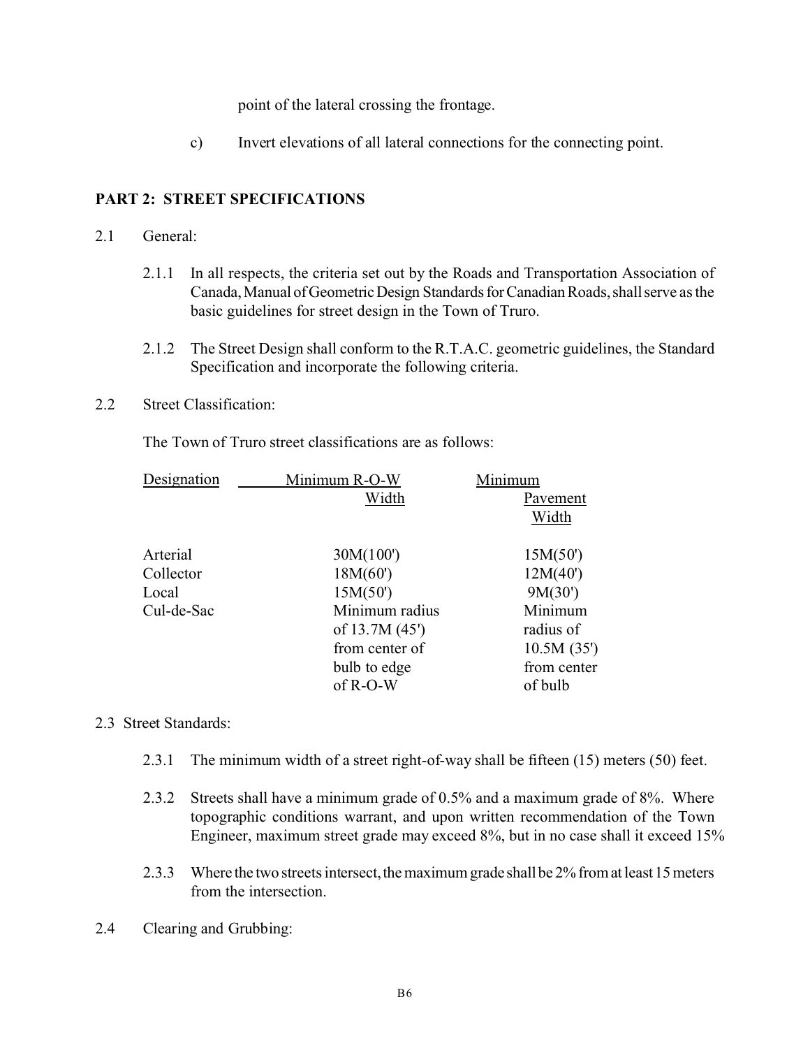point of the lateral crossing the frontage.

c) Invert elevations of all lateral connections for the connecting point.

## PART 2: STREET SPECIFICATIONS

2.1 General:

2.1.1 In all respects, the criteria set out by the Roads and Transportation Association of Canada, Manual of Geometric Design Standards for Canadian Roads, shall serve as the basic guidelines for street design in the Town of Truro.

2.1.2 The Street Design shall conform to the R.T.A.C. geometric guidelines, the Standard Specification and incorporate the following criteria.

2.2 Street Classification:

The Town of Truro street classifications are as follows:

| Designation | Minimum R-O-W Width | Minimum Pavement Width |
|---|---|---|
| Arterial | 30M(100') | 15M(50') |
| Collector | 18M(60') | 12M(40') |
| Local | 15M(50') | 9M(30') |
| Cul-de-Sac | Minimum radius of 13.7M (45') from center of bulb to edge of R-O-W | Minimum radius of 10.5M (35') from center of bulb |

2.3 Street Standards:

2.3.1 The minimum width of a street right-of-way shall be fifteen (15) meters (50) feet.

2.3.2 Streets shall have a minimum grade of 0.5% and a maximum grade of 8%. Where topographic conditions warrant, and upon written recommendation of the Town Engineer, maximum street grade may exceed 8%, but in no case shall it exceed 15%

2.3.3 Where the two streets intersect, the maximum grade shall be 2% from at least 15 meters from the intersection.

2.4 Clearing and Grubbing: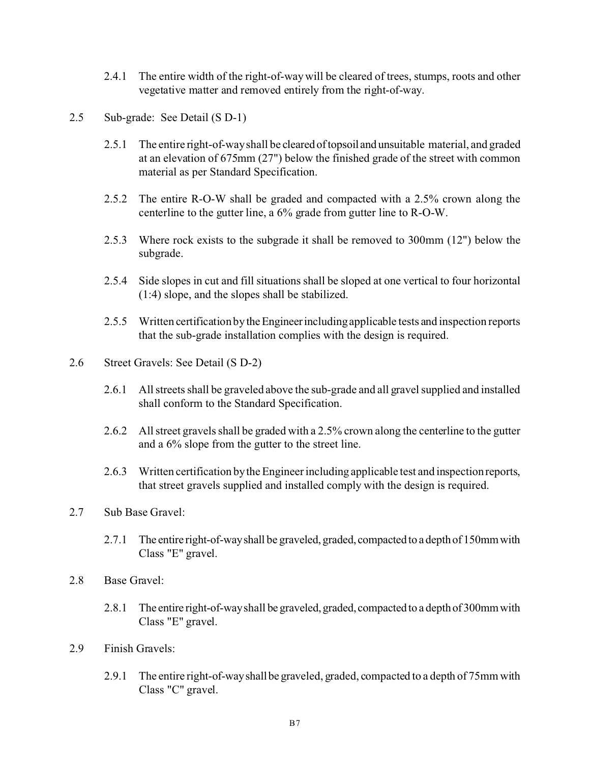2.4.1 The entire width of the right-of-way will be cleared of trees, stumps, roots and other vegetative matter and removed entirely from the right-of-way.

2.5 Sub-grade: See Detail (S D-1)

2.5.1 The entire right-of-way shall be cleared of topsoil and unsuitable material, and graded at an elevation of 675mm (27") below the finished grade of the street with common material as per Standard Specification.

2.5.2 The entire R-O-W shall be graded and compacted with a 2.5% crown along the centerline to the gutter line, a 6% grade from gutter line to R-O-W.

2.5.3 Where rock exists to the subgrade it shall be removed to 300mm (12") below the subgrade.

2.5.4 Side slopes in cut and fill situations shall be sloped at one vertical to four horizontal (1:4) slope, and the slopes shall be stabilized.

2.5.5 Written certification by the Engineer including applicable tests and inspection reports that the sub-grade installation complies with the design is required.

2.6 Street Gravels: See Detail (S D-2)

2.6.1 All streets shall be graveled above the sub-grade and all gravel supplied and installed shall conform to the Standard Specification.

2.6.2 All street gravels shall be graded with a 2.5% crown along the centerline to the gutter and a 6% slope from the gutter to the street line.

2.6.3 Written certification by the Engineer including applicable test and inspection reports, that street gravels supplied and installed comply with the design is required.

2.7 Sub Base Gravel:

2.7.1 The entire right-of-way shall be graveled, graded, compacted to a depth of 150mm with Class "E" gravel.

2.8 Base Gravel:

2.8.1 The entire right-of-way shall be graveled, graded, compacted to a depth of 300mm with Class "E" gravel.

2.9 Finish Gravels:

2.9.1 The entire right-of-way shall be graveled, graded, compacted to a depth of 75mm with Class "C" gravel.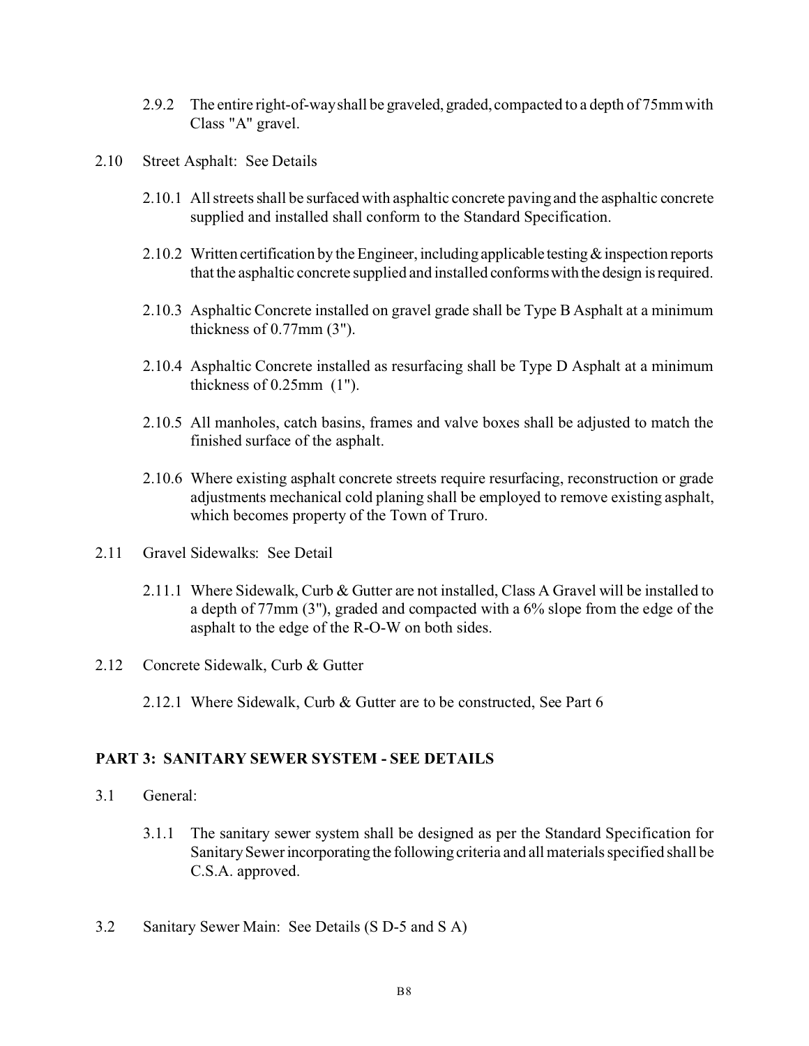2.9.2 The entire right-of-way shall be graveled, graded, compacted to a depth of 75mm with Class "A" gravel.

2.10 Street Asphalt: See Details

2.10.1 All streets shall be surfaced with asphaltic concrete paving and the asphaltic concrete supplied and installed shall conform to the Standard Specification.

2.10.2 Written certification by the Engineer, including applicable testing & inspection reports that the asphaltic concrete supplied and installed conforms with the design is required.

2.10.3 Asphaltic Concrete installed on gravel grade shall be Type B Asphalt at a minimum thickness of 0.77mm (3").

2.10.4 Asphaltic Concrete installed as resurfacing shall be Type D Asphalt at a minimum thickness of 0.25mm (1").

2.10.5 All manholes, catch basins, frames and valve boxes shall be adjusted to match the finished surface of the asphalt.

2.10.6 Where existing asphalt concrete streets require resurfacing, reconstruction or grade adjustments mechanical cold planing shall be employed to remove existing asphalt, which becomes property of the Town of Truro.

2.11 Gravel Sidewalks: See Detail

2.11.1 Where Sidewalk, Curb & Gutter are not installed, Class A Gravel will be installed to a depth of 77mm (3"), graded and compacted with a 6% slope from the edge of the asphalt to the edge of the R-O-W on both sides.

2.12 Concrete Sidewalk, Curb & Gutter

2.12.1 Where Sidewalk, Curb & Gutter are to be constructed, See Part 6

## PART 3: SANITARY SEWER SYSTEM - SEE DETAILS

3.1 General:

3.1.1 The sanitary sewer system shall be designed as per the Standard Specification for Sanitary Sewer incorporating the following criteria and all materials specified shall be C.S.A. approved.

3.2 Sanitary Sewer Main: See Details (S D-5 and S A)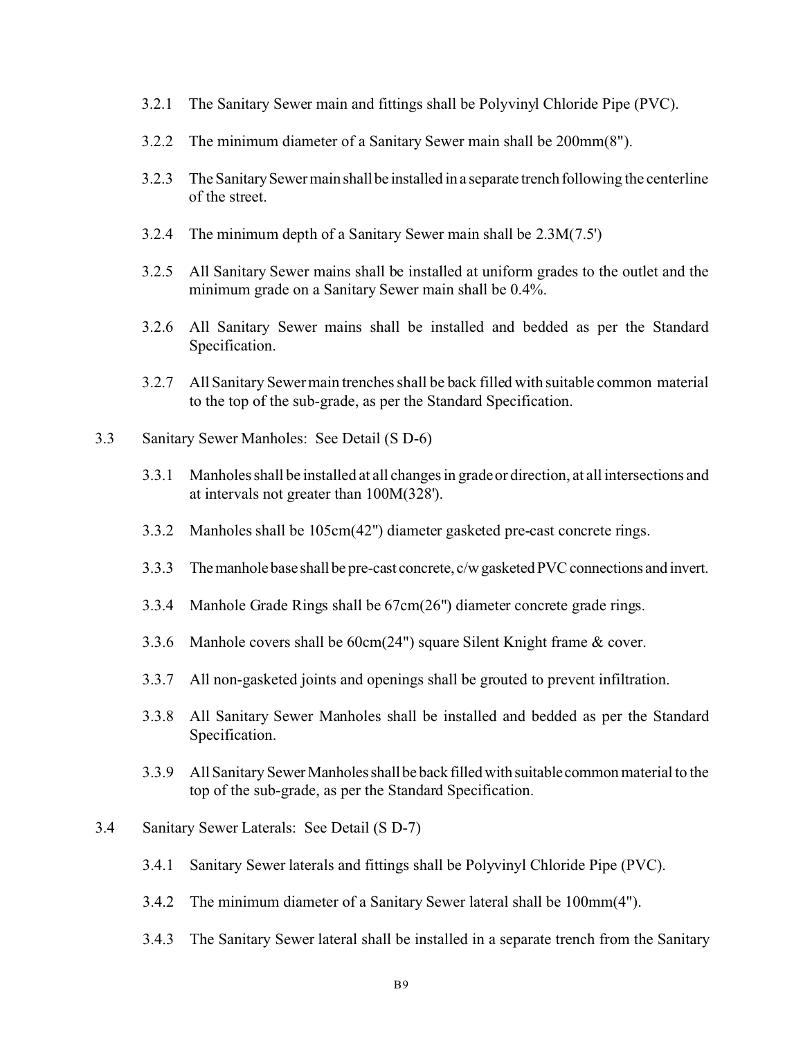3.2.1 The Sanitary Sewer main and fittings shall be Polyvinyl Chloride Pipe (PVC).

3.2.2 The minimum diameter of a Sanitary Sewer main shall be 200mm(8").

3.2.3 The Sanitary Sewer main shall be installed in a separate trench following the centerline of the street.

3.2.4 The minimum depth of a Sanitary Sewer main shall be 2.3M(7.5')

3.2.5 All Sanitary Sewer mains shall be installed at uniform grades to the outlet and the minimum grade on a Sanitary Sewer main shall be 0.4%.

3.2.6 All Sanitary Sewer mains shall be installed and bedded as per the Standard Specification.

3.2.7 All Sanitary Sewer main trenches shall be back filled with suitable common material to the top of the sub-grade, as per the Standard Specification.

3.3 Sanitary Sewer Manholes: See Detail (S D-6)

3.3.1 Manholes shall be installed at all changes in grade or direction, at all intersections and at intervals not greater than 100M(328').

3.3.2 Manholes shall be 105cm(42") diameter gasketed pre-cast concrete rings.

3.3.3 The manhole base shall be pre-cast concrete, c/w gasketed PVC connections and invert.

3.3.4 Manhole Grade Rings shall be 67cm(26") diameter concrete grade rings.

3.3.6 Manhole covers shall be 60cm(24") square Silent Knight frame & cover.

3.3.7 All non-gasketed joints and openings shall be grouted to prevent infiltration.

3.3.8 All Sanitary Sewer Manholes shall be installed and bedded as per the Standard Specification.

3.3.9 All Sanitary Sewer Manholes shall be back filled with suitable common material to the top of the sub-grade, as per the Standard Specification.

3.4 Sanitary Sewer Laterals: See Detail (S D-7)

3.4.1 Sanitary Sewer laterals and fittings shall be Polyvinyl Chloride Pipe (PVC).

3.4.2 The minimum diameter of a Sanitary Sewer lateral shall be 100mm(4").

3.4.3 The Sanitary Sewer lateral shall be installed in a separate trench from the Sanitary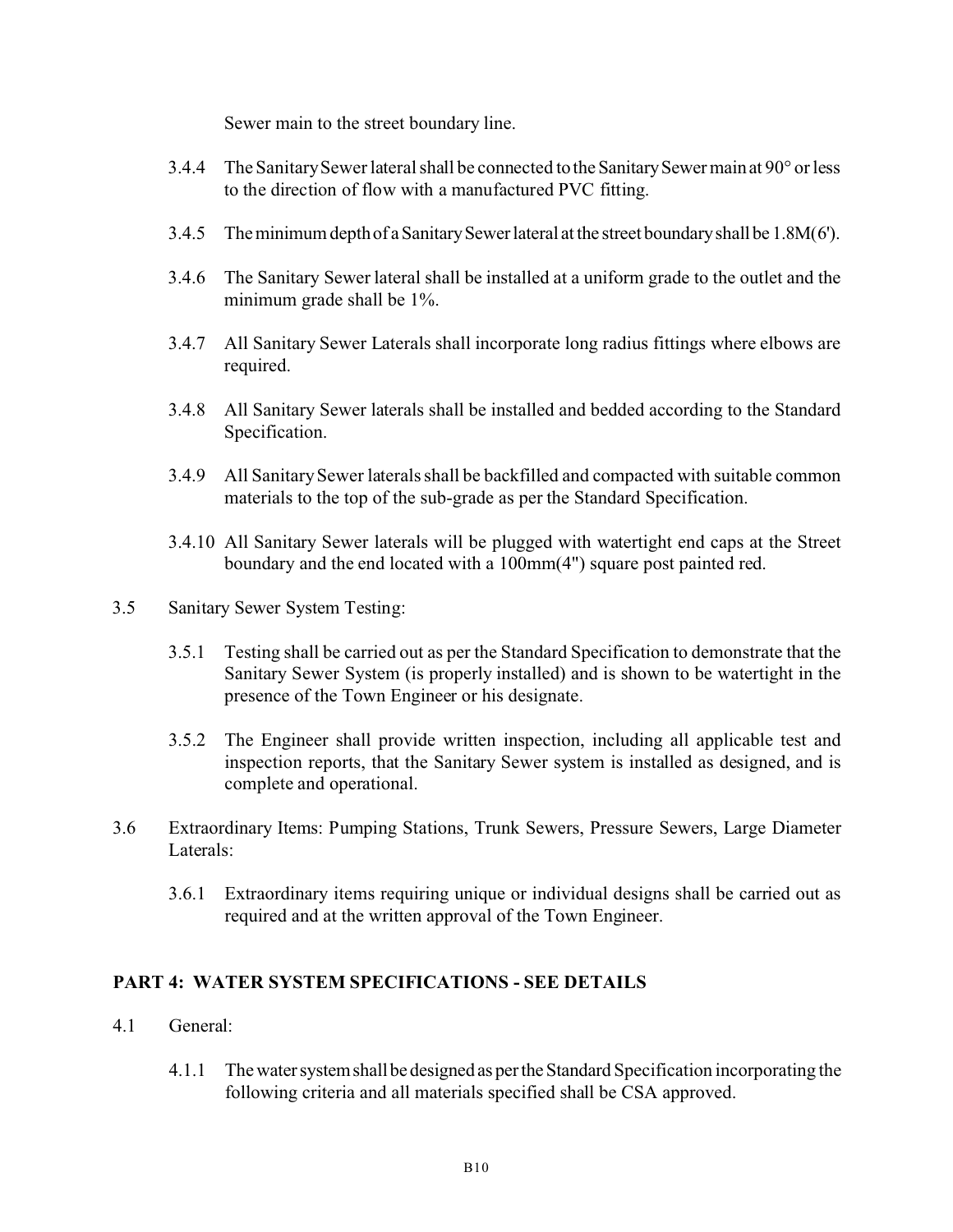Sewer main to the street boundary line.

3.4.4 The Sanitary Sewer lateral shall be connected to the Sanitary Sewer main at 90° or less to the direction of flow with a manufactured PVC fitting.

3.4.5 The minimum depth of a Sanitary Sewer lateral at the street boundary shall be 1.8M(6').

3.4.6 The Sanitary Sewer lateral shall be installed at a uniform grade to the outlet and the minimum grade shall be 1%.

3.4.7 All Sanitary Sewer Laterals shall incorporate long radius fittings where elbows are required.

3.4.8 All Sanitary Sewer laterals shall be installed and bedded according to the Standard Specification.

3.4.9 All Sanitary Sewer laterals shall be backfilled and compacted with suitable common materials to the top of the sub-grade as per the Standard Specification.

3.4.10 All Sanitary Sewer laterals will be plugged with watertight end caps at the Street boundary and the end located with a 100mm(4") square post painted red.

3.5 Sanitary Sewer System Testing:

3.5.1 Testing shall be carried out as per the Standard Specification to demonstrate that the Sanitary Sewer System (is properly installed) and is shown to be watertight in the presence of the Town Engineer or his designate.

3.5.2 The Engineer shall provide written inspection, including all applicable test and inspection reports, that the Sanitary Sewer system is installed as designed, and is complete and operational.

3.6 Extraordinary Items: Pumping Stations, Trunk Sewers, Pressure Sewers, Large Diameter Laterals:

3.6.1 Extraordinary items requiring unique or individual designs shall be carried out as required and at the written approval of the Town Engineer.

## PART 4: WATER SYSTEM SPECIFICATIONS - SEE DETAILS

4.1 General:

4.1.1 The water system shall be designed as per the Standard Specification incorporating the following criteria and all materials specified shall be CSA approved.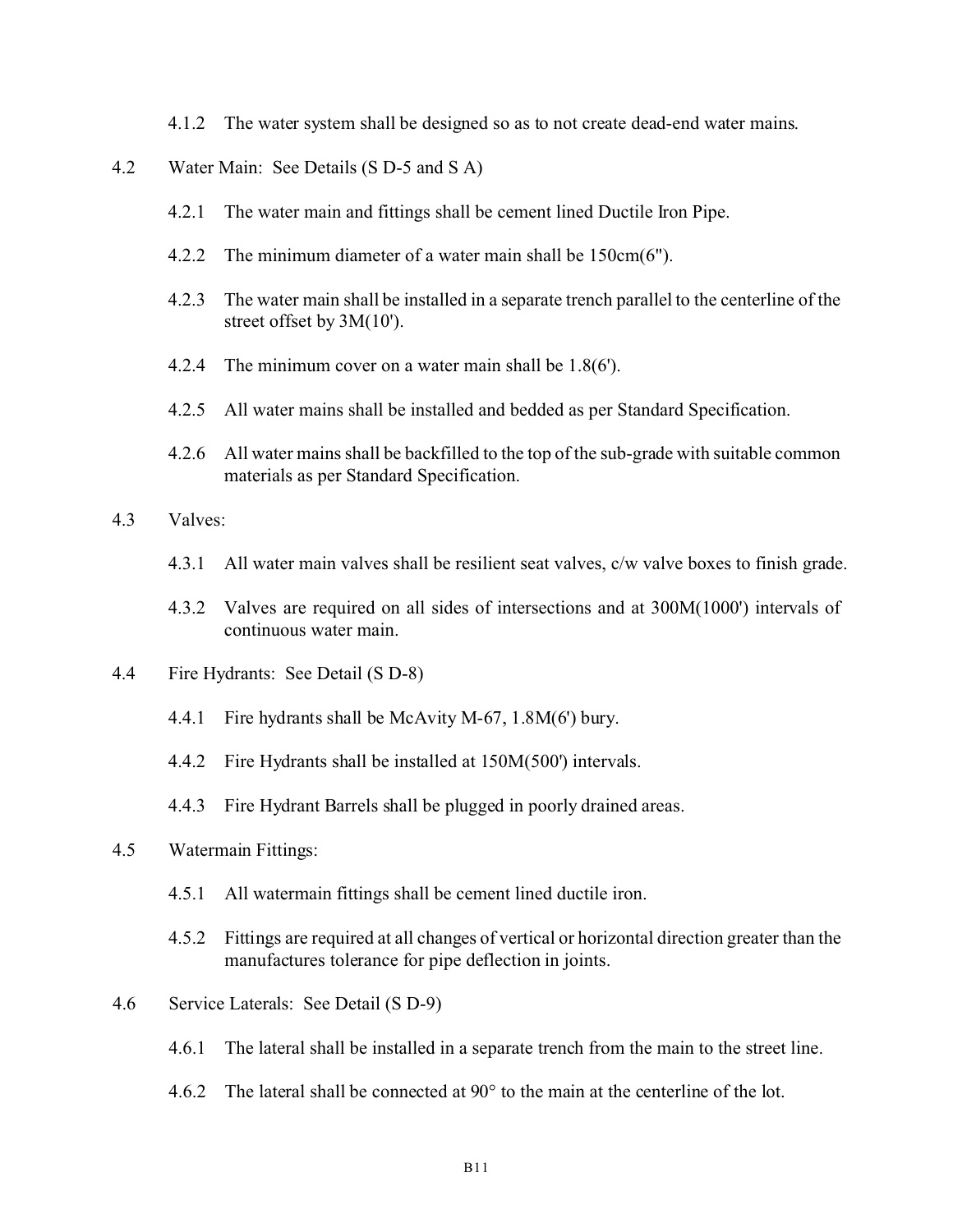4.1.2 The water system shall be designed so as to not create dead-end water mains.

4.2 Water Main: See Details (S D-5 and S A)

4.2.1 The water main and fittings shall be cement lined Ductile Iron Pipe.

4.2.2 The minimum diameter of a water main shall be 150cm(6").

4.2.3 The water main shall be installed in a separate trench parallel to the centerline of the street offset by 3M(10').

4.2.4 The minimum cover on a water main shall be 1.8(6').

4.2.5 All water mains shall be installed and bedded as per Standard Specification.

4.2.6 All water mains shall be backfilled to the top of the sub-grade with suitable common materials as per Standard Specification.

4.3 Valves:

4.3.1 All water main valves shall be resilient seat valves, c/w valve boxes to finish grade.

4.3.2 Valves are required on all sides of intersections and at 300M(1000') intervals of continuous water main.

4.4 Fire Hydrants: See Detail (S D-8)

4.4.1 Fire hydrants shall be McAvity M-67, 1.8M(6') bury.

4.4.2 Fire Hydrants shall be installed at 150M(500') intervals.

4.4.3 Fire Hydrant Barrels shall be plugged in poorly drained areas.

4.5 Watermain Fittings:

4.5.1 All watermain fittings shall be cement lined ductile iron.

4.5.2 Fittings are required at all changes of vertical or horizontal direction greater than the manufactures tolerance for pipe deflection in joints.

4.6 Service Laterals: See Detail (S D-9)

4.6.1 The lateral shall be installed in a separate trench from the main to the street line.

4.6.2 The lateral shall be connected at 90° to the main at the centerline of the lot.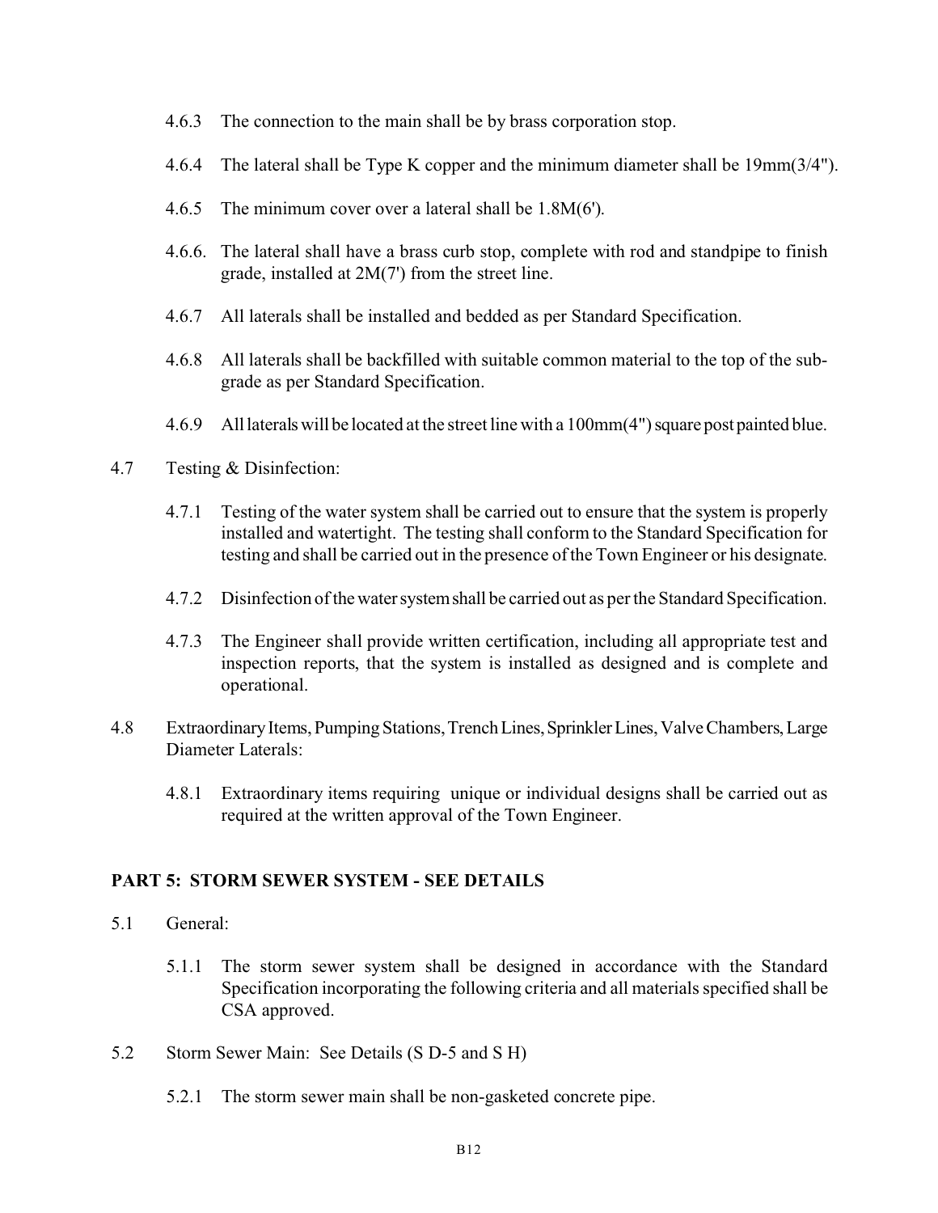4.6.3 The connection to the main shall be by brass corporation stop.

4.6.4 The lateral shall be Type K copper and the minimum diameter shall be 19mm(3/4").

4.6.5 The minimum cover over a lateral shall be 1.8M(6').

4.6.6. The lateral shall have a brass curb stop, complete with rod and standpipe to finish grade, installed at 2M(7') from the street line.

4.6.7 All laterals shall be installed and bedded as per Standard Specification.

4.6.8 All laterals shall be backfilled with suitable common material to the top of the sub-grade as per Standard Specification.

4.6.9 All laterals will be located at the street line with a 100mm(4") square post painted blue.

4.7 Testing & Disinfection:

4.7.1 Testing of the water system shall be carried out to ensure that the system is properly installed and watertight. The testing shall conform to the Standard Specification for testing and shall be carried out in the presence of the Town Engineer or his designate.

4.7.2 Disinfection of the water system shall be carried out as per the Standard Specification.

4.7.3 The Engineer shall provide written certification, including all appropriate test and inspection reports, that the system is installed as designed and is complete and operational.

4.8 Extraordinary Items, Pumping Stations, Trench Lines, Sprinkler Lines, Valve Chambers, Large Diameter Laterals:

4.8.1 Extraordinary items requiring unique or individual designs shall be carried out as required at the written approval of the Town Engineer.

## PART 5: STORM SEWER SYSTEM - SEE DETAILS

5.1 General:

5.1.1 The storm sewer system shall be designed in accordance with the Standard Specification incorporating the following criteria and all materials specified shall be CSA approved.

5.2 Storm Sewer Main: See Details (S D-5 and S H)

5.2.1 The storm sewer main shall be non-gasketed concrete pipe.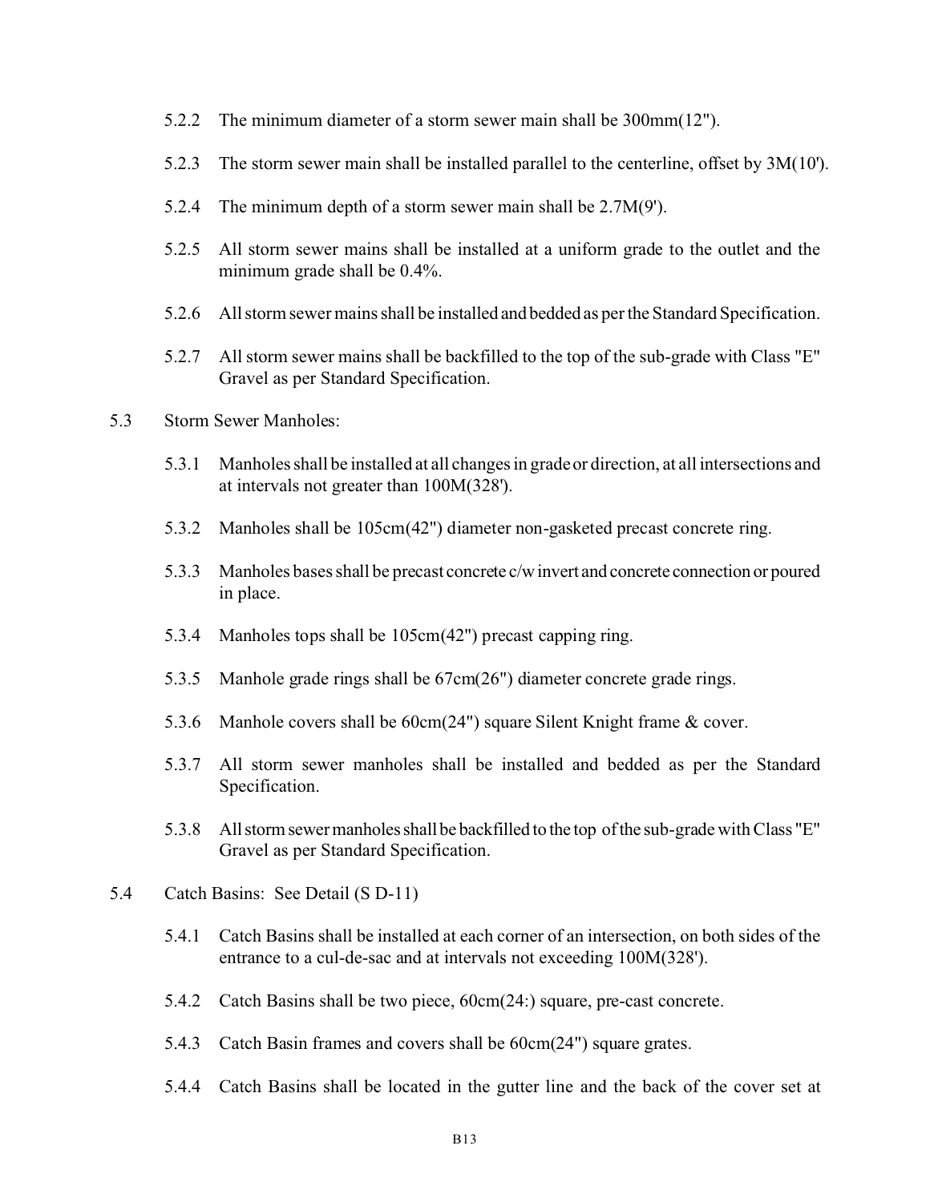5.2.2 The minimum diameter of a storm sewer main shall be 300mm(12").

5.2.3 The storm sewer main shall be installed parallel to the centerline, offset by 3M(10').

5.2.4 The minimum depth of a storm sewer main shall be 2.7M(9').

5.2.5 All storm sewer mains shall be installed at a uniform grade to the outlet and the minimum grade shall be 0.4%.

5.2.6 All storm sewer mains shall be installed and bedded as per the Standard Specification.

5.2.7 All storm sewer mains shall be backfilled to the top of the sub-grade with Class "E" Gravel as per Standard Specification.

5.3 Storm Sewer Manholes:

5.3.1 Manholes shall be installed at all changes in grade or direction, at all intersections and at intervals not greater than 100M(328').

5.3.2 Manholes shall be 105cm(42") diameter non-gasketed precast concrete ring.

5.3.3 Manholes bases shall be precast concrete c/w invert and concrete connection or poured in place.

5.3.4 Manholes tops shall be 105cm(42") precast capping ring.

5.3.5 Manhole grade rings shall be 67cm(26") diameter concrete grade rings.

5.3.6 Manhole covers shall be 60cm(24") square Silent Knight frame & cover.

5.3.7 All storm sewer manholes shall be installed and bedded as per the Standard Specification.

5.3.8 All storm sewer manholes shall be backfilled to the top of the sub-grade with Class "E" Gravel as per Standard Specification.

5.4 Catch Basins: See Detail (S D-11)

5.4.1 Catch Basins shall be installed at each corner of an intersection, on both sides of the entrance to a cul-de-sac and at intervals not exceeding 100M(328').

5.4.2 Catch Basins shall be two piece, 60cm(24:) square, pre-cast concrete.

5.4.3 Catch Basin frames and covers shall be 60cm(24") square grates.

5.4.4 Catch Basins shall be located in the gutter line and the back of the cover set at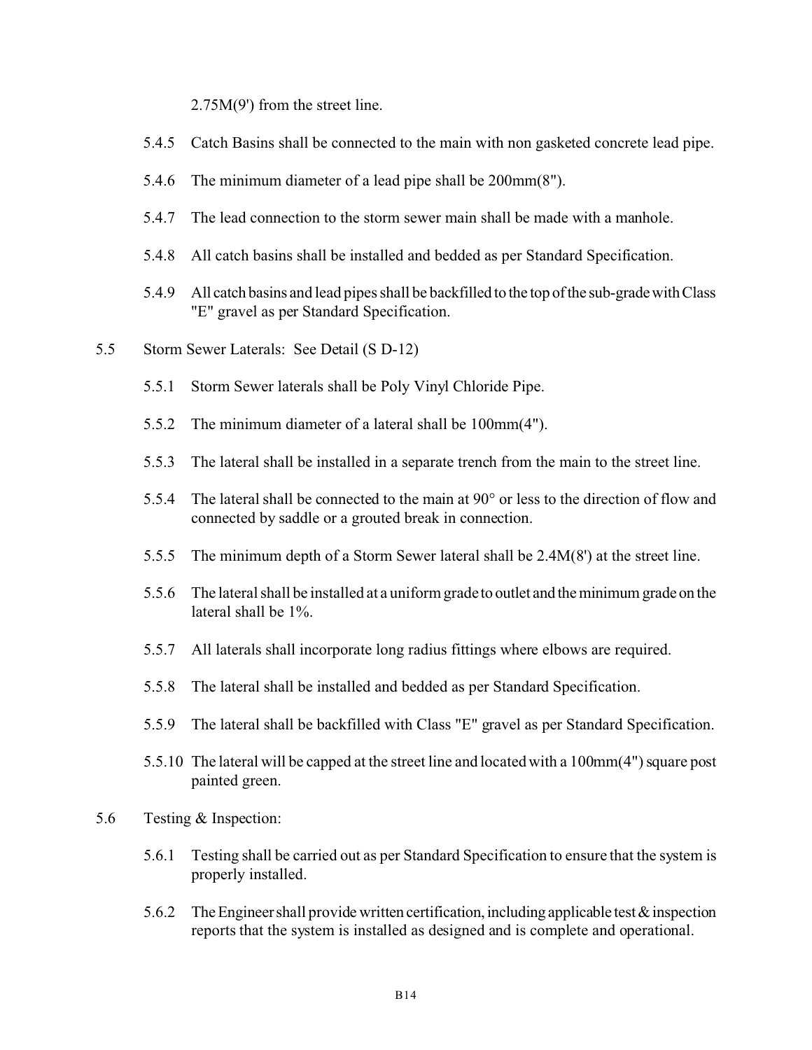2.75M(9') from the street line.

5.4.5 Catch Basins shall be connected to the main with non gasketed concrete lead pipe.

5.4.6 The minimum diameter of a lead pipe shall be 200mm(8").

5.4.7 The lead connection to the storm sewer main shall be made with a manhole.

5.4.8 All catch basins shall be installed and bedded as per Standard Specification.

5.4.9 All catch basins and lead pipes shall be backfilled to the top of the sub-grade with Class "E" gravel as per Standard Specification.

5.5 Storm Sewer Laterals: See Detail (S D-12)

5.5.1 Storm Sewer laterals shall be Poly Vinyl Chloride Pipe.

5.5.2 The minimum diameter of a lateral shall be 100mm(4").

5.5.3 The lateral shall be installed in a separate trench from the main to the street line.

5.5.4 The lateral shall be connected to the main at 90° or less to the direction of flow and connected by saddle or a grouted break in connection.

5.5.5 The minimum depth of a Storm Sewer lateral shall be 2.4M(8') at the street line.

5.5.6 The lateral shall be installed at a uniform grade to outlet and the minimum grade on the lateral shall be 1%.

5.5.7 All laterals shall incorporate long radius fittings where elbows are required.

5.5.8 The lateral shall be installed and bedded as per Standard Specification.

5.5.9 The lateral shall be backfilled with Class "E" gravel as per Standard Specification.

5.5.10 The lateral will be capped at the street line and located with a 100mm(4") square post painted green.

5.6 Testing & Inspection:

5.6.1 Testing shall be carried out as per Standard Specification to ensure that the system is properly installed.

5.6.2 The Engineer shall provide written certification, including applicable test & inspection reports that the system is installed as designed and is complete and operational.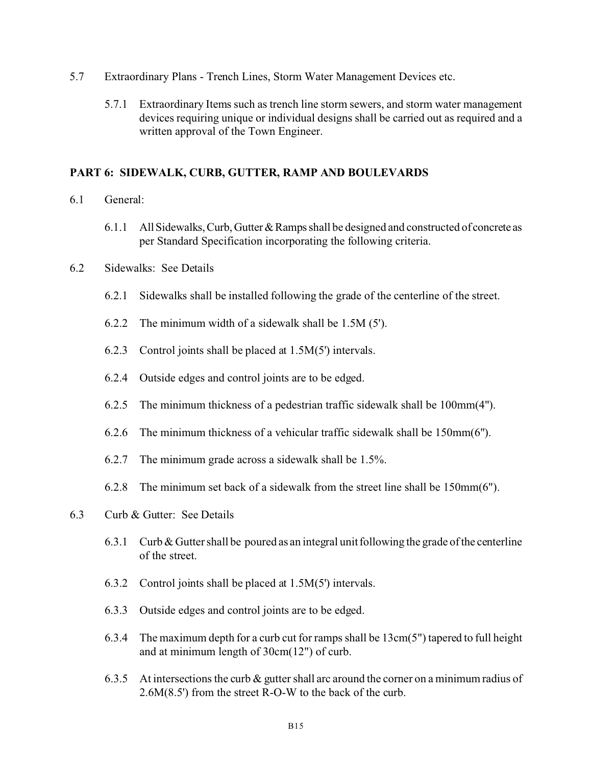5.7 Extraordinary Plans - Trench Lines, Storm Water Management Devices etc.

5.7.1 Extraordinary Items such as trench line storm sewers, and storm water management devices requiring unique or individual designs shall be carried out as required and a written approval of the Town Engineer.

## PART 6: SIDEWALK, CURB, GUTTER, RAMP AND BOULEVARDS

6.1 General:

6.1.1 All Sidewalks, Curb, Gutter & Ramps shall be designed and constructed of concrete as per Standard Specification incorporating the following criteria.

6.2 Sidewalks: See Details

6.2.1 Sidewalks shall be installed following the grade of the centerline of the street.

6.2.2 The minimum width of a sidewalk shall be 1.5M (5').

6.2.3 Control joints shall be placed at 1.5M(5') intervals.

6.2.4 Outside edges and control joints are to be edged.

6.2.5 The minimum thickness of a pedestrian traffic sidewalk shall be 100mm(4").

6.2.6 The minimum thickness of a vehicular traffic sidewalk shall be 150mm(6").

6.2.7 The minimum grade across a sidewalk shall be 1.5%.

6.2.8 The minimum set back of a sidewalk from the street line shall be 150mm(6").

6.3 Curb & Gutter: See Details

6.3.1 Curb & Gutter shall be poured as an integral unit following the grade of the centerline of the street.

6.3.2 Control joints shall be placed at 1.5M(5') intervals.

6.3.3 Outside edges and control joints are to be edged.

6.3.4 The maximum depth for a curb cut for ramps shall be 13cm(5") tapered to full height and at minimum length of 30cm(12") of curb.

6.3.5 At intersections the curb & gutter shall arc around the corner on a minimum radius of 2.6M(8.5') from the street R-O-W to the back of the curb.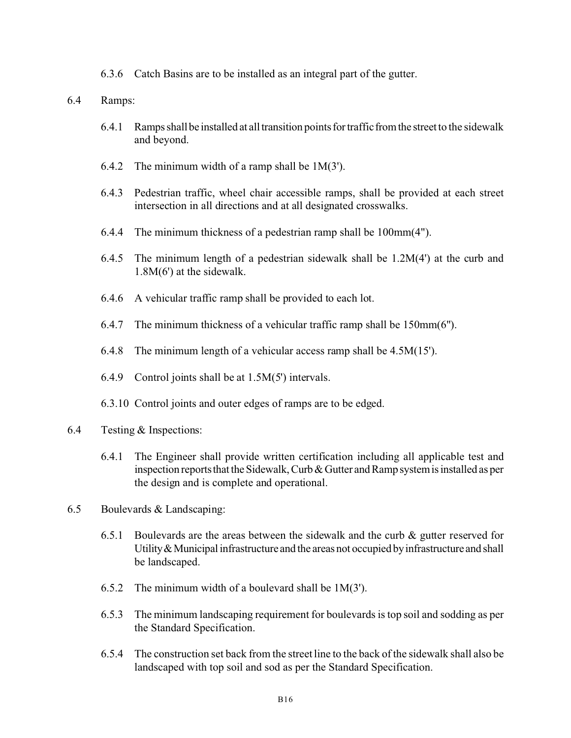6.3.6 Catch Basins are to be installed as an integral part of the gutter.

6.4 Ramps:

6.4.1 Ramps shall be installed at all transition points for traffic from the street to the sidewalk and beyond.

6.4.2 The minimum width of a ramp shall be 1M(3').

6.4.3 Pedestrian traffic, wheel chair accessible ramps, shall be provided at each street intersection in all directions and at all designated crosswalks.

6.4.4 The minimum thickness of a pedestrian ramp shall be 100mm(4").

6.4.5 The minimum length of a pedestrian sidewalk shall be 1.2M(4') at the curb and 1.8M(6') at the sidewalk.

6.4.6 A vehicular traffic ramp shall be provided to each lot.

6.4.7 The minimum thickness of a vehicular traffic ramp shall be 150mm(6").

6.4.8 The minimum length of a vehicular access ramp shall be 4.5M(15').

6.4.9 Control joints shall be at 1.5M(5') intervals.

6.3.10 Control joints and outer edges of ramps are to be edged.

6.4 Testing & Inspections:

6.4.1 The Engineer shall provide written certification including all applicable test and inspection reports that the Sidewalk, Curb & Gutter and Ramp system is installed as per the design and is complete and operational.

6.5 Boulevards & Landscaping:

6.5.1 Boulevards are the areas between the sidewalk and the curb & gutter reserved for Utility & Municipal infrastructure and the areas not occupied by infrastructure and shall be landscaped.

6.5.2 The minimum width of a boulevard shall be 1M(3').

6.5.3 The minimum landscaping requirement for boulevards is top soil and sodding as per the Standard Specification.

6.5.4 The construction set back from the street line to the back of the sidewalk shall also be landscaped with top soil and sod as per the Standard Specification.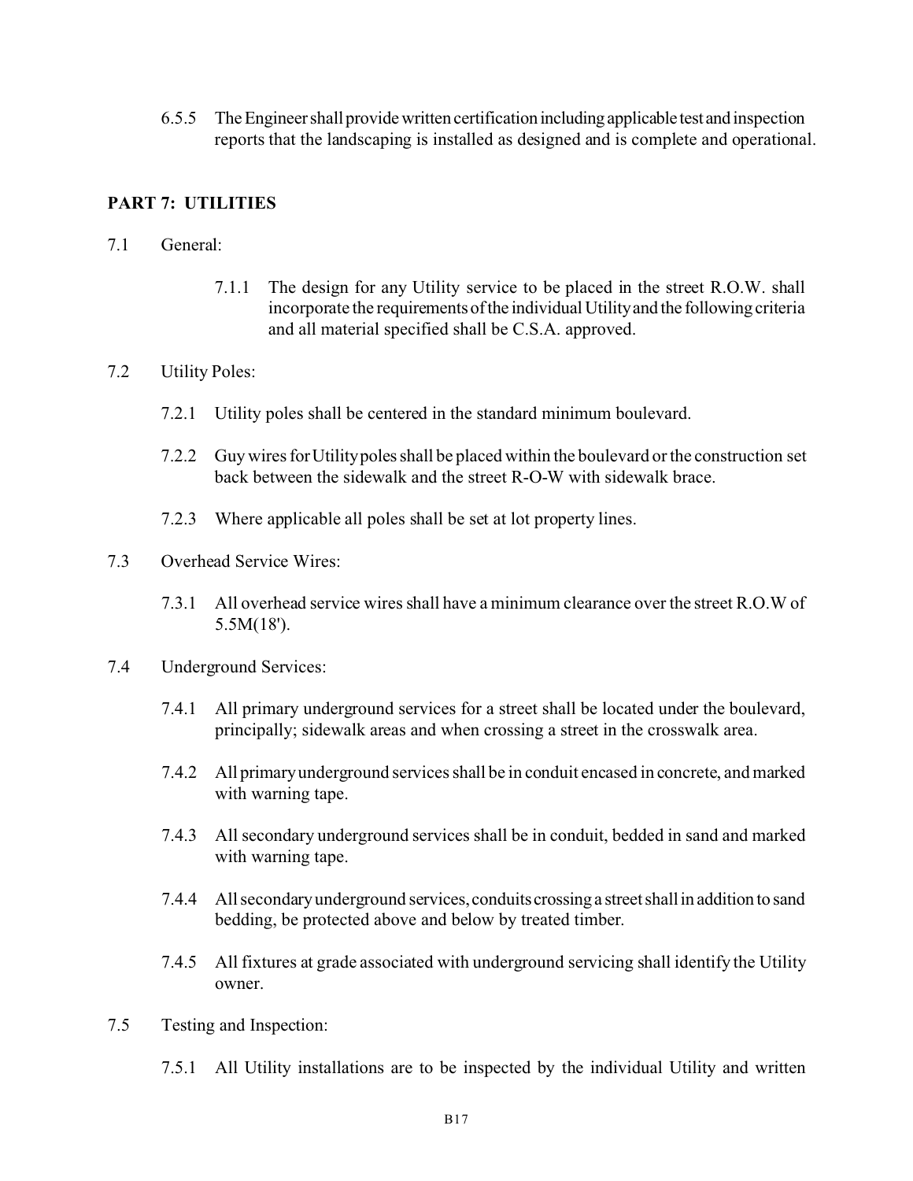6.5.5 The Engineer shall provide written certification including applicable test and inspection reports that the landscaping is installed as designed and is complete and operational.

## PART 7: UTILITIES

7.1 General:

7.1.1 The design for any Utility service to be placed in the street R.O.W. shall incorporate the requirements of the individual Utility and the following criteria and all material specified shall be C.S.A. approved.

7.2 Utility Poles:

7.2.1 Utility poles shall be centered in the standard minimum boulevard.

7.2.2 Guy wires for Utility poles shall be placed within the boulevard or the construction set back between the sidewalk and the street R-O-W with sidewalk brace.

7.2.3 Where applicable all poles shall be set at lot property lines.

7.3 Overhead Service Wires:

7.3.1 All overhead service wires shall have a minimum clearance over the street R.O.W of 5.5M(18').

7.4 Underground Services:

7.4.1 All primary underground services for a street shall be located under the boulevard, principally; sidewalk areas and when crossing a street in the crosswalk area.

7.4.2 All primary underground services shall be in conduit encased in concrete, and marked with warning tape.

7.4.3 All secondary underground services shall be in conduit, bedded in sand and marked with warning tape.

7.4.4 All secondary underground services, conduits crossing a street shall in addition to sand bedding, be protected above and below by treated timber.

7.4.5 All fixtures at grade associated with underground servicing shall identify the Utility owner.

7.5 Testing and Inspection:

7.5.1 All Utility installations are to be inspected by the individual Utility and written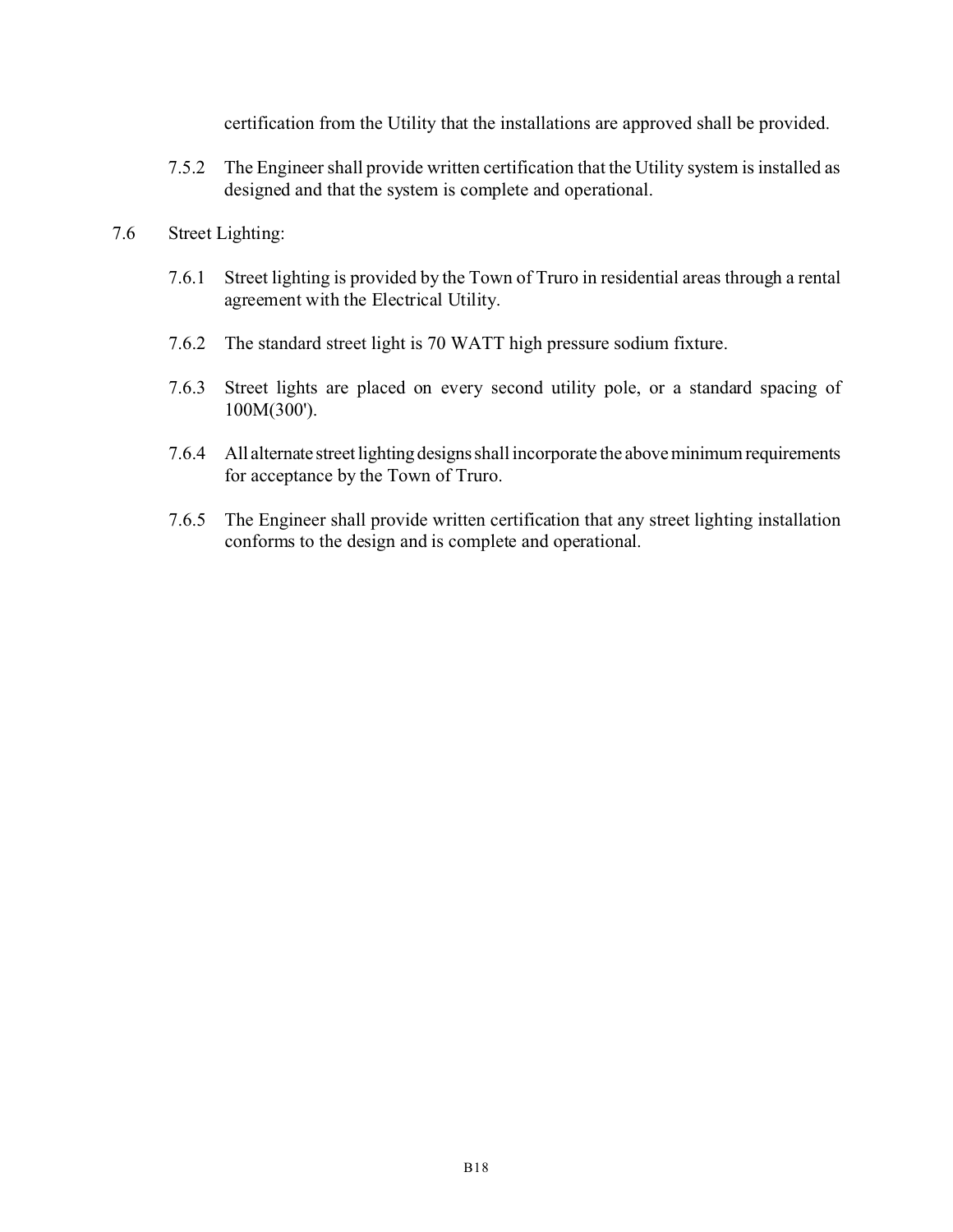certification from the Utility that the installations are approved shall be provided.

7.5.2 The Engineer shall provide written certification that the Utility system is installed as designed and that the system is complete and operational.

7.6 Street Lighting:

7.6.1 Street lighting is provided by the Town of Truro in residential areas through a rental agreement with the Electrical Utility.

7.6.2 The standard street light is 70 WATT high pressure sodium fixture.

7.6.3 Street lights are placed on every second utility pole, or a standard spacing of 100M(300').

7.6.4 All alternate street lighting designs shall incorporate the above minimum requirements for acceptance by the Town of Truro.

7.6.5 The Engineer shall provide written certification that any street lighting installation conforms to the design and is complete and operational.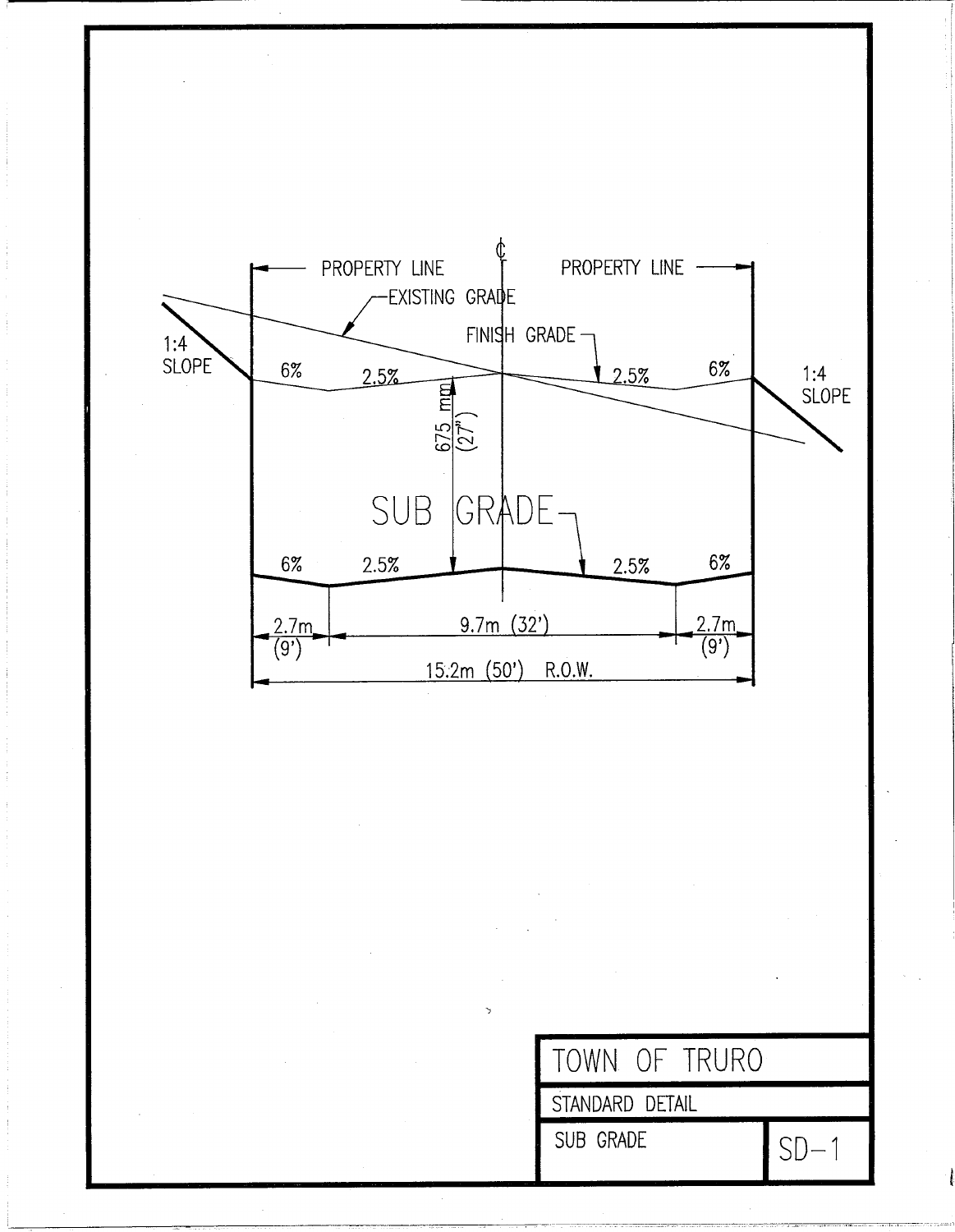PROPERTY LINE ℄ PROPERTY LINE

EXISTING GRADE

FINISH GRADE

1:4 SLOPE

6% 2.5% 2.5% 6%

675 mm (27")

SUB GRADE

6% 2.5% 2.5% 6%

2.7m (9') 9.7m (32') 2.7m (9')

15.2m (50') R.O.W.

| TOWN OF TRURO | |
|---|---|
| STANDARD DETAIL | |
| SUB GRADE | SD–1 |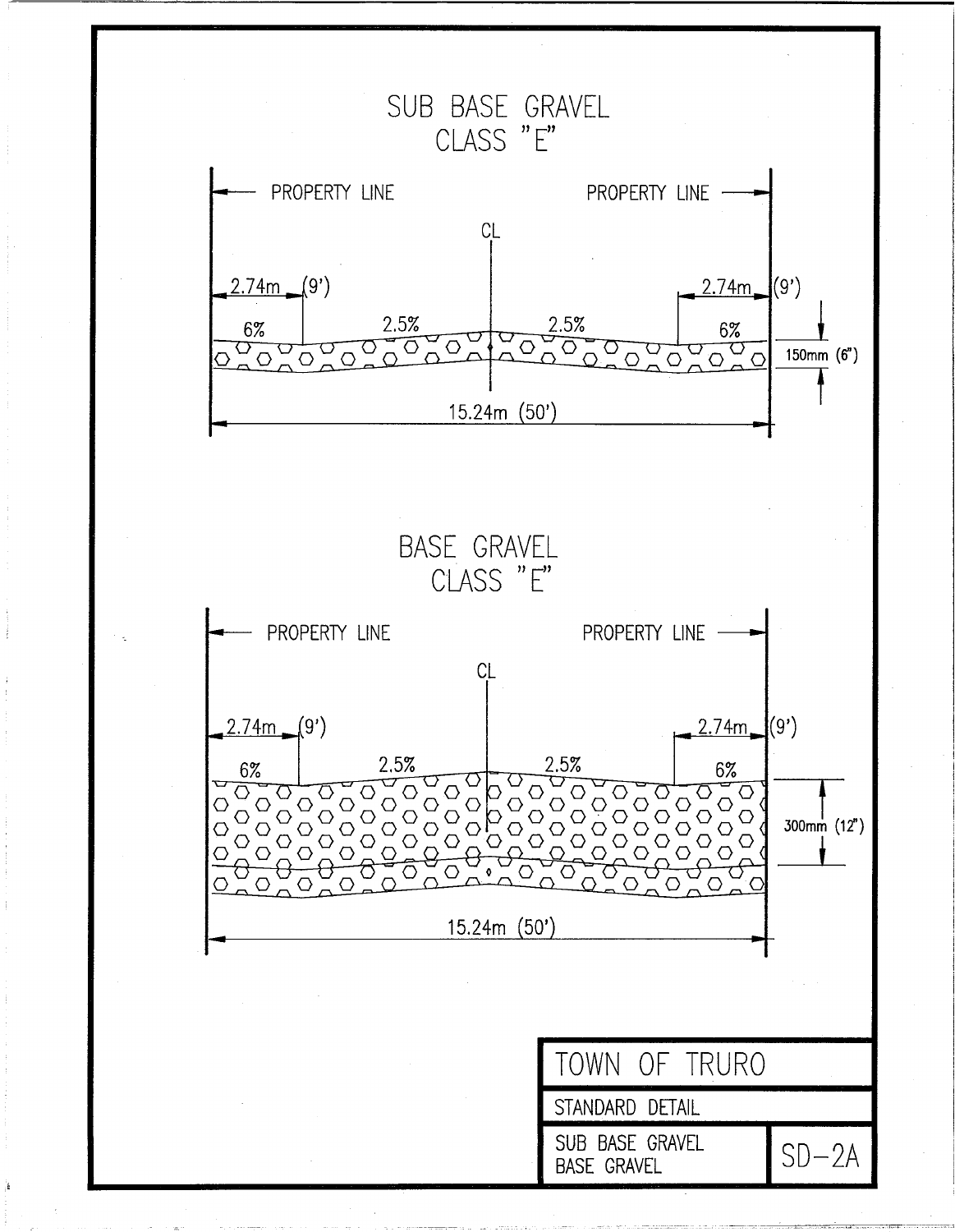## SUB BASE GRAVEL CLASS "E"

PROPERTY LINE

PROPERTY LINE

CL

2.74m (9')

2.74m (9')

6%

2.5%

2.5%

6%

150mm (6")

15.24m (50')

## BASE GRAVEL CLASS "E"

PROPERTY LINE

PROPERTY LINE

CL

2.74m (9')

2.74m (9')

6%

2.5%

2.5%

6%

300mm (12")

15.24m (50')

| TOWN OF TRURO | |
|---|---|
| STANDARD DETAIL | |
| SUB BASE GRAVEL BASE GRAVEL | SD–2A |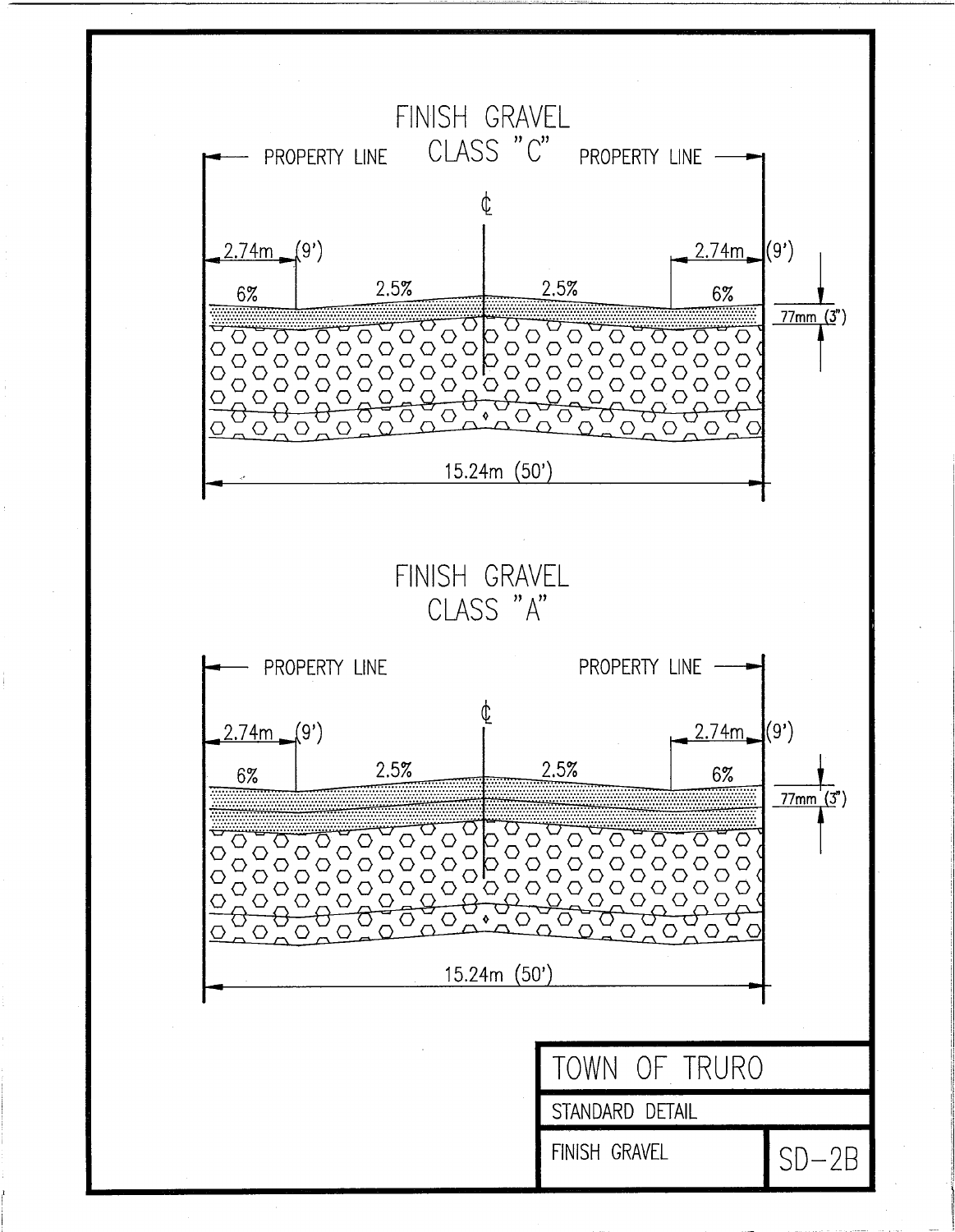## FINISH GRAVEL CLASS "C"

PROPERTY LINE — PROPERTY LINE

℄

2.74m (9') — 2.74m (9')

6% — 2.5% — 2.5% — 6%

77mm (3")

15.24m (50')

## FINISH GRAVEL CLASS "A"

PROPERTY LINE — PROPERTY LINE

℄

2.74m (9') — 2.74m (9')

6% — 2.5% — 2.5% — 6%

77mm (3")

15.24m (50')

| TOWN OF TRURO | |
|---|---|
| STANDARD DETAIL | |
| FINISH GRAVEL | SD-2B |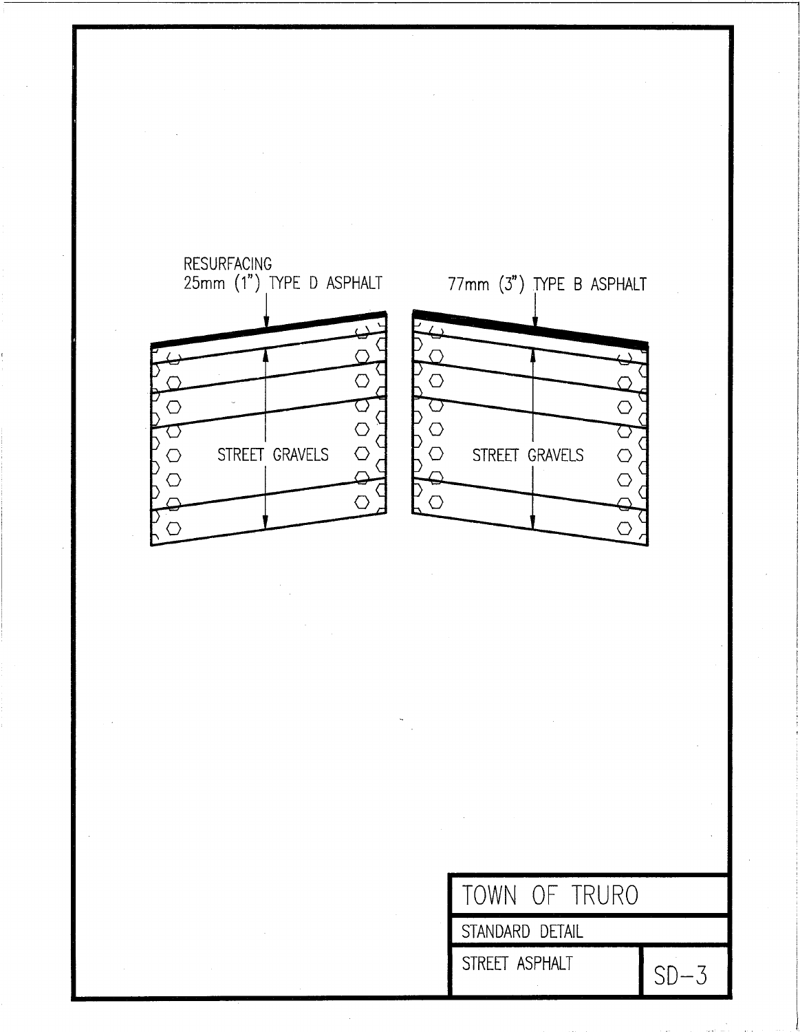RESURFACING
25mm (1") TYPE D ASPHALT

STREET GRAVELS

77mm (3") TYPE B ASPHALT

STREET GRAVELS

| TOWN OF TRURO | |
|---|---|
| STANDARD DETAIL | |
| STREET ASPHALT | SD–3 |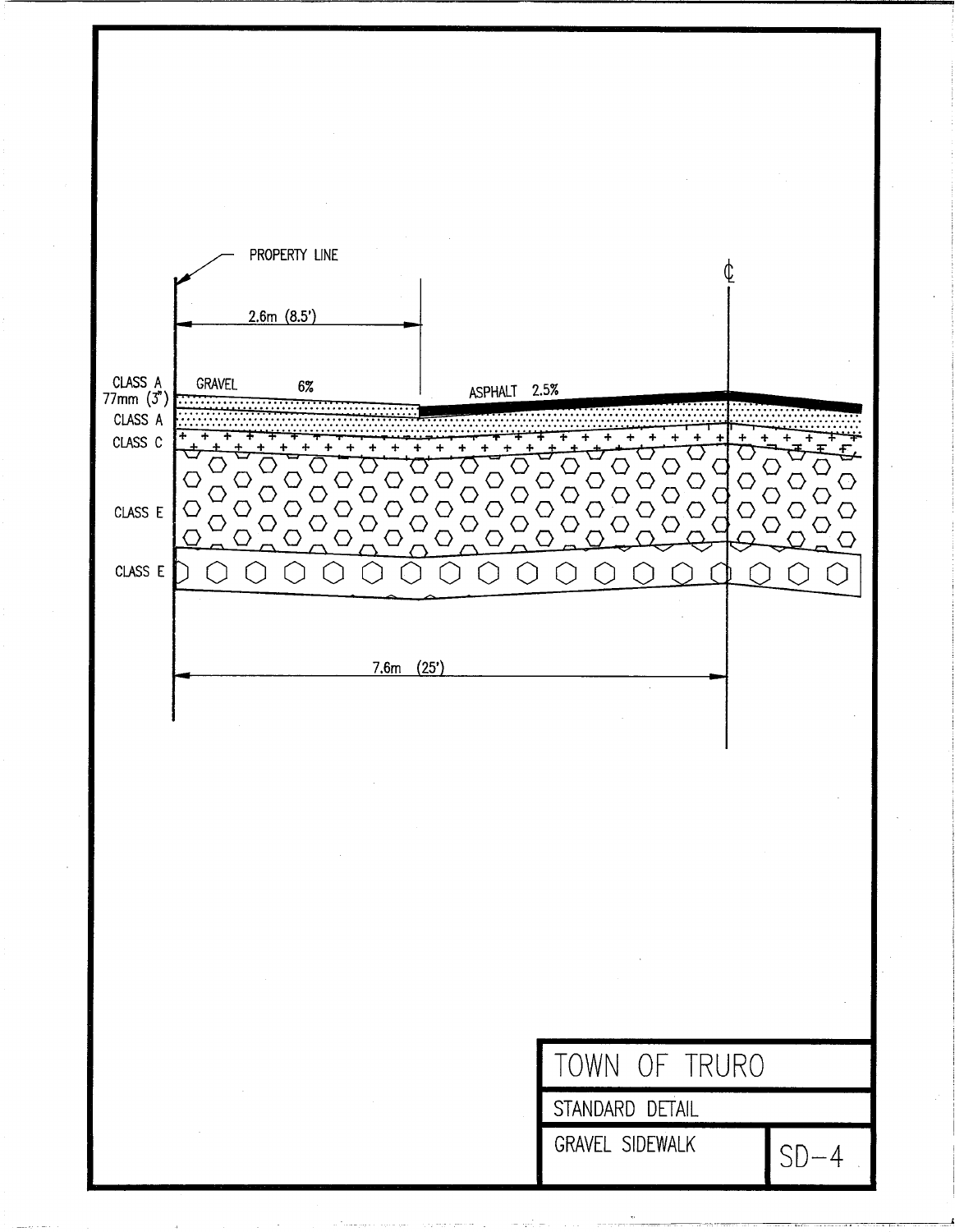PROPERTY LINE

℄

2.6m (8.5')

CLASS A 77mm (3")

GRAVEL 6%

ASPHALT 2.5%

CLASS A

CLASS C

CLASS E

CLASS E

7.6m (25')

| TOWN OF TRURO | |
|---|---|
| STANDARD DETAIL | |
| GRAVEL SIDEWALK | SD–4 |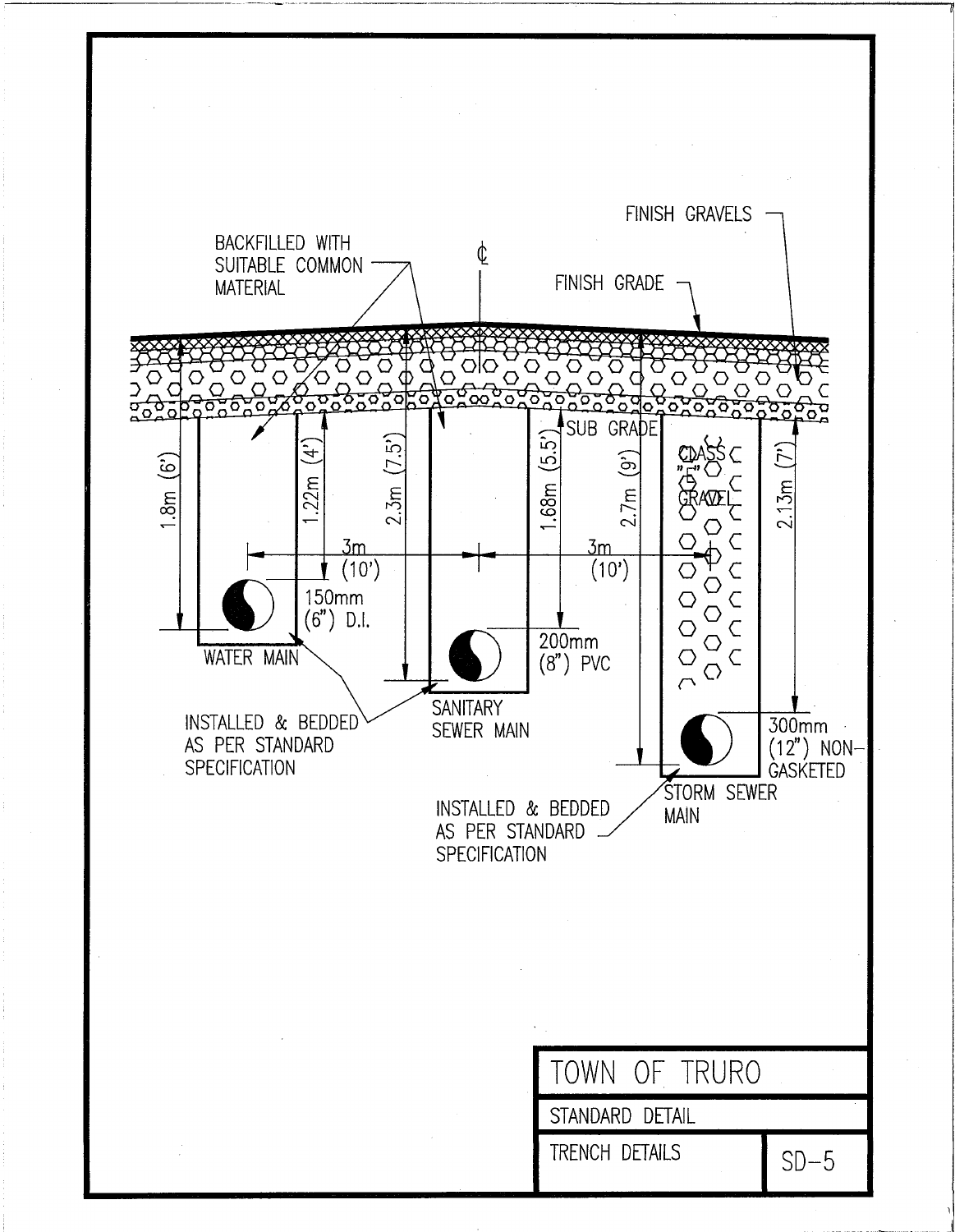FINISH GRAVELS

BACKFILLED WITH SUITABLE COMMON MATERIAL

℄

FINISH GRADE

SUB GRADE

CLASS "E" GRAVEL

1.8m (6')

1.22m (4')

2.3m (7.5')

1.68m (5.5')

2.7m (9')

2.13m (7')

3m (10')

3m (10')

150mm (6") D.I.

WATER MAIN

200mm (8") PVC

SANITARY SEWER MAIN

300mm (12") NON-GASKETED

STORM SEWER MAIN

INSTALLED & BEDDED AS PER STANDARD SPECIFICATION

INSTALLED & BEDDED AS PER STANDARD SPECIFICATION

| TOWN OF TRURO | |
|---|---|
| STANDARD DETAIL | |
| TRENCH DETAILS | SD-5 |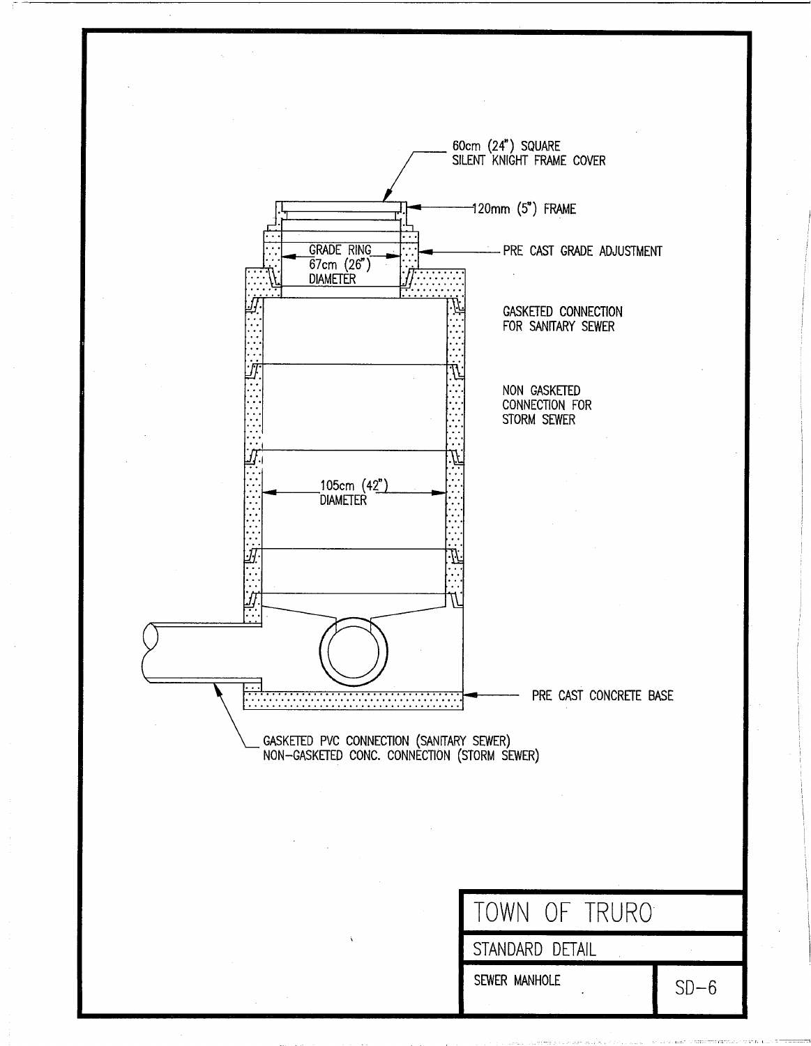60cm (24") SQUARE
SILENT KNIGHT FRAME COVER

120mm (5") FRAME

GRADE RING
67cm (26")
DIAMETER

PRE CAST GRADE ADJUSTMENT

GASKETED CONNECTION
FOR SANITARY SEWER

NON GASKETED
CONNECTION FOR
STORM SEWER

105cm (42")
DIAMETER

PRE CAST CONCRETE BASE

GASKETED PVC CONNECTION (SANITARY SEWER)
NON-GASKETED CONC. CONNECTION (STORM SEWER)

| TOWN OF TRURO | |
|---|---|
| STANDARD DETAIL | |
| SEWER MANHOLE | SD-6 |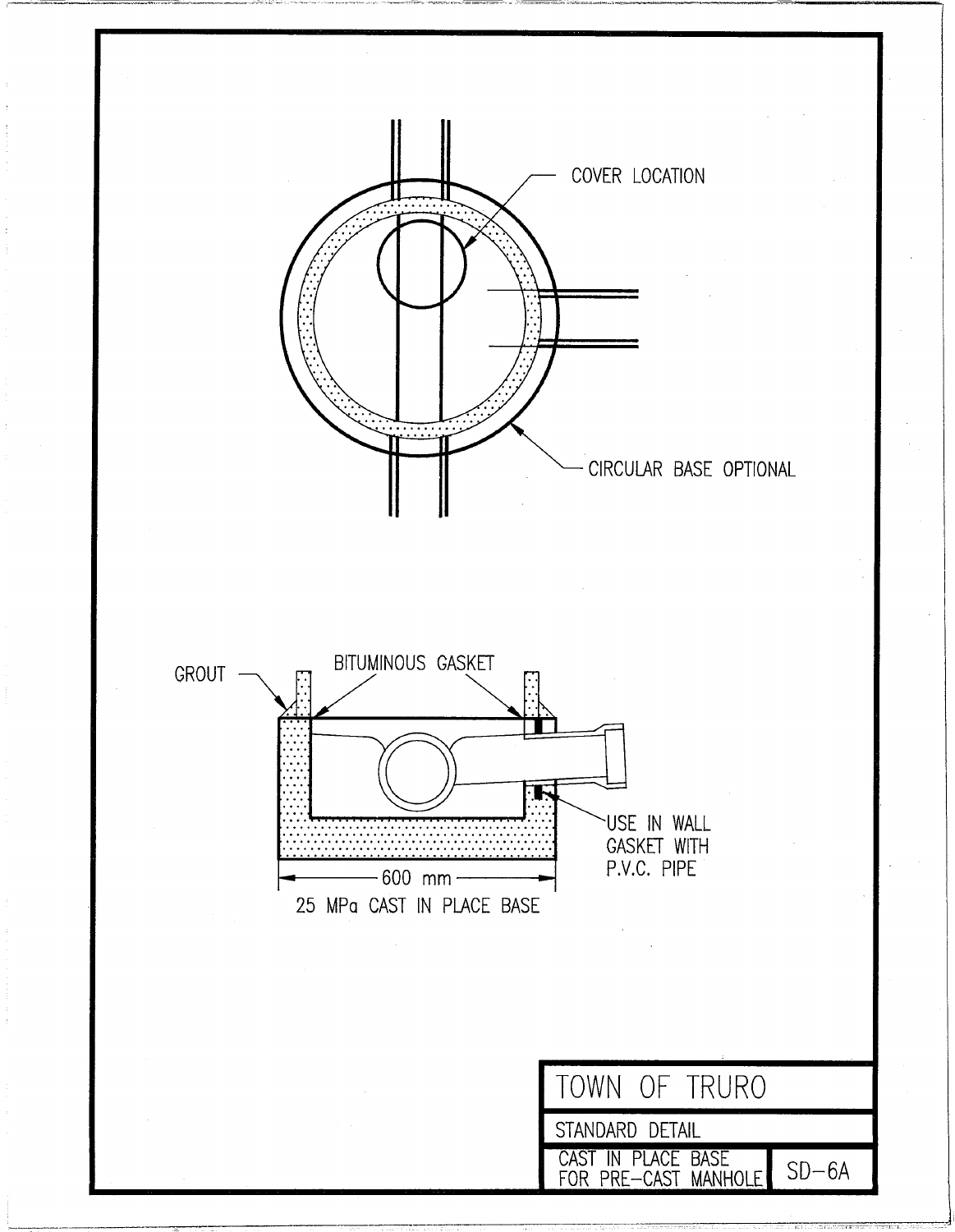COVER LOCATION

CIRCULAR BASE OPTIONAL

GROUT

BITUMINOUS GASKET

USE IN WALL GASKET WITH P.V.C. PIPE

600 mm

25 MPa CAST IN PLACE BASE

| TOWN OF TRURO | |
|---|---|
| STANDARD DETAIL | |
| CAST IN PLACE BASE FOR PRE-CAST MANHOLE | SD-6A |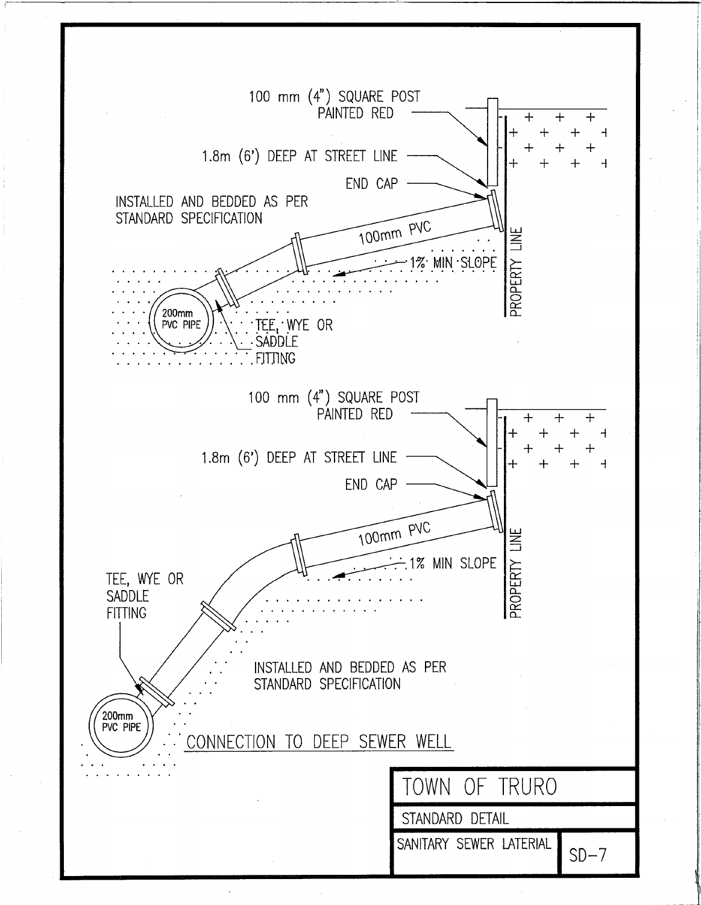100 mm (4") SQUARE POST PAINTED RED

1.8m (6') DEEP AT STREET LINE

END CAP

INSTALLED AND BEDDED AS PER STANDARD SPECIFICATION

100mm PVC

1% MIN SLOPE

PROPERTY LINE

200mm PVC PIPE

TEE, WYE OR SADDLE FITTING

100 mm (4") SQUARE POST PAINTED RED

1.8m (6') DEEP AT STREET LINE

END CAP

100mm PVC

1% MIN SLOPE

PROPERTY LINE

TEE, WYE OR SADDLE FITTING

INSTALLED AND BEDDED AS PER STANDARD SPECIFICATION

200mm PVC PIPE

CONNECTION TO DEEP SEWER WELL

| TOWN OF TRURO | |
| --- | --- |
| STANDARD DETAIL | |
| SANITARY SEWER LATERAL | SD-7 |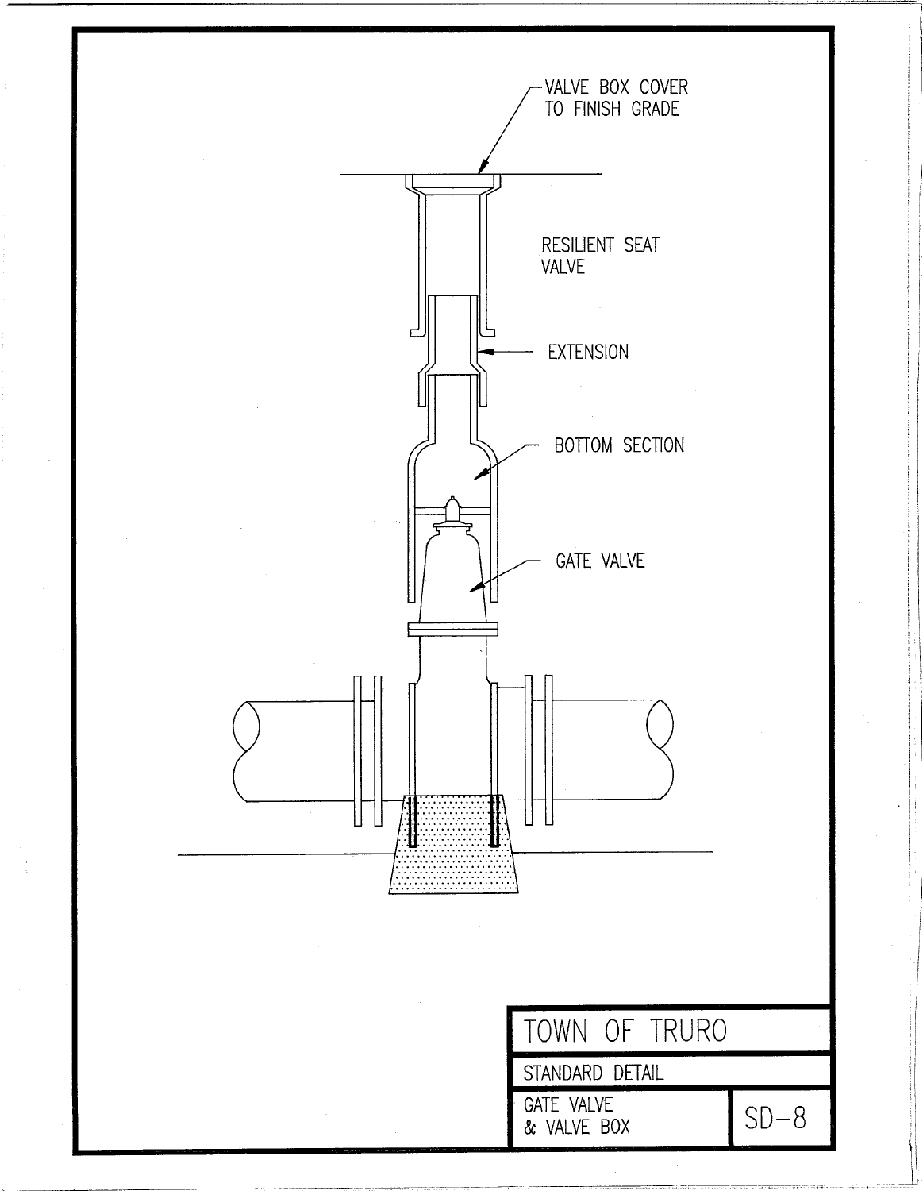VALVE BOX COVER TO FINISH GRADE

RESILIENT SEAT VALVE

EXTENSION

BOTTOM SECTION

GATE VALVE

| TOWN OF TRURO | |
|---|---|
| STANDARD DETAIL | |
| GATE VALVE & VALVE BOX | SD–8 |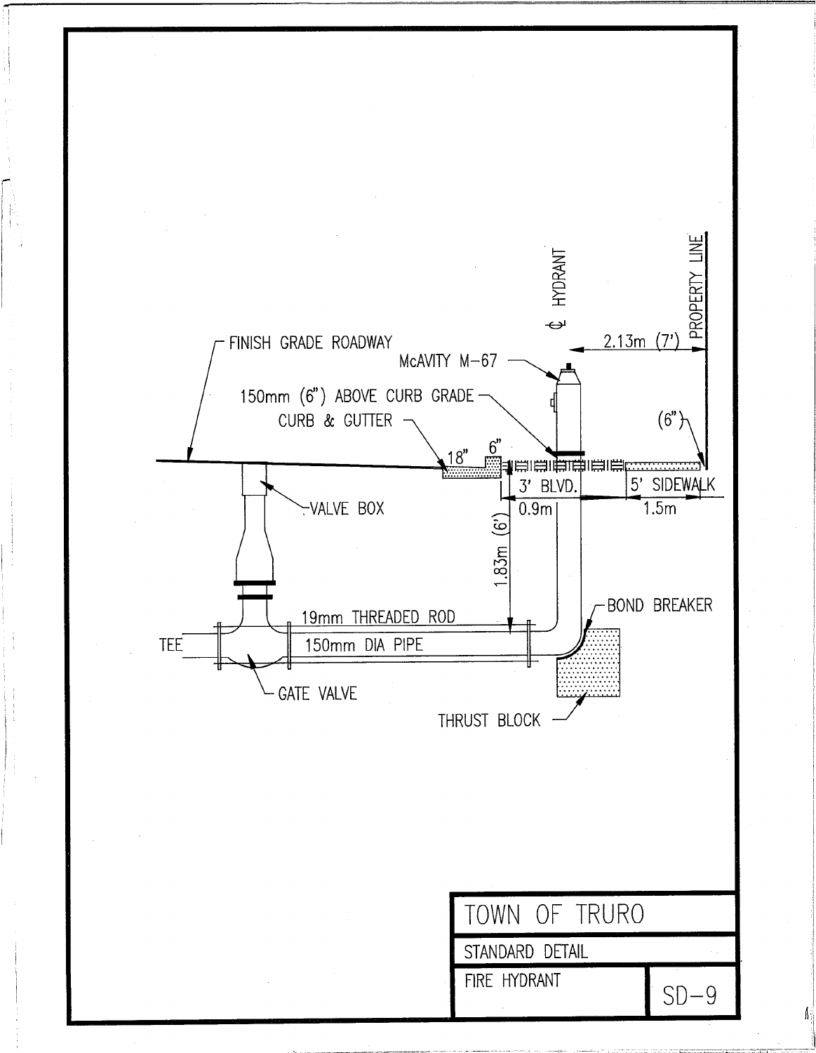FINISH GRADE ROADWAY

McAVITY M-67

150mm (6") ABOVE CURB GRADE

CURB & GUTTER

℄ HYDRANT

PROPERTY LINE

2.13m (7')

18"

6"

(6")

3' BLVD.

5' SIDEWALK

0.9m

1.5m

VALVE BOX

1.83m (6')

19mm THREADED ROD

150mm DIA PIPE

TEE

GATE VALVE

BOND BREAKER

THRUST BLOCK

| TOWN OF TRURO | |
|---|---|
| STANDARD DETAIL | |
| FIRE HYDRANT | SD-9 |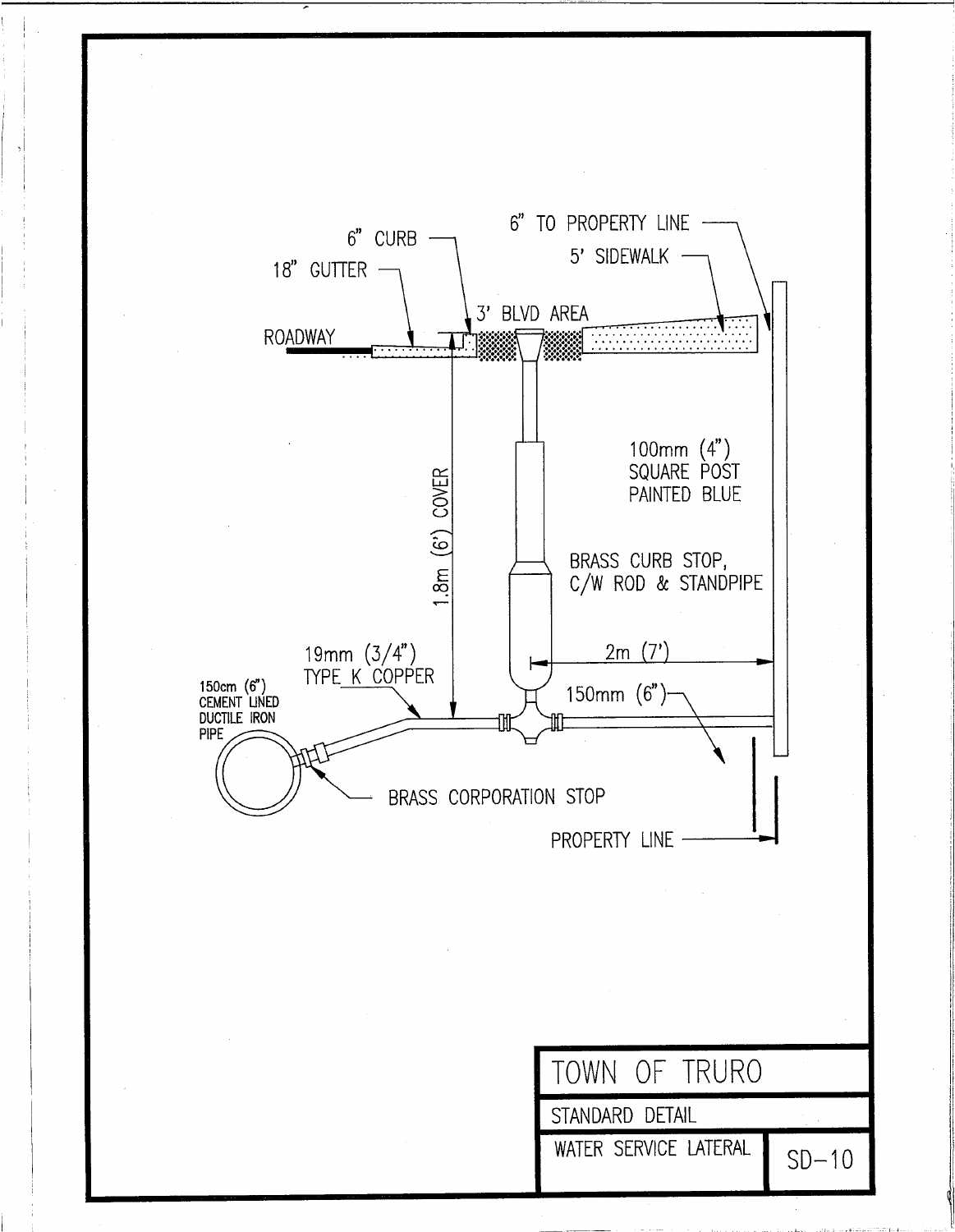6" TO PROPERTY LINE

6" CURB

5' SIDEWALK

18" GUTTER

3' BLVD AREA

ROADWAY

100mm (4")
SQUARE POST
PAINTED BLUE

1.8m (6') COVER

BRASS CURB STOP,
C/W ROD & STANDPIPE

19mm (3/4")
TYPE K COPPER

2m (7')

150cm (6")
CEMENT LINED
DUCTILE IRON
PIPE

150mm (6")

BRASS CORPORATION STOP

PROPERTY LINE

| TOWN OF TRURO | |
|---|---|
| STANDARD DETAIL | |
| WATER SERVICE LATERAL | SD-10 |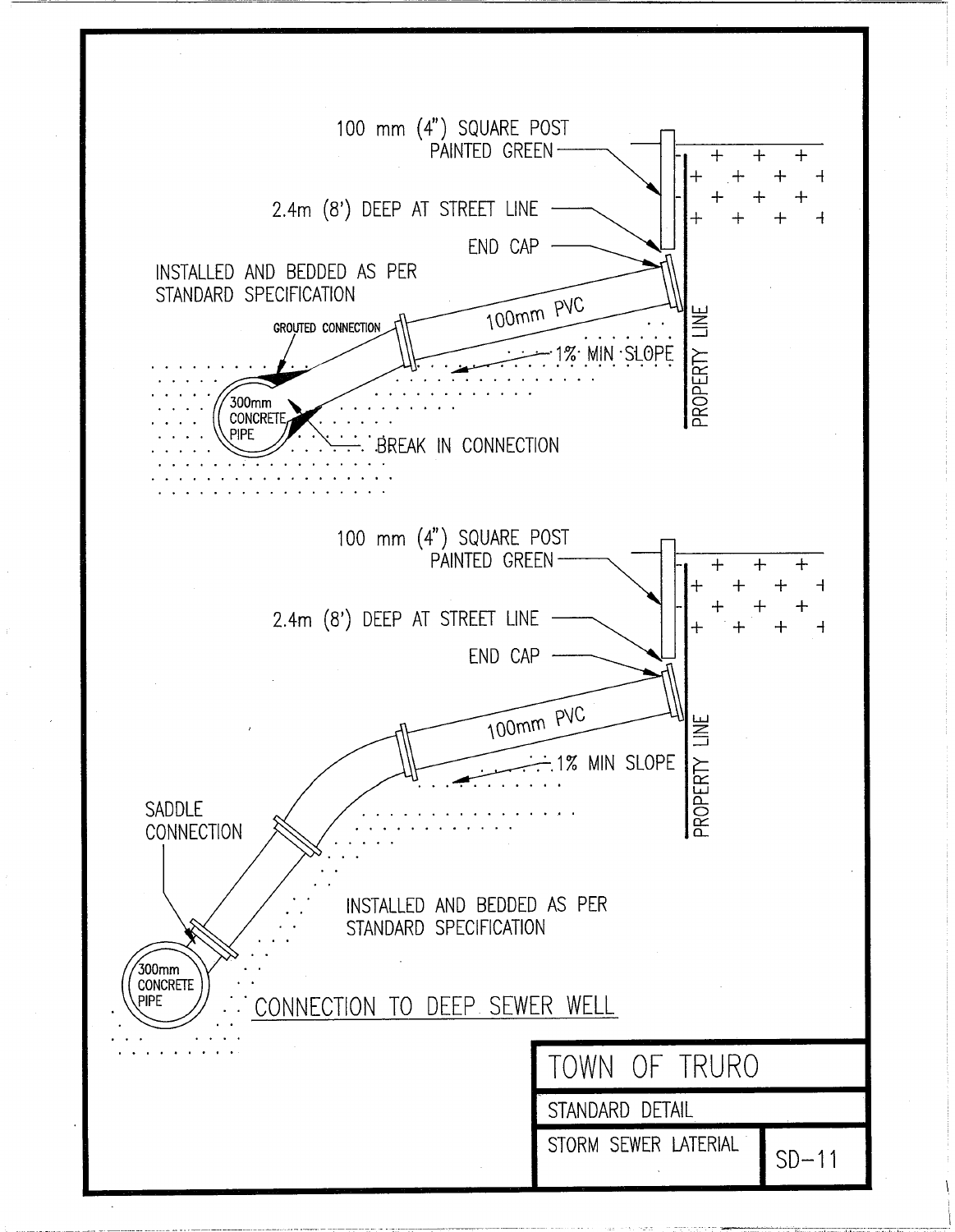100 mm (4") SQUARE POST PAINTED GREEN

2.4m (8') DEEP AT STREET LINE

END CAP

INSTALLED AND BEDDED AS PER STANDARD SPECIFICATION

GROUTED CONNECTION

100mm PVC

1% MIN SLOPE

PROPERTY LINE

300mm CONCRETE PIPE

BREAK IN CONNECTION

100 mm (4") SQUARE POST PAINTED GREEN

2.4m (8') DEEP AT STREET LINE

END CAP

100mm PVC

1% MIN SLOPE

PROPERTY LINE

SADDLE CONNECTION

INSTALLED AND BEDDED AS PER STANDARD SPECIFICATION

300mm CONCRETE PIPE

CONNECTION TO DEEP SEWER WELL

| TOWN OF TRURO | |
|---|---|
| STANDARD DETAIL | |
| STORM SEWER LATERIAL | SD-11 |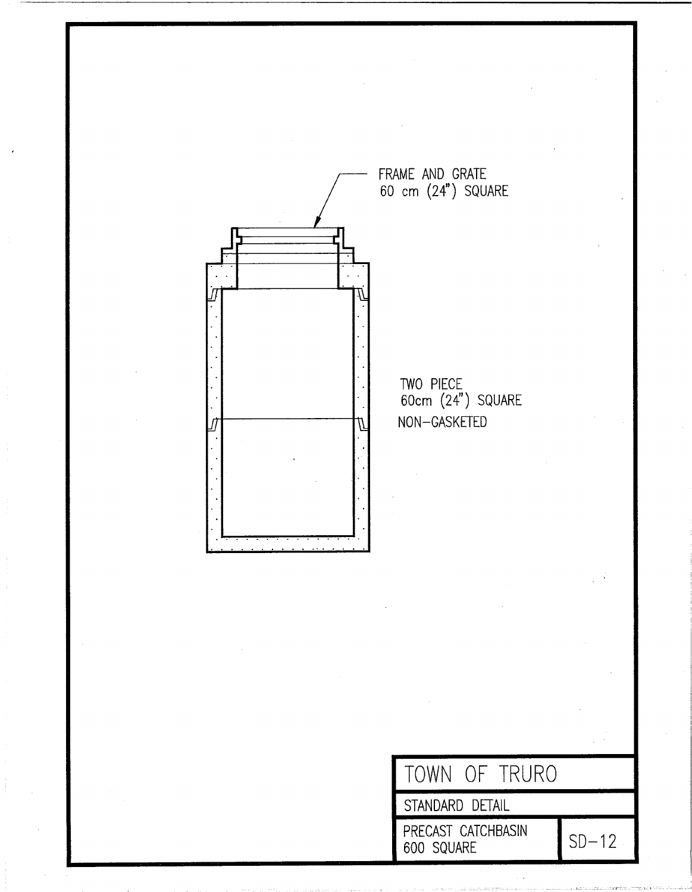FRAME AND GRATE
60 cm (24") SQUARE

TWO PIECE
60cm (24") SQUARE
NON-GASKETED

| TOWN OF TRURO | |
| --- | --- |
| STANDARD DETAIL | |
| PRECAST CATCHBASIN 600 SQUARE | SD-12 |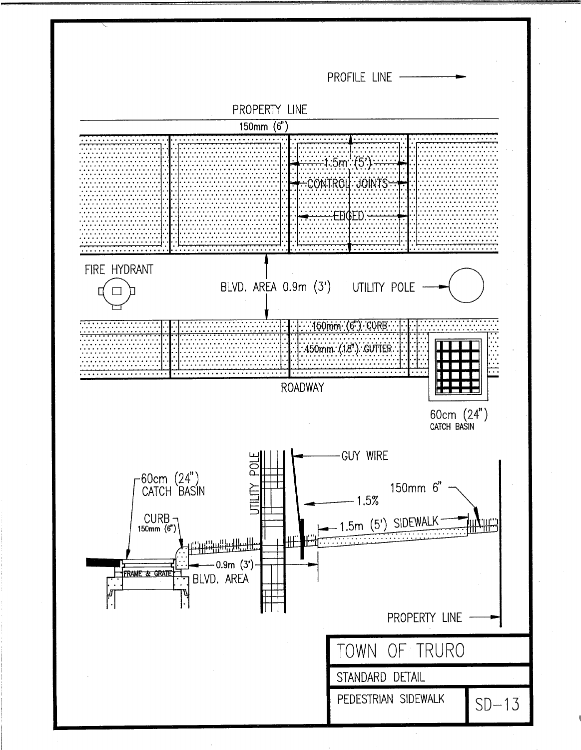PROFILE LINE

PROPERTY LINE

150mm (6")

1.5m (5')

CONTROL JOINTS

EDGED

FIRE HYDRANT

BLVD. AREA 0.9m (3')

UTILITY POLE

150mm (6") CURB

450mm (18") GUTTER

ROADWAY

60cm (24") CATCH BASIN

GUY WIRE

UTILITY POLE

60cm (24") CATCH BASIN

150mm 6"

1.5%

CURB 150mm (6")

1.5m (5') SIDEWALK

FRAME & GRATE

0.9m (3')

BLVD. AREA

PROPERTY LINE

| TOWN OF TRURO | |
|---|---|
| STANDARD DETAIL | |
| PEDESTRIAN SIDEWALK | SD-13 |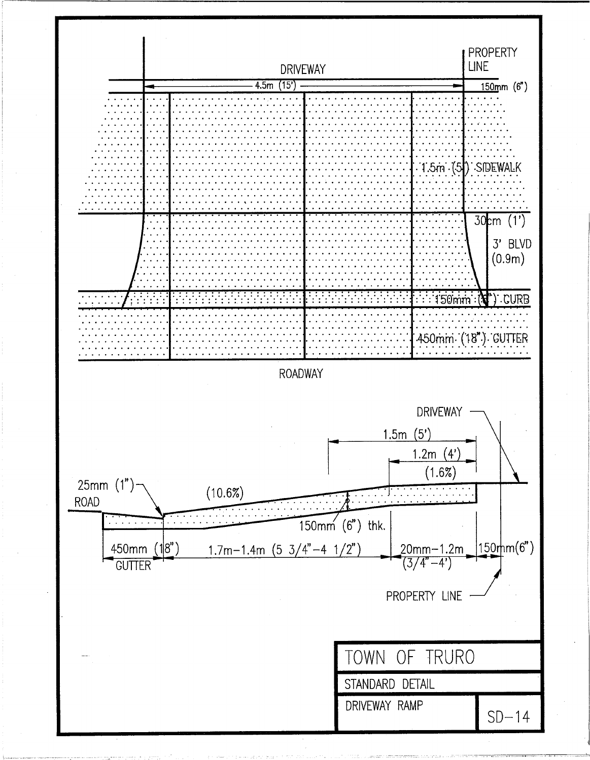DRIVEWAY

PROPERTY LINE

4.5m (15')

150mm (6")

1.5m (5') SIDEWALK

30cm (1')

3' BLVD (0.9m)

150mm (6") CURB

450mm (18") GUTTER

ROADWAY

DRIVEWAY

1.5m (5')

1.2m (4')

(1.6%)

25mm (1")

ROAD

(10.6%)

150mm (6") thk.

450mm (18")

GUTTER

1.7m–1.4m (5 3/4"–4 1/2")

20mm–1.2m (3/4"–4')

150mm(6")

PROPERTY LINE

| TOWN OF TRURO | |
| --- | --- |
| STANDARD DETAIL | |
| DRIVEWAY RAMP | SD–14 |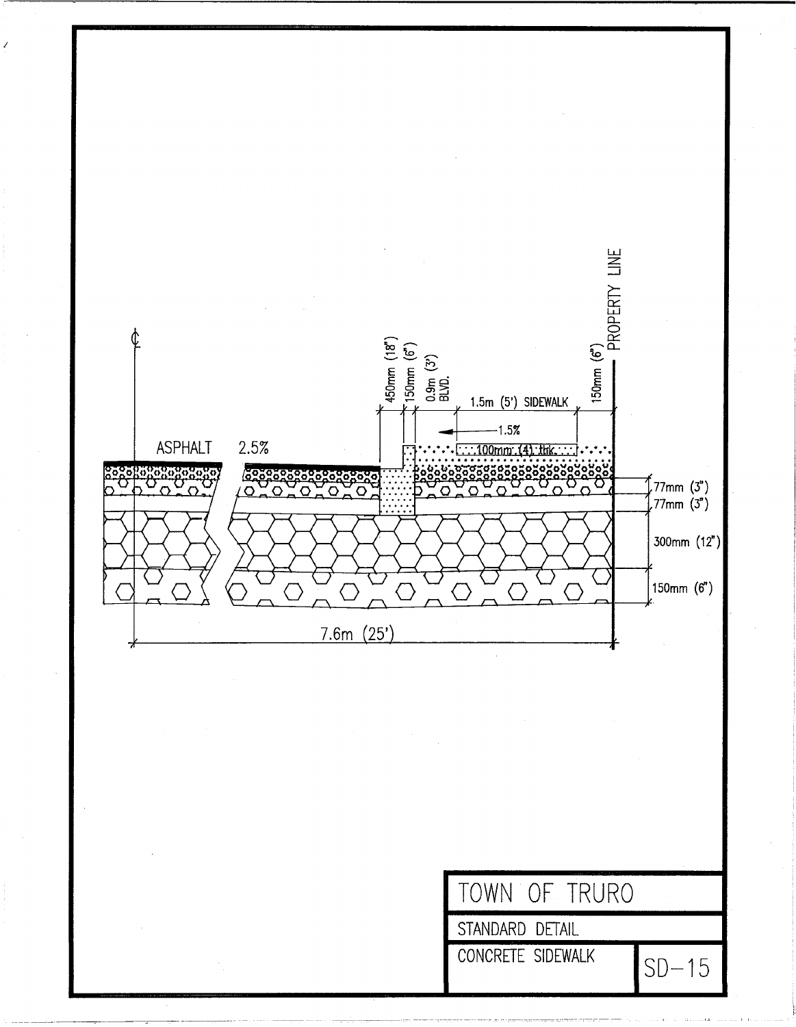℄

ASPHALT 2.5%

450mm (18")

150mm (6")

0.9m (3') BLVD.

1.5m (5') SIDEWALK

150mm (6")

PROPERTY LINE

1.5%

100mm (4") thk.

77mm (3")

77mm (3")

300mm (12")

150mm (6")

7.6m (25')

| TOWN OF TRURO | |
|---|---|
| STANDARD DETAIL | |
| CONCRETE SIDEWALK | SD-15 |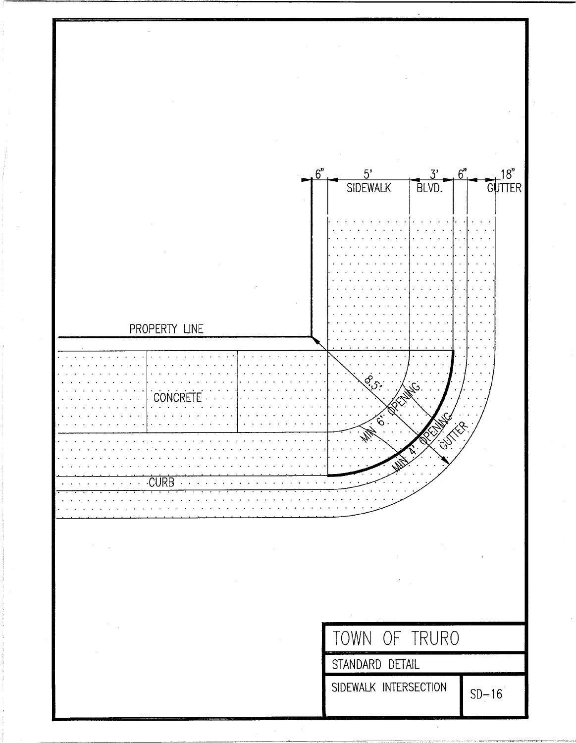6" 5' SIDEWALK 3' BLVD. 6" 18" GUTTER

PROPERTY LINE

CONCRETE

8.5'

MIN 6' OPENING

MIN 4' OPENING

GUTTER

CURB

| TOWN OF TRURO | |
|---|---|
| STANDARD DETAIL | |
| SIDEWALK INTERSECTION | SD-16 |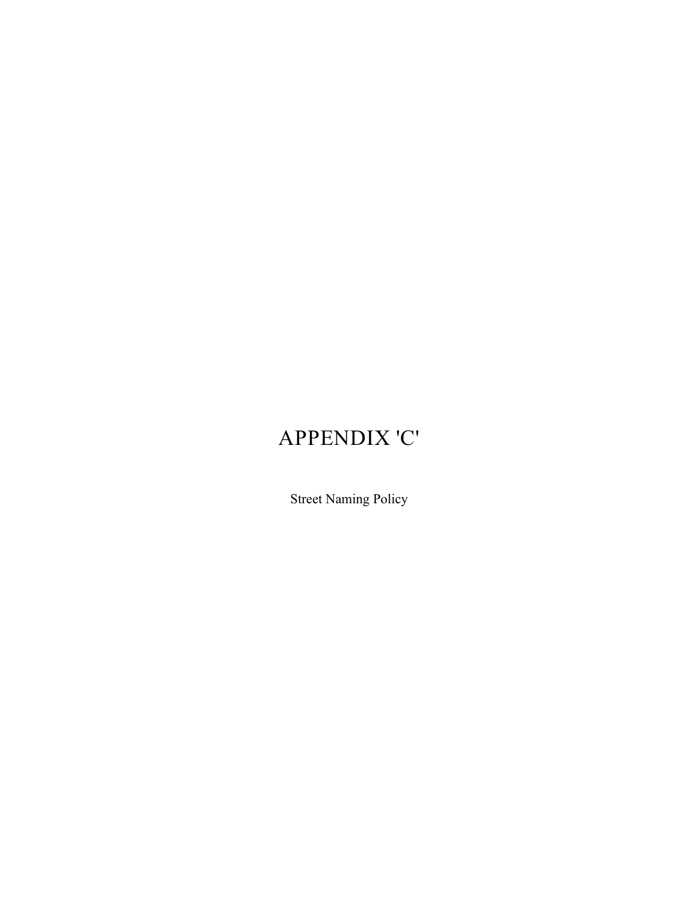# APPENDIX 'C'

Street Naming Policy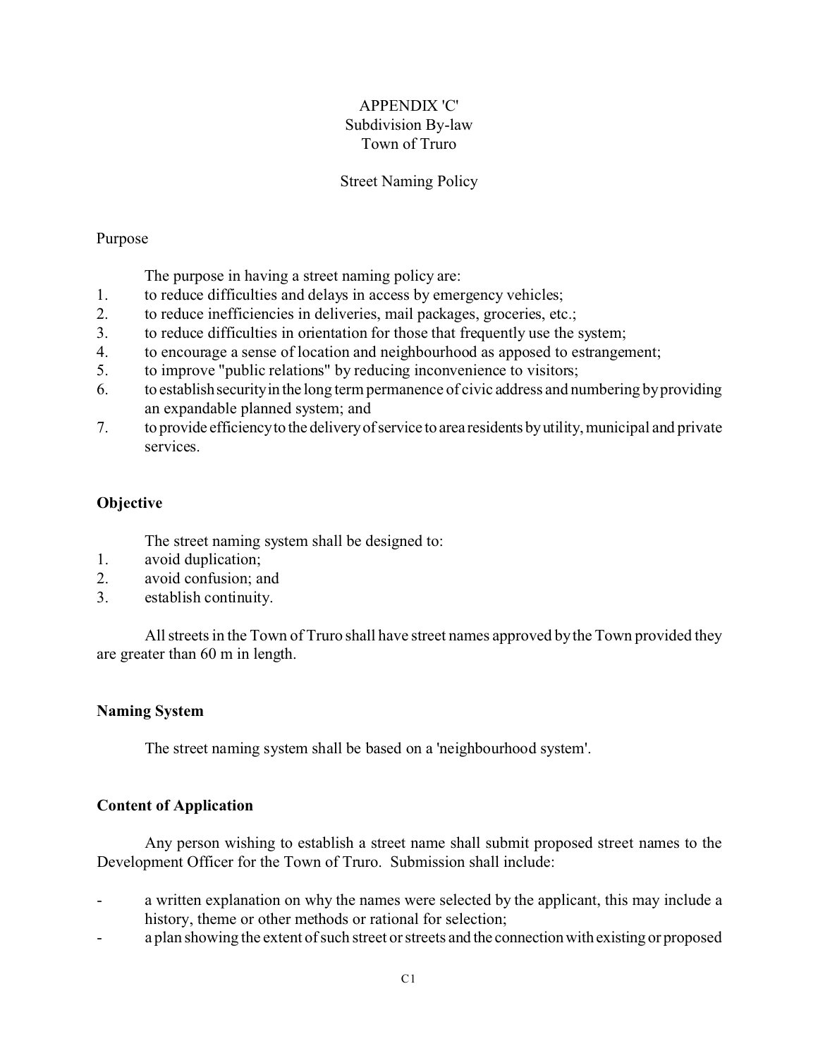APPENDIX 'C'
Subdivision By-law
Town of Truro

Street Naming Policy

Purpose

The purpose in having a street naming policy are:

1. to reduce difficulties and delays in access by emergency vehicles;
2. to reduce inefficiencies in deliveries, mail packages, groceries, etc.;
3. to reduce difficulties in orientation for those that frequently use the system;
4. to encourage a sense of location and neighbourhood as apposed to estrangement;
5. to improve "public relations" by reducing inconvenience to visitors;
6. to establish security in the long term permanence of civic address and numbering by providing an expandable planned system; and
7. to provide efficiency to the delivery of service to area residents by utility, municipal and private services.

## Objective

The street naming system shall be designed to:

1. avoid duplication;
2. avoid confusion; and
3. establish continuity.

All streets in the Town of Truro shall have street names approved by the Town provided they are greater than 60 m in length.

## Naming System

The street naming system shall be based on a 'neighbourhood system'.

## Content of Application

Any person wishing to establish a street name shall submit proposed street names to the Development Officer for the Town of Truro. Submission shall include:

- a written explanation on why the names were selected by the applicant, this may include a history, theme or other methods or rational for selection;
- a plan showing the extent of such street or streets and the connection with existing or proposed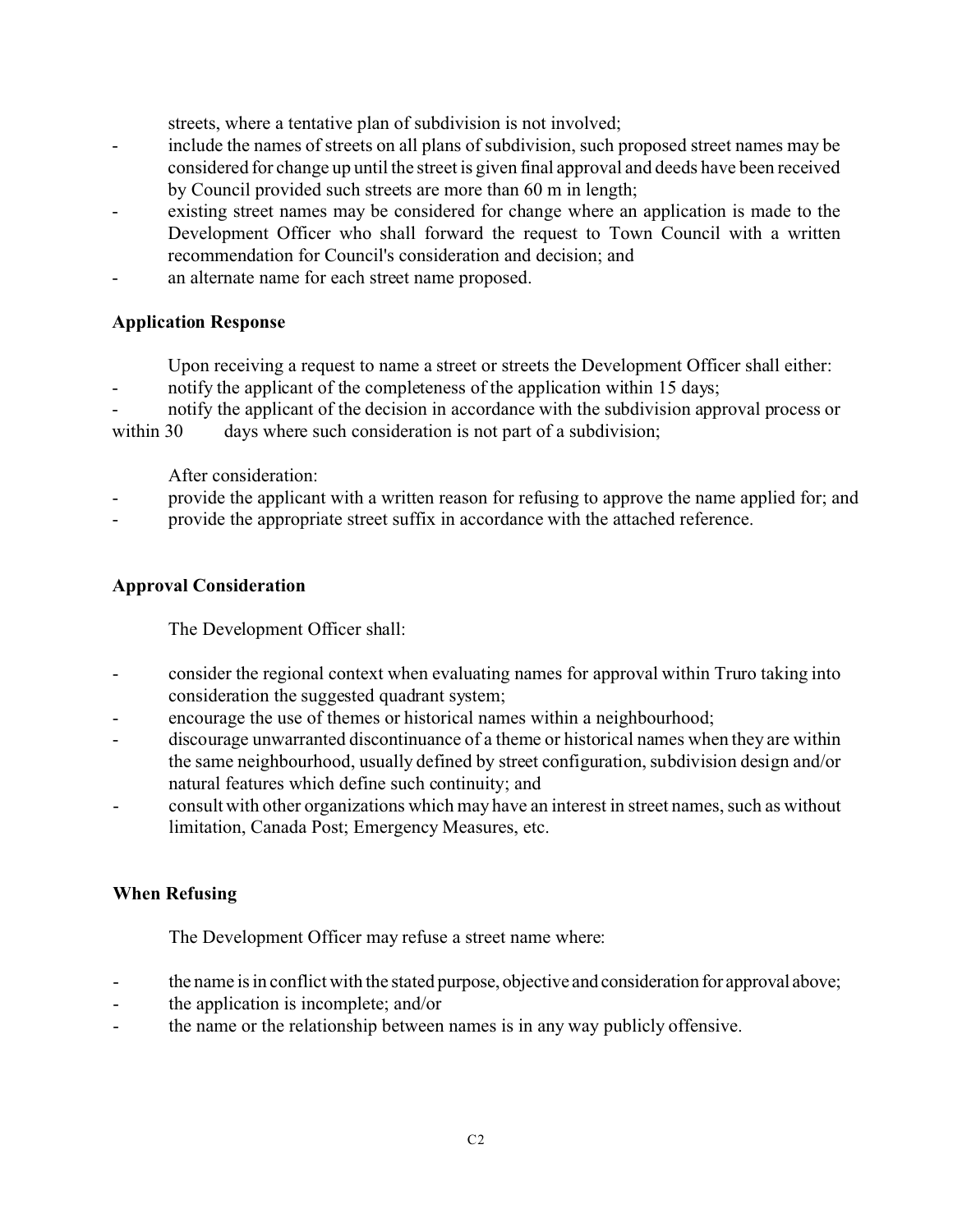streets, where a tentative plan of subdivision is not involved;

- include the names of streets on all plans of subdivision, such proposed street names may be considered for change up until the street is given final approval and deeds have been received by Council provided such streets are more than 60 m in length;
- existing street names may be considered for change where an application is made to the Development Officer who shall forward the request to Town Council with a written recommendation for Council's consideration and decision; and
- an alternate name for each street name proposed.

**Application Response**

Upon receiving a request to name a street or streets the Development Officer shall either:

- notify the applicant of the completeness of the application within 15 days;
- notify the applicant of the decision in accordance with the subdivision approval process or within 30 days where such consideration is not part of a subdivision;

After consideration:

- provide the applicant with a written reason for refusing to approve the name applied for; and
- provide the appropriate street suffix in accordance with the attached reference.

**Approval Consideration**

The Development Officer shall:

- consider the regional context when evaluating names for approval within Truro taking into consideration the suggested quadrant system;
- encourage the use of themes or historical names within a neighbourhood;
- discourage unwarranted discontinuance of a theme or historical names when they are within the same neighbourhood, usually defined by street configuration, subdivision design and/or natural features which define such continuity; and
- consult with other organizations which may have an interest in street names, such as without limitation, Canada Post; Emergency Measures, etc.

**When Refusing**

The Development Officer may refuse a street name where:

- the name is in conflict with the stated purpose, objective and consideration for approval above;
- the application is incomplete; and/or
- the name or the relationship between names is in any way publicly offensive.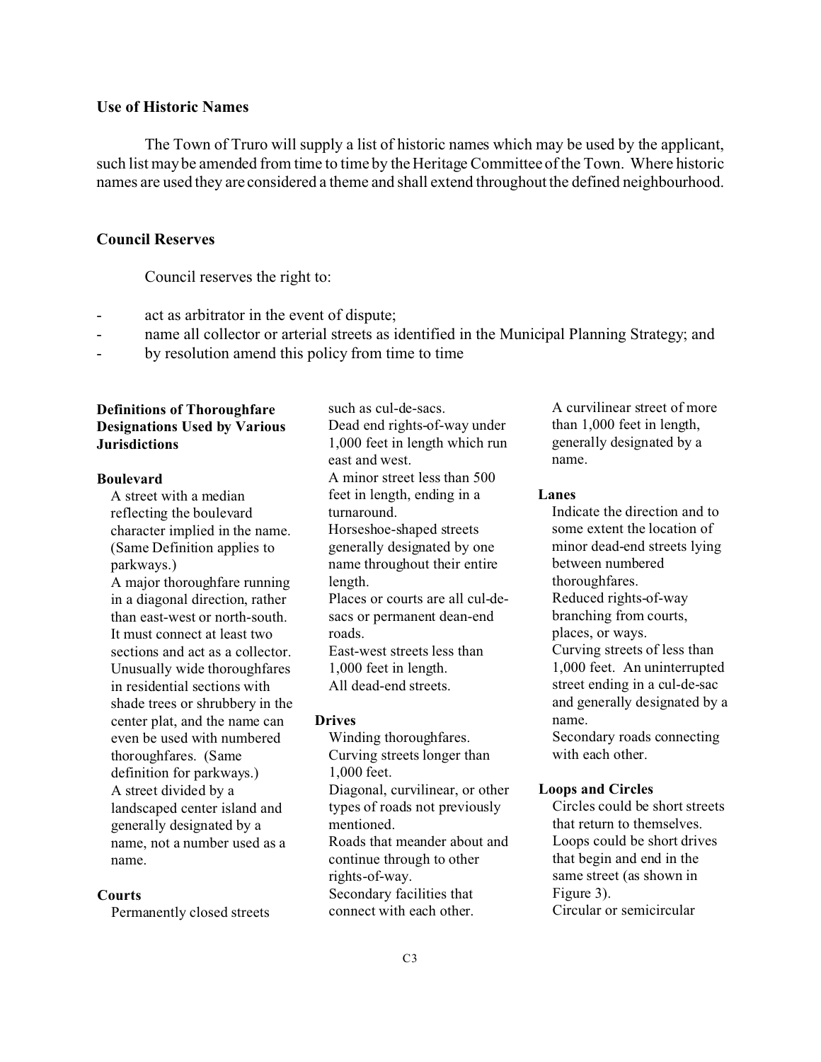### Use of Historic Names

The Town of Truro will supply a list of historic names which may be used by the applicant, such list may be amended from time to time by the Heritage Committee of the Town. Where historic names are used they are considered a theme and shall extend throughout the defined neighbourhood.

### Council Reserves

Council reserves the right to:

- act as arbitrator in the event of dispute;
- name all collector or arterial streets as identified in the Municipal Planning Strategy; and
- by resolution amend this policy from time to time

### Definitions of Thoroughfare Designations Used by Various Jurisdictions

**Boulevard**

A street with a median reflecting the boulevard character implied in the name. (Same Definition applies to parkways.)
A major thoroughfare running in a diagonal direction, rather than east-west or north-south. It must connect at least two sections and act as a collector.
Unusually wide thoroughfares in residential sections with shade trees or shrubbery in the center plat, and the name can even be used with numbered thoroughfares. (Same definition for parkways.)
A street divided by a landscaped center island and generally designated by a name, not a number used as a name.

**Courts**

Permanently closed streets such as cul-de-sacs.
Dead end rights-of-way under 1,000 feet in length which run east and west.
A minor street less than 500 feet in length, ending in a turnaround.
Horseshoe-shaped streets generally designated by one name throughout their entire length.
Places or courts are all cul-de-sacs or permanent dean-end roads.
East-west streets less than 1,000 feet in length.
All dead-end streets.

**Drives**

Winding thoroughfares.
Curving streets longer than 1,000 feet.
Diagonal, curvilinear, or other types of roads not previously mentioned.
Roads that meander about and continue through to other rights-of-way.
Secondary facilities that connect with each other.
A curvilinear street of more than 1,000 feet in length, generally designated by a name.

**Lanes**

Indicate the direction and to some extent the location of minor dead-end streets lying between numbered thoroughfares.
Reduced rights-of-way branching from courts, places, or ways.
Curving streets of less than 1,000 feet. An uninterrupted street ending in a cul-de-sac and generally designated by a name.
Secondary roads connecting with each other.

**Loops and Circles**

Circles could be short streets that return to themselves.
Loops could be short drives that begin and end in the same street (as shown in Figure 3).
Circular or semicircular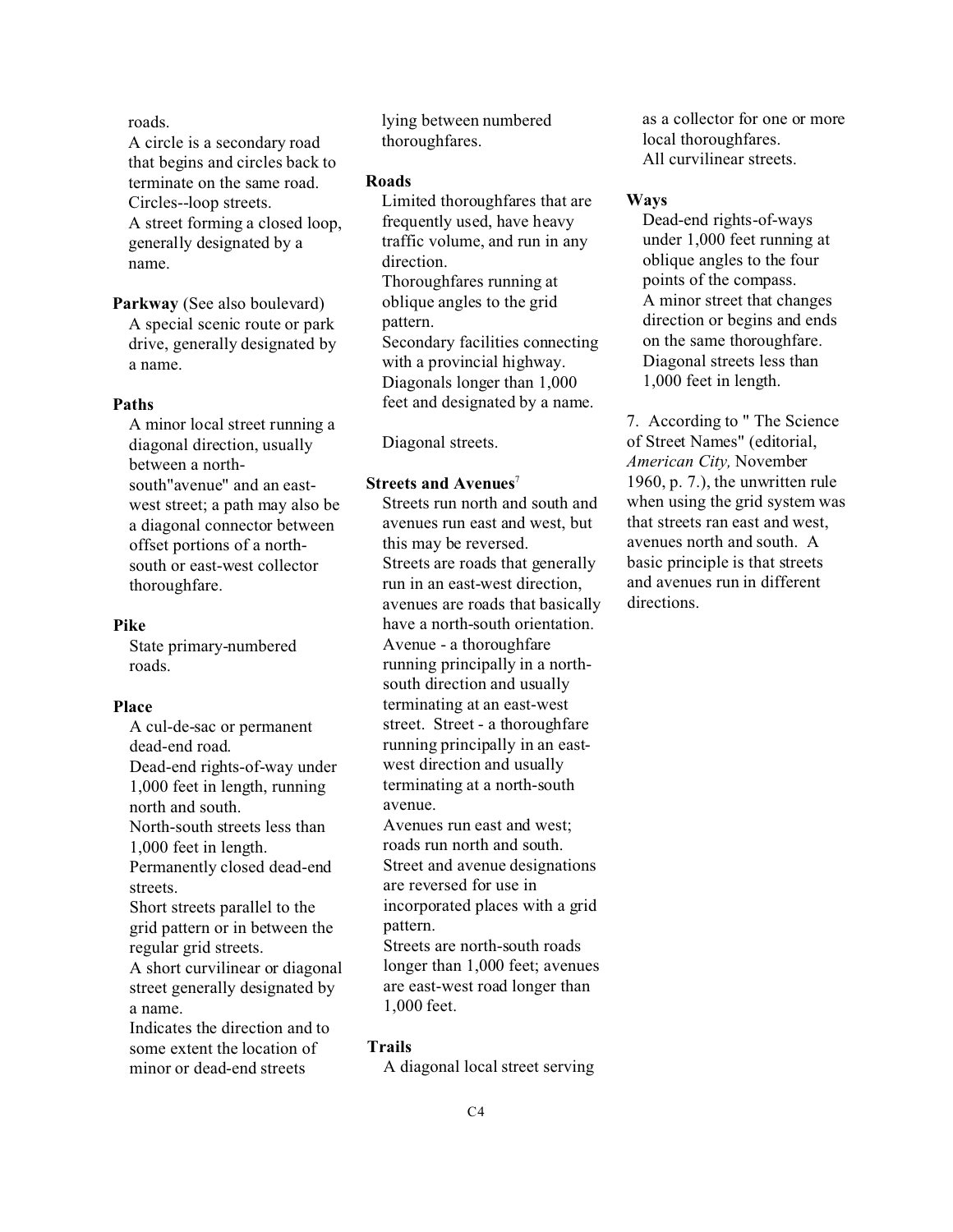roads.
A circle is a secondary road that begins and circles back to terminate on the same road.
Circles--loop streets.
A street forming a closed loop, generally designated by a name.

**Parkway** (See also boulevard)
A special scenic route or park drive, generally designated by a name.

**Paths**
A minor local street running a diagonal direction, usually between a north-south"avenue" and an east-west street; a path may also be a diagonal connector between offset portions of a north-south or east-west collector thoroughfare.

**Pike**
State primary-numbered roads.

**Place**
A cul-de-sac or permanent dead-end road.
Dead-end rights-of-way under 1,000 feet in length, running north and south.
North-south streets less than 1,000 feet in length.
Permanently closed dead-end streets.
Short streets parallel to the grid pattern or in between the regular grid streets.
A short curvilinear or diagonal street generally designated by a name.
Indicates the direction and to some extent the location of minor or dead-end streets lying between numbered thoroughfares.

**Roads**
Limited thoroughfares that are frequently used, have heavy traffic volume, and run in any direction.
Thoroughfares running at oblique angles to the grid pattern.
Secondary facilities connecting with a provincial highway.
Diagonals longer than 1,000 feet and designated by a name.

Diagonal streets.

**Streets and Avenues**[7]
Streets run north and south and avenues run east and west, but this may be reversed.
Streets are roads that generally run in an east-west direction, avenues are roads that basically have a north-south orientation.
Avenue - a thoroughfare running principally in a north-south direction and usually terminating at an east-west street. Street - a thoroughfare running principally in an east-west direction and usually terminating at a north-south avenue.
Avenues run east and west; roads run north and south.
Street and avenue designations are reversed for use in incorporated places with a grid pattern.
Streets are north-south roads longer than 1,000 feet; avenues are east-west road longer than 1,000 feet.

**Trails**
A diagonal local street serving as a collector for one or more local thoroughfares.
All curvilinear streets.

**Ways**
Dead-end rights-of-ways under 1,000 feet running at oblique angles to the four points of the compass.
A minor street that changes direction or begins and ends on the same thoroughfare.
Diagonal streets less than 1,000 feet in length.

7. According to " The Science of Street Names" (editorial, *American City,* November 1960, p. 7.), the unwritten rule when using the grid system was that streets ran east and west, avenues north and south. A basic principle is that streets and avenues run in different directions.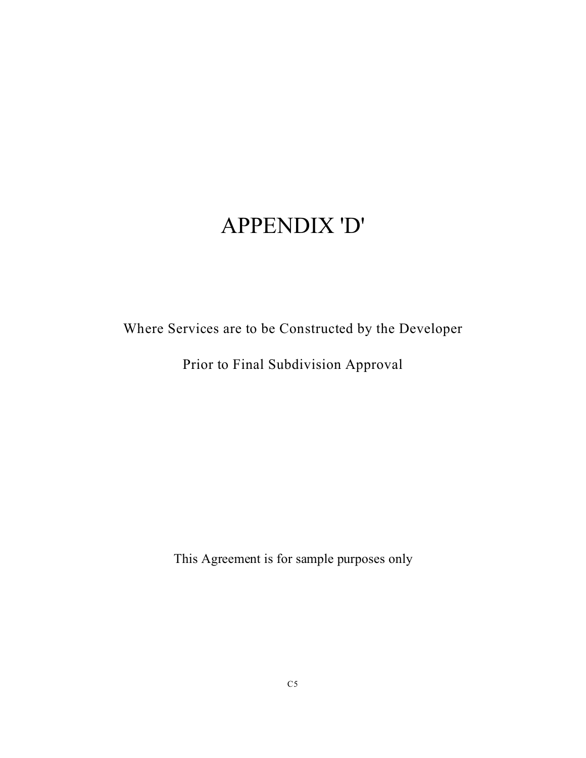# APPENDIX 'D'

Where Services are to be Constructed by the Developer

Prior to Final Subdivision Approval

This Agreement is for sample purposes only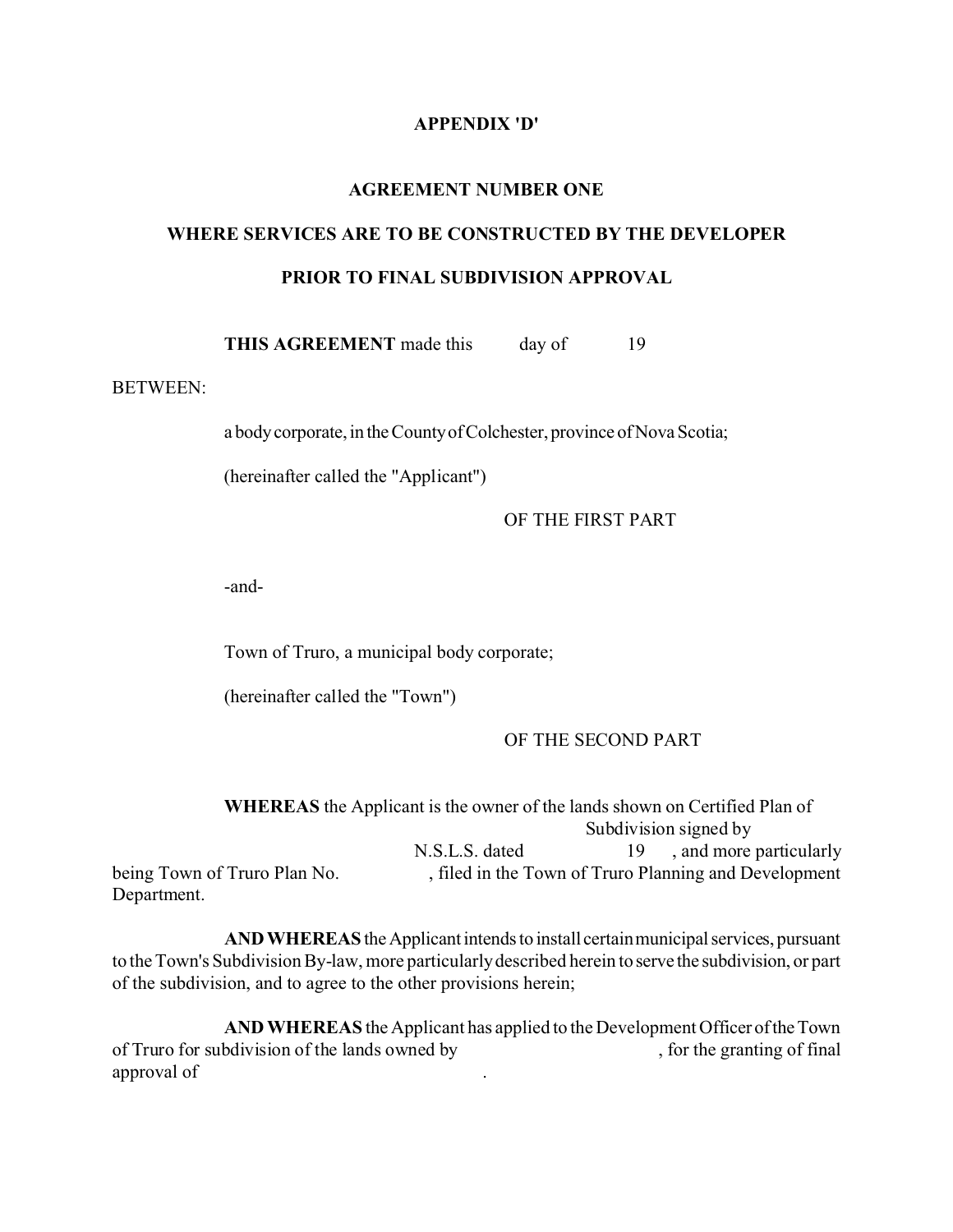**APPENDIX 'D'**

**AGREEMENT NUMBER ONE**

**WHERE SERVICES ARE TO BE CONSTRUCTED BY THE DEVELOPER**

**PRIOR TO FINAL SUBDIVISION APPROVAL**

**THIS AGREEMENT** made this day of 19

BETWEEN:

a body corporate, in the County of Colchester, province of Nova Scotia;

(hereinafter called the "Applicant")

OF THE FIRST PART

-and-

Town of Truro, a municipal body corporate;

(hereinafter called the "Town")

OF THE SECOND PART

**WHEREAS** the Applicant is the owner of the lands shown on Certified Plan of Subdivision signed by N.S.L.S. dated 19 , and more particularly being Town of Truro Plan No. , filed in the Town of Truro Planning and Development Department.

**AND WHEREAS** the Applicant intends to install certain municipal services, pursuant to the Town's Subdivision By-law, more particularly described herein to serve the subdivision, or part of the subdivision, and to agree to the other provisions herein;

**AND WHEREAS** the Applicant has applied to the Development Officer of the Town of Truro for subdivision of the lands owned by , for the granting of final approval of .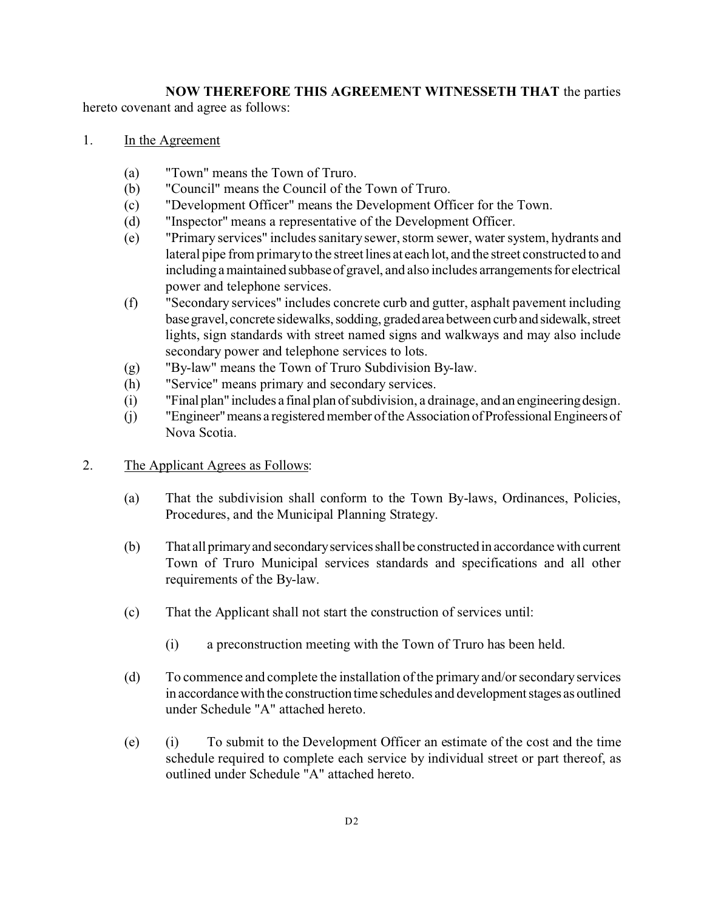**NOW THEREFORE THIS AGREEMENT WITNESSETH THAT** the parties hereto covenant and agree as follows:

1. <u>In the Agreement</u>

   (a) "Town" means the Town of Truro.
   (b) "Council" means the Council of the Town of Truro.
   (c) "Development Officer" means the Development Officer for the Town.
   (d) "Inspector" means a representative of the Development Officer.
   (e) "Primary services" includes sanitary sewer, storm sewer, water system, hydrants and lateral pipe from primary to the street lines at each lot, and the street constructed to and including a maintained subbase of gravel, and also includes arrangements for electrical power and telephone services.
   (f) "Secondary services" includes concrete curb and gutter, asphalt pavement including base gravel, concrete sidewalks, sodding, graded area between curb and sidewalk, street lights, sign standards with street named signs and walkways and may also include secondary power and telephone services to lots.
   (g) "By-law" means the Town of Truro Subdivision By-law.
   (h) "Service" means primary and secondary services.
   (i) "Final plan" includes a final plan of subdivision, a drainage, and an engineering design.
   (j) "Engineer" means a registered member of the Association of Professional Engineers of Nova Scotia.

2. <u>The Applicant Agrees as Follows</u>:

   (a) That the subdivision shall conform to the Town By-laws, Ordinances, Policies, Procedures, and the Municipal Planning Strategy.

   (b) That all primary and secondary services shall be constructed in accordance with current Town of Truro Municipal services standards and specifications and all other requirements of the By-law.

   (c) That the Applicant shall not start the construction of services until:

      (i) a preconstruction meeting with the Town of Truro has been held.

   (d) To commence and complete the installation of the primary and/or secondary services in accordance with the construction time schedules and development stages as outlined under Schedule "A" attached hereto.

   (e) (i) To submit to the Development Officer an estimate of the cost and the time schedule required to complete each service by individual street or part thereof, as outlined under Schedule "A" attached hereto.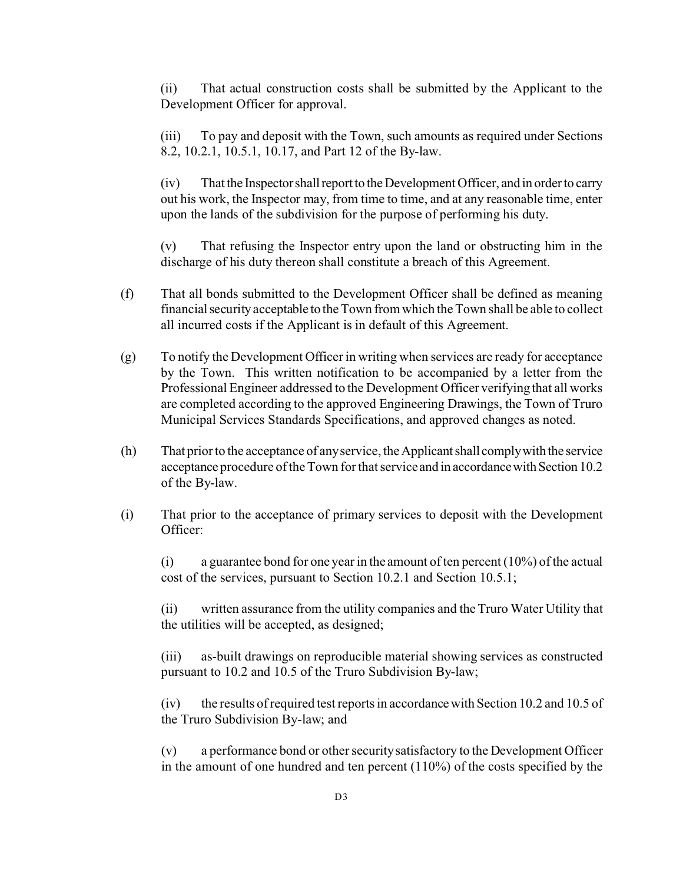(ii) That actual construction costs shall be submitted by the Applicant to the Development Officer for approval.

(iii) To pay and deposit with the Town, such amounts as required under Sections 8.2, 10.2.1, 10.5.1, 10.17, and Part 12 of the By-law.

(iv) That the Inspector shall report to the Development Officer, and in order to carry out his work, the Inspector may, from time to time, and at any reasonable time, enter upon the lands of the subdivision for the purpose of performing his duty.

(v) That refusing the Inspector entry upon the land or obstructing him in the discharge of his duty thereon shall constitute a breach of this Agreement.

(f) That all bonds submitted to the Development Officer shall be defined as meaning financial security acceptable to the Town from which the Town shall be able to collect all incurred costs if the Applicant is in default of this Agreement.

(g) To notify the Development Officer in writing when services are ready for acceptance by the Town. This written notification to be accompanied by a letter from the Professional Engineer addressed to the Development Officer verifying that all works are completed according to the approved Engineering Drawings, the Town of Truro Municipal Services Standards Specifications, and approved changes as noted.

(h) That prior to the acceptance of any service, the Applicant shall comply with the service acceptance procedure of the Town for that service and in accordance with Section 10.2 of the By-law.

(i) That prior to the acceptance of primary services to deposit with the Development Officer:

(i) a guarantee bond for one year in the amount of ten percent (10%) of the actual cost of the services, pursuant to Section 10.2.1 and Section 10.5.1;

(ii) written assurance from the utility companies and the Truro Water Utility that the utilities will be accepted, as designed;

(iii) as-built drawings on reproducible material showing services as constructed pursuant to 10.2 and 10.5 of the Truro Subdivision By-law;

(iv) the results of required test reports in accordance with Section 10.2 and 10.5 of the Truro Subdivision By-law; and

(v) a performance bond or other security satisfactory to the Development Officer in the amount of one hundred and ten percent (110%) of the costs specified by the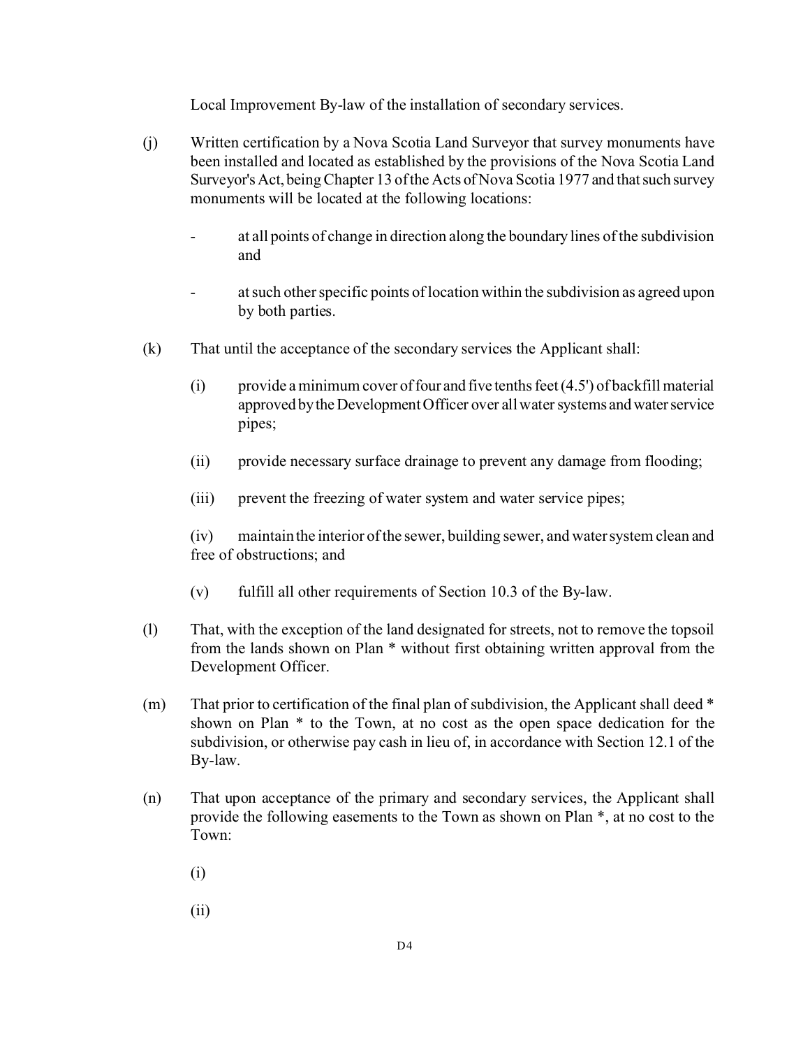Local Improvement By-law of the installation of secondary services.

(j) Written certification by a Nova Scotia Land Surveyor that survey monuments have been installed and located as established by the provisions of the Nova Scotia Land Surveyor's Act, being Chapter 13 of the Acts of Nova Scotia 1977 and that such survey monuments will be located at the following locations:

- at all points of change in direction along the boundary lines of the subdivision and

- at such other specific points of location within the subdivision as agreed upon by both parties.

(k) That until the acceptance of the secondary services the Applicant shall:

(i) provide a minimum cover of four and five tenths feet (4.5') of backfill material approved by the Development Officer over all water systems and water service pipes;

(ii) provide necessary surface drainage to prevent any damage from flooding;

(iii) prevent the freezing of water system and water service pipes;

(iv) maintain the interior of the sewer, building sewer, and water system clean and free of obstructions; and

(v) fulfill all other requirements of Section 10.3 of the By-law.

(l) That, with the exception of the land designated for streets, not to remove the topsoil from the lands shown on Plan * without first obtaining written approval from the Development Officer.

(m) That prior to certification of the final plan of subdivision, the Applicant shall deed * shown on Plan * to the Town, at no cost as the open space dedication for the subdivision, or otherwise pay cash in lieu of, in accordance with Section 12.1 of the By-law.

(n) That upon acceptance of the primary and secondary services, the Applicant shall provide the following easements to the Town as shown on Plan *, at no cost to the Town:

(i)

(ii)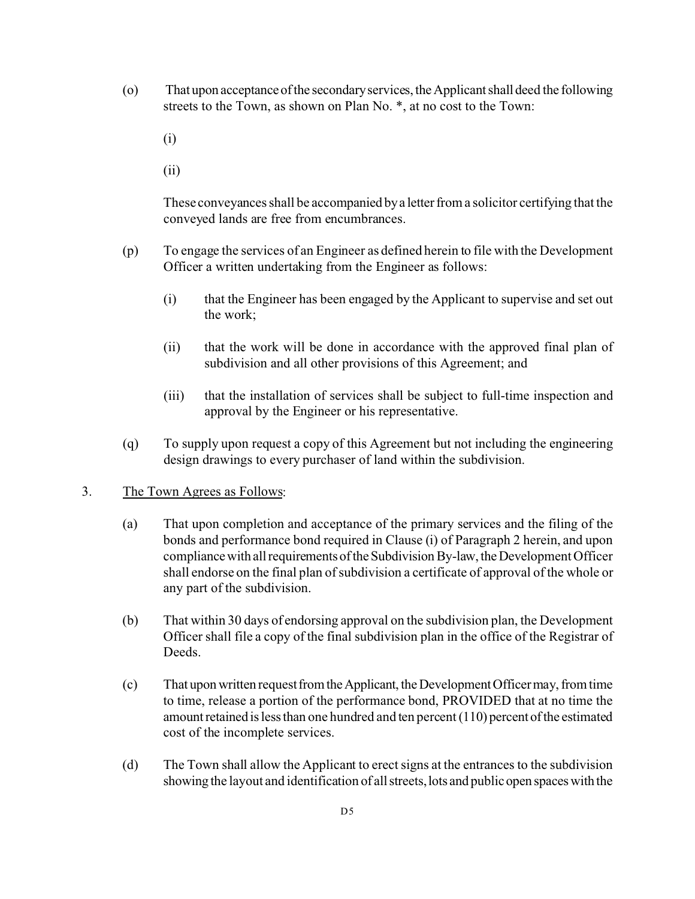(o) That upon acceptance of the secondary services, the Applicant shall deed the following streets to the Town, as shown on Plan No. *, at no cost to the Town:

(i)

(ii)

These conveyances shall be accompanied by a letter from a solicitor certifying that the conveyed lands are free from encumbrances.

(p) To engage the services of an Engineer as defined herein to file with the Development Officer a written undertaking from the Engineer as follows:

(i) that the Engineer has been engaged by the Applicant to supervise and set out the work;

(ii) that the work will be done in accordance with the approved final plan of subdivision and all other provisions of this Agreement; and

(iii) that the installation of services shall be subject to full-time inspection and approval by the Engineer or his representative.

(q) To supply upon request a copy of this Agreement but not including the engineering design drawings to every purchaser of land within the subdivision.

3. <u>The Town Agrees as Follows</u>:

(a) That upon completion and acceptance of the primary services and the filing of the bonds and performance bond required in Clause (i) of Paragraph 2 herein, and upon compliance with all requirements of the Subdivision By-law, the Development Officer shall endorse on the final plan of subdivision a certificate of approval of the whole or any part of the subdivision.

(b) That within 30 days of endorsing approval on the subdivision plan, the Development Officer shall file a copy of the final subdivision plan in the office of the Registrar of Deeds.

(c) That upon written request from the Applicant, the Development Officer may, from time to time, release a portion of the performance bond, PROVIDED that at no time the amount retained is less than one hundred and ten percent (110) percent of the estimated cost of the incomplete services.

(d) The Town shall allow the Applicant to erect signs at the entrances to the subdivision showing the layout and identification of all streets, lots and public open spaces with the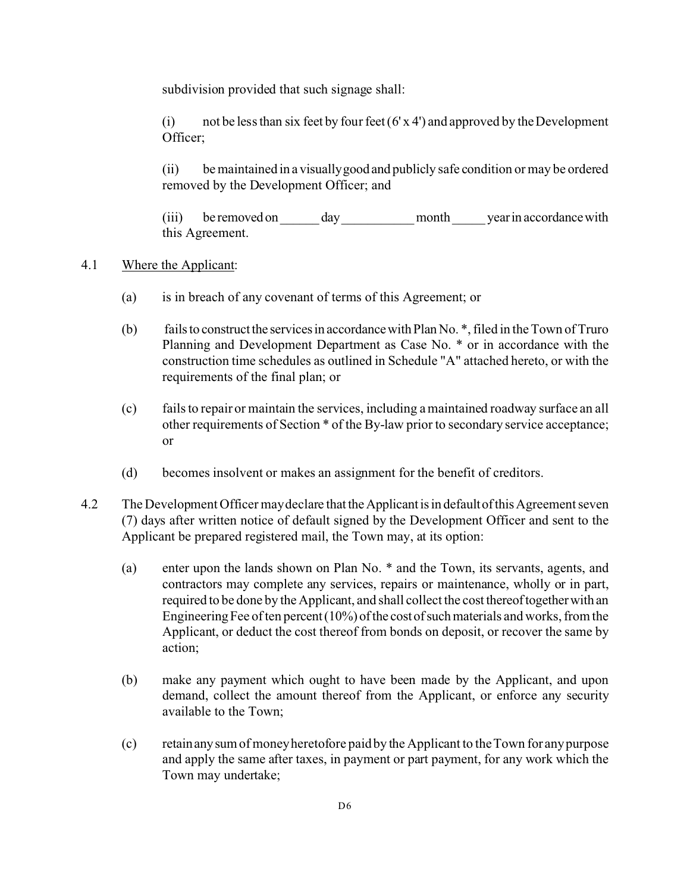subdivision provided that such signage shall:

(i) not be less than six feet by four feet (6' x 4') and approved by the Development Officer;

(ii) be maintained in a visually good and publicly safe condition or may be ordered removed by the Development Officer; and

(iii) be removed on ______ day ___________ month _____ year in accordance with this Agreement.

4.1 Where the Applicant:

(a) is in breach of any covenant of terms of this Agreement; or

(b) fails to construct the services in accordance with Plan No. *, filed in the Town of Truro Planning and Development Department as Case No. * or in accordance with the construction time schedules as outlined in Schedule "A" attached hereto, or with the requirements of the final plan; or

(c) fails to repair or maintain the services, including a maintained roadway surface an all other requirements of Section * of the By-law prior to secondary service acceptance; or

(d) becomes insolvent or makes an assignment for the benefit of creditors.

4.2 The Development Officer may declare that the Applicant is in default of this Agreement seven (7) days after written notice of default signed by the Development Officer and sent to the Applicant be prepared registered mail, the Town may, at its option:

(a) enter upon the lands shown on Plan No. * and the Town, its servants, agents, and contractors may complete any services, repairs or maintenance, wholly or in part, required to be done by the Applicant, and shall collect the cost thereof together with an Engineering Fee of ten percent (10%) of the cost of such materials and works, from the Applicant, or deduct the cost thereof from bonds on deposit, or recover the same by action;

(b) make any payment which ought to have been made by the Applicant, and upon demand, collect the amount thereof from the Applicant, or enforce any security available to the Town;

(c) retain any sum of money heretofore paid by the Applicant to the Town for any purpose and apply the same after taxes, in payment or part payment, for any work which the Town may undertake;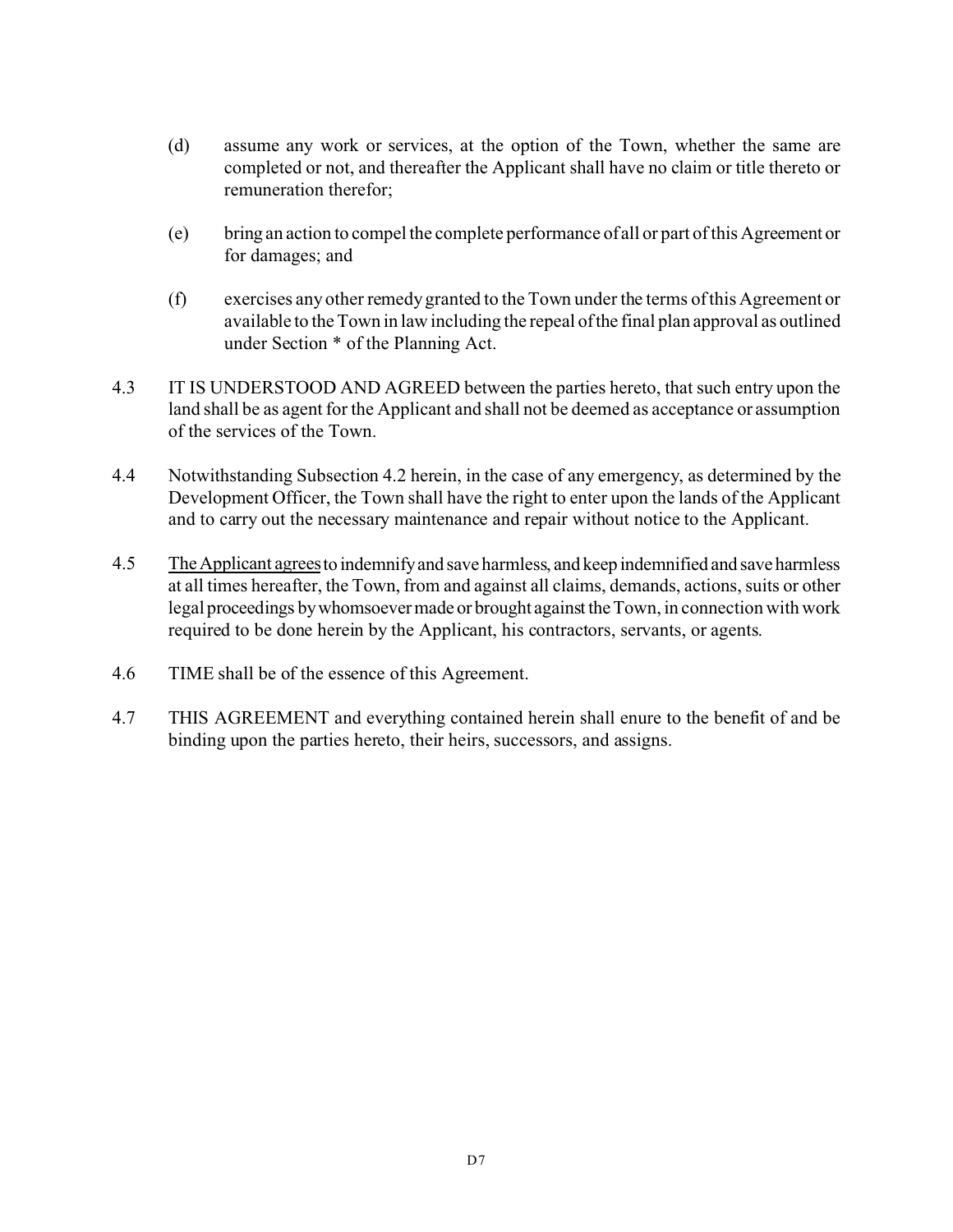(d) assume any work or services, at the option of the Town, whether the same are completed or not, and thereafter the Applicant shall have no claim or title thereto or remuneration therefor;

(e) bring an action to compel the complete performance of all or part of this Agreement or for damages; and

(f) exercises any other remedy granted to the Town under the terms of this Agreement or available to the Town in law including the repeal of the final plan approval as outlined under Section * of the Planning Act.

4.3 IT IS UNDERSTOOD AND AGREED between the parties hereto, that such entry upon the land shall be as agent for the Applicant and shall not be deemed as acceptance or assumption of the services of the Town.

4.4 Notwithstanding Subsection 4.2 herein, in the case of any emergency, as determined by the Development Officer, the Town shall have the right to enter upon the lands of the Applicant and to carry out the necessary maintenance and repair without notice to the Applicant.

4.5 <u>The Applicant agrees</u> to indemnify and save harmless, and keep indemnified and save harmless at all times hereafter, the Town, from and against all claims, demands, actions, suits or other legal proceedings by whomsoever made or brought against the Town, in connection with work required to be done herein by the Applicant, his contractors, servants, or agents.

4.6 TIME shall be of the essence of this Agreement.

4.7 THIS AGREEMENT and everything contained herein shall enure to the benefit of and be binding upon the parties hereto, their heirs, successors, and assigns.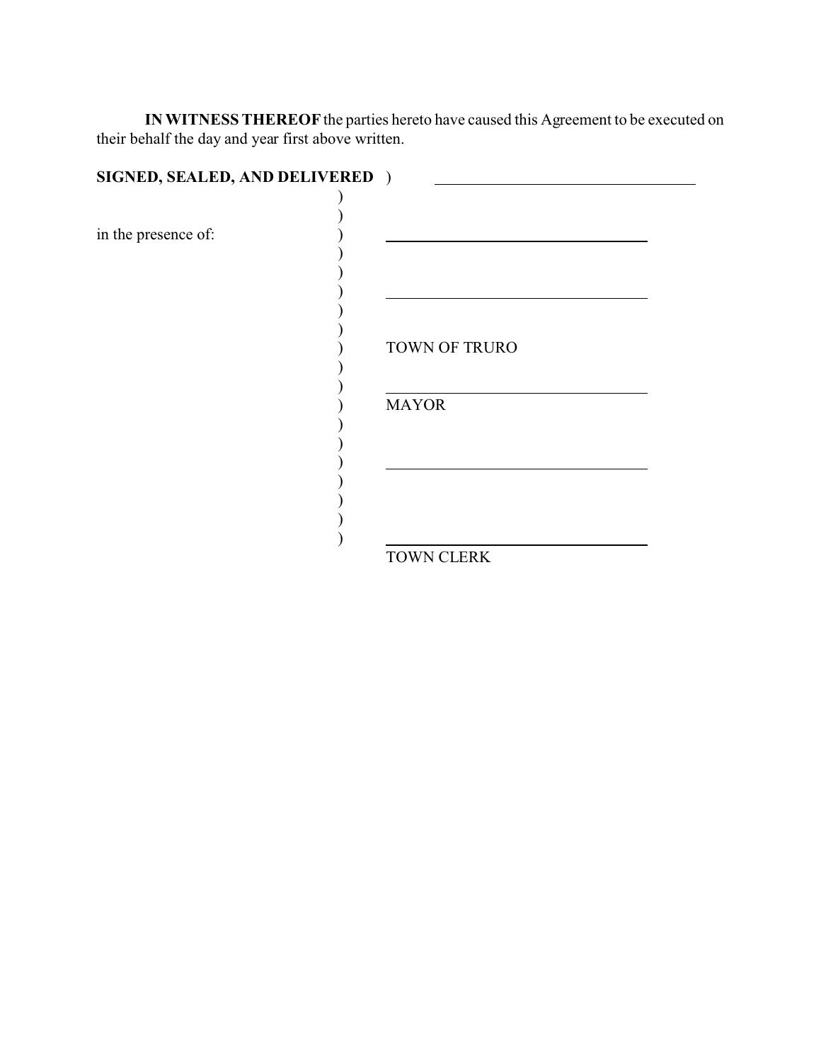**IN WITNESS THEREOF** the parties hereto have caused this Agreement to be executed on their behalf the day and year first above written.

**SIGNED, SEALED, AND DELIVERED** ) ______________________________

in the presence of: ) ______________________________

) ______________________________

) TOWN OF TRURO

) ______________________________

) MAYOR

) ______________________________

) ______________________________

TOWN CLERK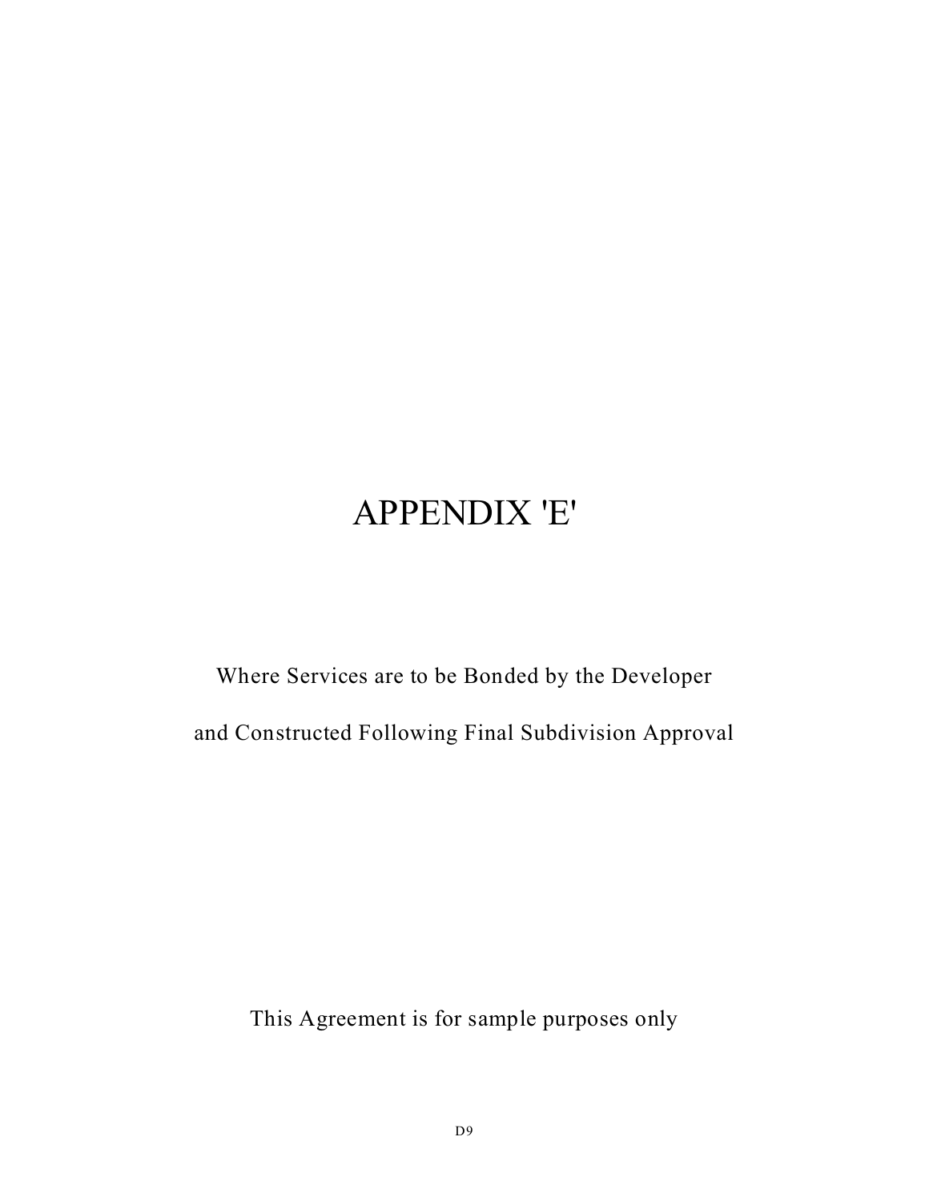# APPENDIX 'E'

Where Services are to be Bonded by the Developer

and Constructed Following Final Subdivision Approval

This Agreement is for sample purposes only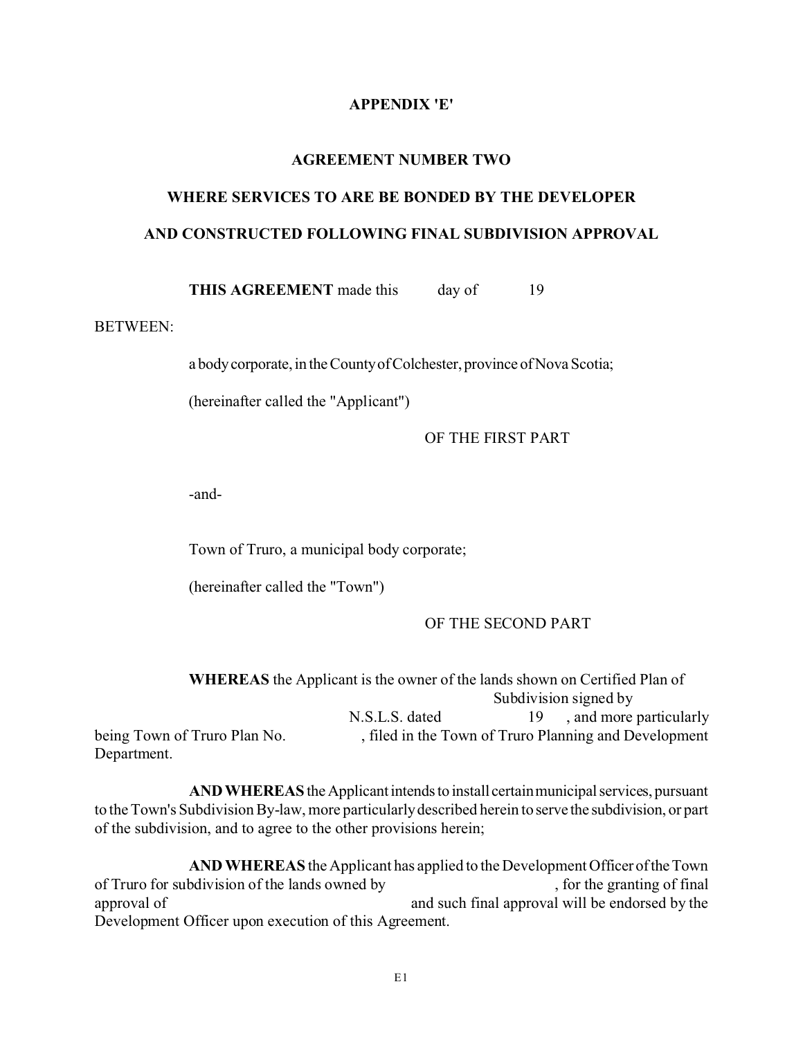**APPENDIX 'E'**

**AGREEMENT NUMBER TWO**

**WHERE SERVICES TO ARE BE BONDED BY THE DEVELOPER**

**AND CONSTRUCTED FOLLOWING FINAL SUBDIVISION APPROVAL**

**THIS AGREEMENT** made this day of 19

BETWEEN:

a body corporate, in the County of Colchester, province of Nova Scotia;

(hereinafter called the "Applicant")

OF THE FIRST PART

-and-

Town of Truro, a municipal body corporate;

(hereinafter called the "Town")

OF THE SECOND PART

**WHEREAS** the Applicant is the owner of the lands shown on Certified Plan of Subdivision signed by N.S.L.S. dated 19 , and more particularly being Town of Truro Plan No. , filed in the Town of Truro Planning and Development Department.

**AND WHEREAS** the Applicant intends to install certain municipal services, pursuant to the Town's Subdivision By-law, more particularly described herein to serve the subdivision, or part of the subdivision, and to agree to the other provisions herein;

**AND WHEREAS** the Applicant has applied to the Development Officer of the Town of Truro for subdivision of the lands owned by , for the granting of final approval of and such final approval will be endorsed by the Development Officer upon execution of this Agreement.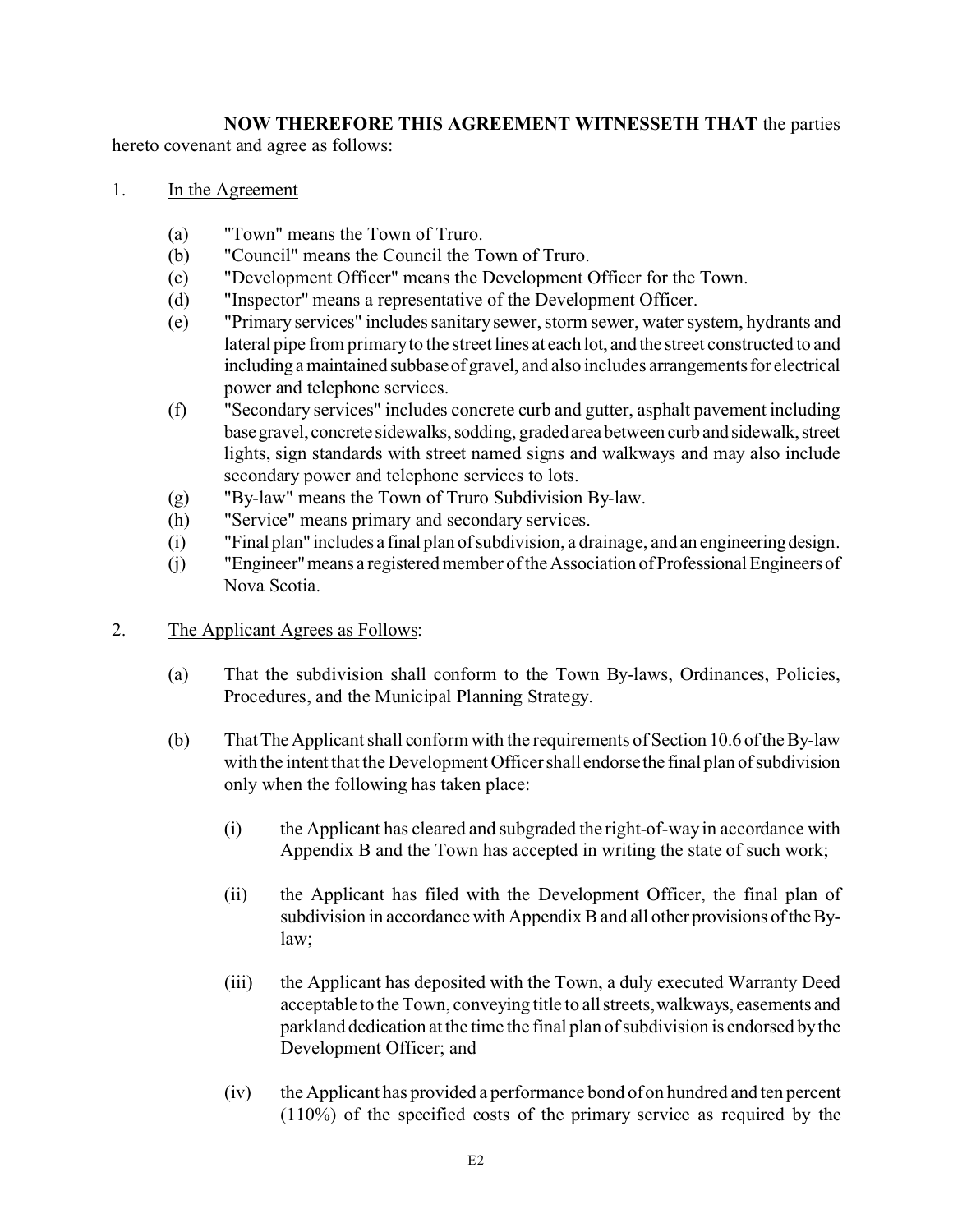**NOW THEREFORE THIS AGREEMENT WITNESSETH THAT** the parties hereto covenant and agree as follows:

1. <u>In the Agreement</u>

   (a) "Town" means the Town of Truro.
   (b) "Council" means the Council the Town of Truro.
   (c) "Development Officer" means the Development Officer for the Town.
   (d) "Inspector" means a representative of the Development Officer.
   (e) "Primary services" includes sanitary sewer, storm sewer, water system, hydrants and lateral pipe from primary to the street lines at each lot, and the street constructed to and including a maintained subbase of gravel, and also includes arrangements for electrical power and telephone services.
   (f) "Secondary services" includes concrete curb and gutter, asphalt pavement including base gravel, concrete sidewalks, sodding, graded area between curb and sidewalk, street lights, sign standards with street named signs and walkways and may also include secondary power and telephone services to lots.
   (g) "By-law" means the Town of Truro Subdivision By-law.
   (h) "Service" means primary and secondary services.
   (i) "Final plan" includes a final plan of subdivision, a drainage, and an engineering design.
   (j) "Engineer" means a registered member of the Association of Professional Engineers of Nova Scotia.

2. <u>The Applicant Agrees as Follows</u>:

   (a) That the subdivision shall conform to the Town By-laws, Ordinances, Policies, Procedures, and the Municipal Planning Strategy.

   (b) That The Applicant shall conform with the requirements of Section 10.6 of the By-law with the intent that the Development Officer shall endorse the final plan of subdivision only when the following has taken place:

      (i) the Applicant has cleared and subgraded the right-of-way in accordance with Appendix B and the Town has accepted in writing the state of such work;

      (ii) the Applicant has filed with the Development Officer, the final plan of subdivision in accordance with Appendix B and all other provisions of the By-law;

      (iii) the Applicant has deposited with the Town, a duly executed Warranty Deed acceptable to the Town, conveying title to all streets, walkways, easements and parkland dedication at the time the final plan of subdivision is endorsed by the Development Officer; and

      (iv) the Applicant has provided a performance bond of on hundred and ten percent (110%) of the specified costs of the primary service as required by the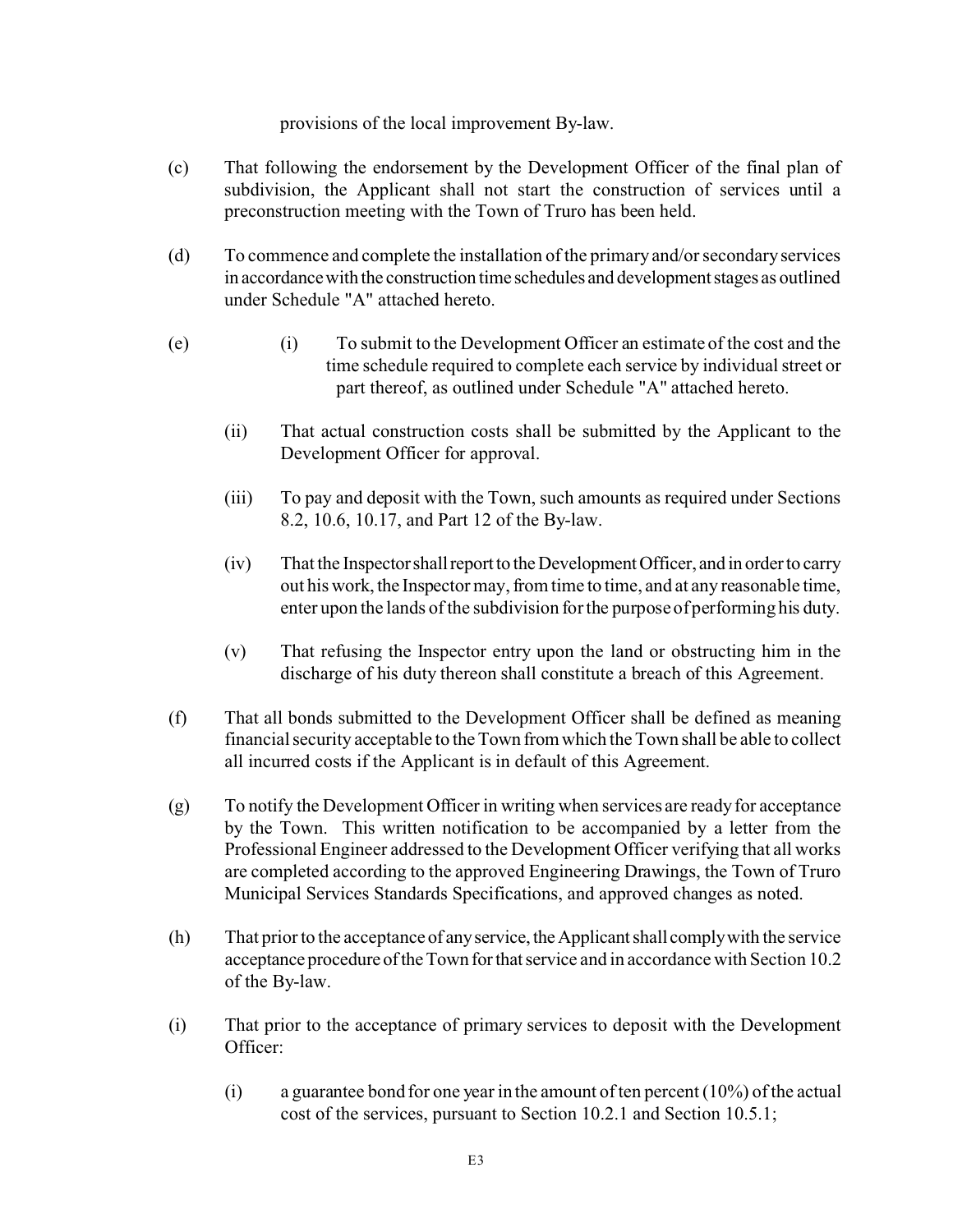provisions of the local improvement By-law.

(c) That following the endorsement by the Development Officer of the final plan of subdivision, the Applicant shall not start the construction of services until a preconstruction meeting with the Town of Truro has been held.

(d) To commence and complete the installation of the primary and/or secondary services in accordance with the construction time schedules and development stages as outlined under Schedule "A" attached hereto.

(e) (i) To submit to the Development Officer an estimate of the cost and the time schedule required to complete each service by individual street or part thereof, as outlined under Schedule "A" attached hereto.

(ii) That actual construction costs shall be submitted by the Applicant to the Development Officer for approval.

(iii) To pay and deposit with the Town, such amounts as required under Sections 8.2, 10.6, 10.17, and Part 12 of the By-law.

(iv) That the Inspector shall report to the Development Officer, and in order to carry out his work, the Inspector may, from time to time, and at any reasonable time, enter upon the lands of the subdivision for the purpose of performing his duty.

(v) That refusing the Inspector entry upon the land or obstructing him in the discharge of his duty thereon shall constitute a breach of this Agreement.

(f) That all bonds submitted to the Development Officer shall be defined as meaning financial security acceptable to the Town from which the Town shall be able to collect all incurred costs if the Applicant is in default of this Agreement.

(g) To notify the Development Officer in writing when services are ready for acceptance by the Town. This written notification to be accompanied by a letter from the Professional Engineer addressed to the Development Officer verifying that all works are completed according to the approved Engineering Drawings, the Town of Truro Municipal Services Standards Specifications, and approved changes as noted.

(h) That prior to the acceptance of any service, the Applicant shall comply with the service acceptance procedure of the Town for that service and in accordance with Section 10.2 of the By-law.

(i) That prior to the acceptance of primary services to deposit with the Development Officer:

(i) a guarantee bond for one year in the amount of ten percent (10%) of the actual cost of the services, pursuant to Section 10.2.1 and Section 10.5.1;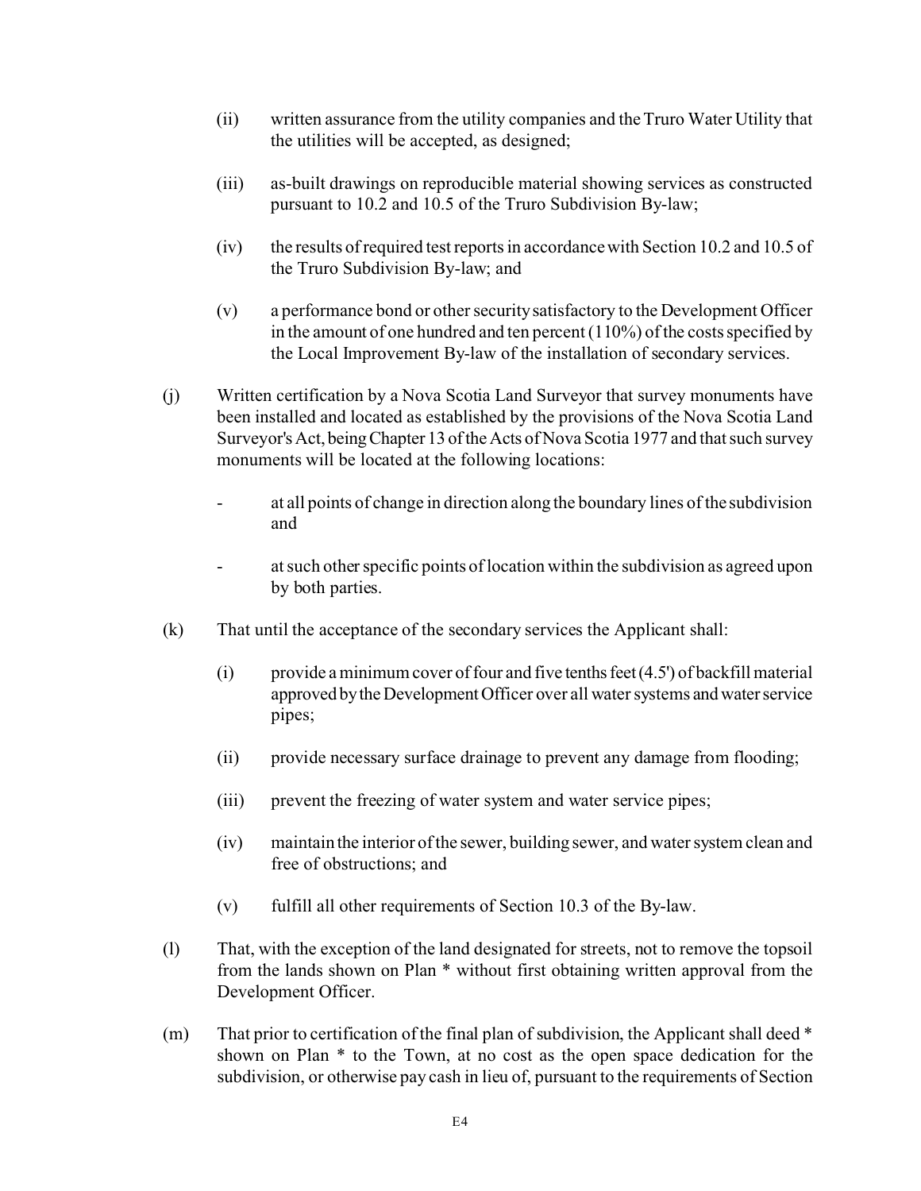(ii) written assurance from the utility companies and the Truro Water Utility that the utilities will be accepted, as designed;

(iii) as-built drawings on reproducible material showing services as constructed pursuant to 10.2 and 10.5 of the Truro Subdivision By-law;

(iv) the results of required test reports in accordance with Section 10.2 and 10.5 of the Truro Subdivision By-law; and

(v) a performance bond or other security satisfactory to the Development Officer in the amount of one hundred and ten percent (110%) of the costs specified by the Local Improvement By-law of the installation of secondary services.

(j) Written certification by a Nova Scotia Land Surveyor that survey monuments have been installed and located as established by the provisions of the Nova Scotia Land Surveyor's Act, being Chapter 13 of the Acts of Nova Scotia 1977 and that such survey monuments will be located at the following locations:

- at all points of change in direction along the boundary lines of the subdivision and

- at such other specific points of location within the subdivision as agreed upon by both parties.

(k) That until the acceptance of the secondary services the Applicant shall:

(i) provide a minimum cover of four and five tenths feet (4.5') of backfill material approved by the Development Officer over all water systems and water service pipes;

(ii) provide necessary surface drainage to prevent any damage from flooding;

(iii) prevent the freezing of water system and water service pipes;

(iv) maintain the interior of the sewer, building sewer, and water system clean and free of obstructions; and

(v) fulfill all other requirements of Section 10.3 of the By-law.

(l) That, with the exception of the land designated for streets, not to remove the topsoil from the lands shown on Plan * without first obtaining written approval from the Development Officer.

(m) That prior to certification of the final plan of subdivision, the Applicant shall deed * shown on Plan * to the Town, at no cost as the open space dedication for the subdivision, or otherwise pay cash in lieu of, pursuant to the requirements of Section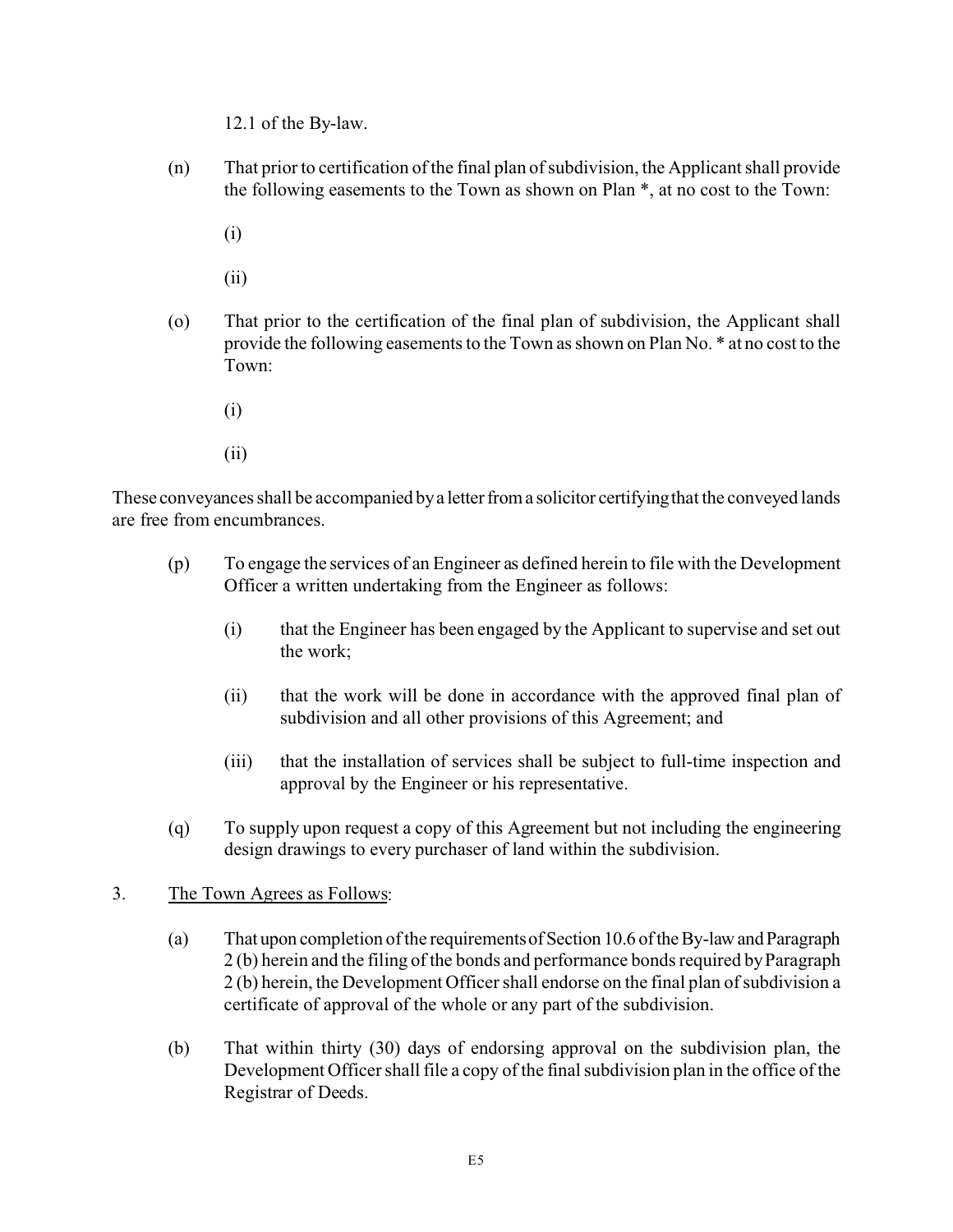12.1 of the By-law.

(n) That prior to certification of the final plan of subdivision, the Applicant shall provide the following easements to the Town as shown on Plan *, at no cost to the Town:

(i)

(ii)

(o) That prior to the certification of the final plan of subdivision, the Applicant shall provide the following easements to the Town as shown on Plan No. * at no cost to the Town:

(i)

(ii)

These conveyances shall be accompanied by a letter from a solicitor certifying that the conveyed lands are free from encumbrances.

(p) To engage the services of an Engineer as defined herein to file with the Development Officer a written undertaking from the Engineer as follows:

(i) that the Engineer has been engaged by the Applicant to supervise and set out the work;

(ii) that the work will be done in accordance with the approved final plan of subdivision and all other provisions of this Agreement; and

(iii) that the installation of services shall be subject to full-time inspection and approval by the Engineer or his representative.

(q) To supply upon request a copy of this Agreement but not including the engineering design drawings to every purchaser of land within the subdivision.

3. <u>The Town Agrees as Follows</u>:

(a) That upon completion of the requirements of Section 10.6 of the By-law and Paragraph 2 (b) herein and the filing of the bonds and performance bonds required by Paragraph 2 (b) herein, the Development Officer shall endorse on the final plan of subdivision a certificate of approval of the whole or any part of the subdivision.

(b) That within thirty (30) days of endorsing approval on the subdivision plan, the Development Officer shall file a copy of the final subdivision plan in the office of the Registrar of Deeds.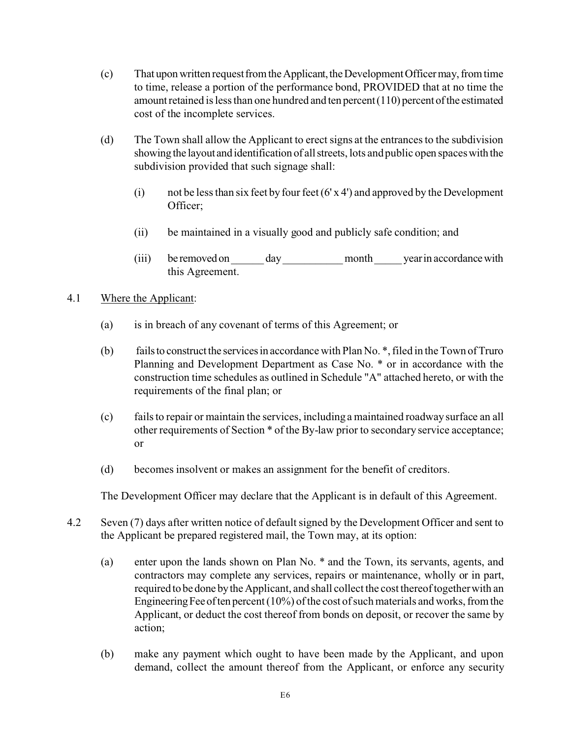(c) That upon written request from the Applicant, the Development Officer may, from time to time, release a portion of the performance bond, PROVIDED that at no time the amount retained is less than one hundred and ten percent (110) percent of the estimated cost of the incomplete services.

(d) The Town shall allow the Applicant to erect signs at the entrances to the subdivision showing the layout and identification of all streets, lots and public open spaces with the subdivision provided that such signage shall:

   (i) not be less than six feet by four feet (6' x 4') and approved by the Development Officer;

   (ii) be maintained in a visually good and publicly safe condition; and

   (iii) be removed on ______ day ___________ month _____ year in accordance with this Agreement.

4.1 Where the Applicant:

(a) is in breach of any covenant of terms of this Agreement; or

(b) fails to construct the services in accordance with Plan No. *, filed in the Town of Truro Planning and Development Department as Case No. * or in accordance with the construction time schedules as outlined in Schedule "A" attached hereto, or with the requirements of the final plan; or

(c) fails to repair or maintain the services, including a maintained roadway surface an all other requirements of Section * of the By-law prior to secondary service acceptance; or

(d) becomes insolvent or makes an assignment for the benefit of creditors.

The Development Officer may declare that the Applicant is in default of this Agreement.

4.2 Seven (7) days after written notice of default signed by the Development Officer and sent to the Applicant be prepared registered mail, the Town may, at its option:

(a) enter upon the lands shown on Plan No. * and the Town, its servants, agents, and contractors may complete any services, repairs or maintenance, wholly or in part, required to be done by the Applicant, and shall collect the cost thereof together with an Engineering Fee of ten percent (10%) of the cost of such materials and works, from the Applicant, or deduct the cost thereof from bonds on deposit, or recover the same by action;

(b) make any payment which ought to have been made by the Applicant, and upon demand, collect the amount thereof from the Applicant, or enforce any security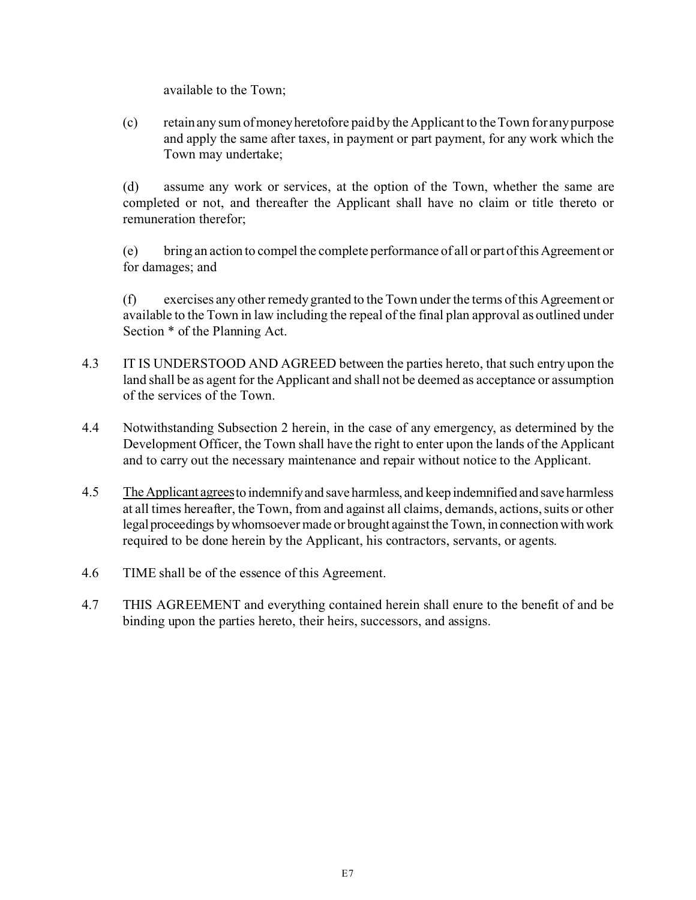available to the Town;

(c) retain any sum of money heretofore paid by the Applicant to the Town for any purpose and apply the same after taxes, in payment or part payment, for any work which the Town may undertake;

(d) assume any work or services, at the option of the Town, whether the same are completed or not, and thereafter the Applicant shall have no claim or title thereto or remuneration therefor;

(e) bring an action to compel the complete performance of all or part of this Agreement or for damages; and

(f) exercises any other remedy granted to the Town under the terms of this Agreement or available to the Town in law including the repeal of the final plan approval as outlined under Section * of the Planning Act.

4.3 IT IS UNDERSTOOD AND AGREED between the parties hereto, that such entry upon the land shall be as agent for the Applicant and shall not be deemed as acceptance or assumption of the services of the Town.

4.4 Notwithstanding Subsection 2 herein, in the case of any emergency, as determined by the Development Officer, the Town shall have the right to enter upon the lands of the Applicant and to carry out the necessary maintenance and repair without notice to the Applicant.

4.5 The Applicant agrees to indemnify and save harmless, and keep indemnified and save harmless at all times hereafter, the Town, from and against all claims, demands, actions, suits or other legal proceedings by whomsoever made or brought against the Town, in connection with work required to be done herein by the Applicant, his contractors, servants, or agents.

4.6 TIME shall be of the essence of this Agreement.

4.7 THIS AGREEMENT and everything contained herein shall enure to the benefit of and be binding upon the parties hereto, their heirs, successors, and assigns.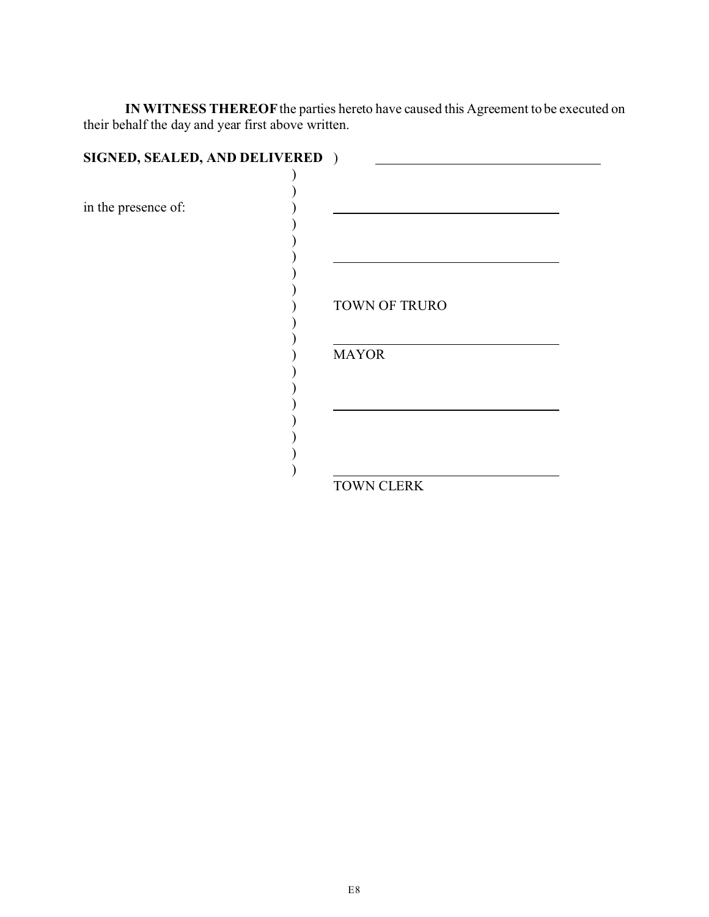**IN WITNESS THEREOF** the parties hereto have caused this Agreement to be executed on their behalf the day and year first above written.

**SIGNED, SEALED, AND DELIVERED** )

in the presence of:

| | |
|---|---|
| | \_\_\_\_\_\_\_\_\_\_\_\_\_\_\_\_\_\_\_\_\_\_\_\_\_\_\_\_\_\_\_\_ |
| | \_\_\_\_\_\_\_\_\_\_\_\_\_\_\_\_\_\_\_\_\_\_\_\_\_\_\_\_\_\_\_\_ |
| | \_\_\_\_\_\_\_\_\_\_\_\_\_\_\_\_\_\_\_\_\_\_\_\_\_\_\_\_\_\_\_\_ |
| | TOWN OF TRURO |
| | \_\_\_\_\_\_\_\_\_\_\_\_\_\_\_\_\_\_\_\_\_\_\_\_\_\_\_\_\_\_\_\_ |
| | MAYOR |
| | \_\_\_\_\_\_\_\_\_\_\_\_\_\_\_\_\_\_\_\_\_\_\_\_\_\_\_\_\_\_\_\_ |
| | \_\_\_\_\_\_\_\_\_\_\_\_\_\_\_\_\_\_\_\_\_\_\_\_\_\_\_\_\_\_\_\_ |
| | TOWN CLERK |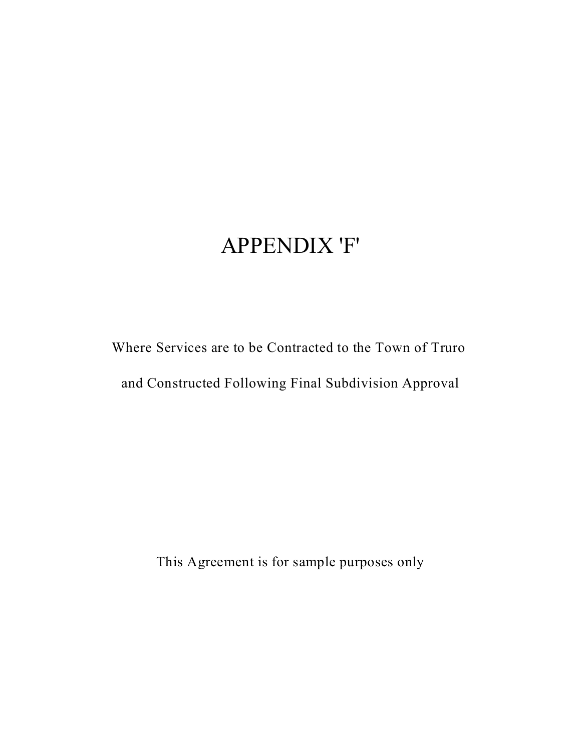# APPENDIX 'F'

Where Services are to be Contracted to the Town of Truro

and Constructed Following Final Subdivision Approval

This Agreement is for sample purposes only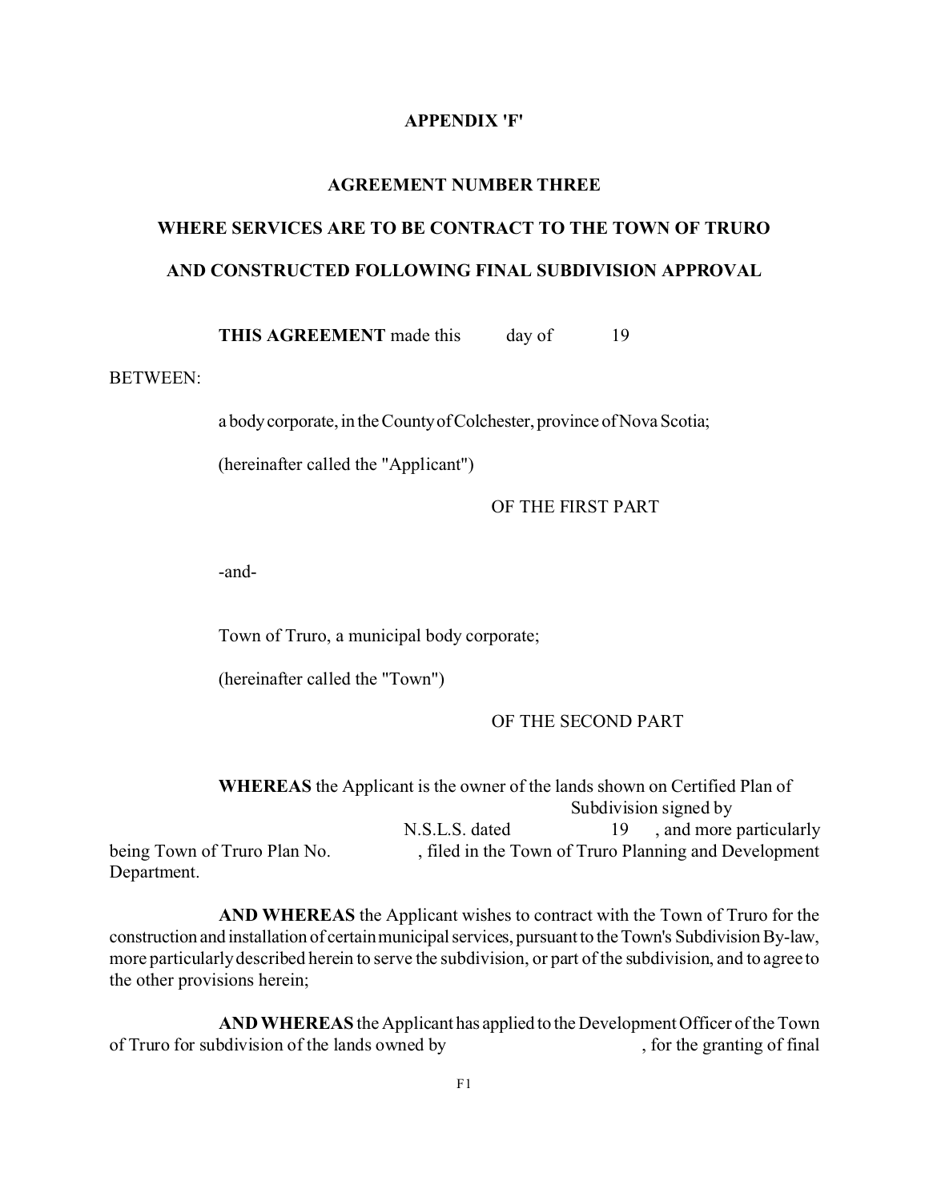**APPENDIX 'F'**

**AGREEMENT NUMBER THREE**

**WHERE SERVICES ARE TO BE CONTRACT TO THE TOWN OF TRURO**

**AND CONSTRUCTED FOLLOWING FINAL SUBDIVISION APPROVAL**

**THIS AGREEMENT** made this day of 19

BETWEEN:

a body corporate, in the County of Colchester, province of Nova Scotia;

(hereinafter called the "Applicant")

OF THE FIRST PART

-and-

Town of Truro, a municipal body corporate;

(hereinafter called the "Town")

OF THE SECOND PART

**WHEREAS** the Applicant is the owner of the lands shown on Certified Plan of Subdivision signed by N.S.L.S. dated 19 , and more particularly being Town of Truro Plan No. , filed in the Town of Truro Planning and Development Department.

**AND WHEREAS** the Applicant wishes to contract with the Town of Truro for the construction and installation of certain municipal services, pursuant to the Town's Subdivision By-law, more particularly described herein to serve the subdivision, or part of the subdivision, and to agree to the other provisions herein;

**AND WHEREAS** the Applicant has applied to the Development Officer of the Town of Truro for subdivision of the lands owned by , for the granting of final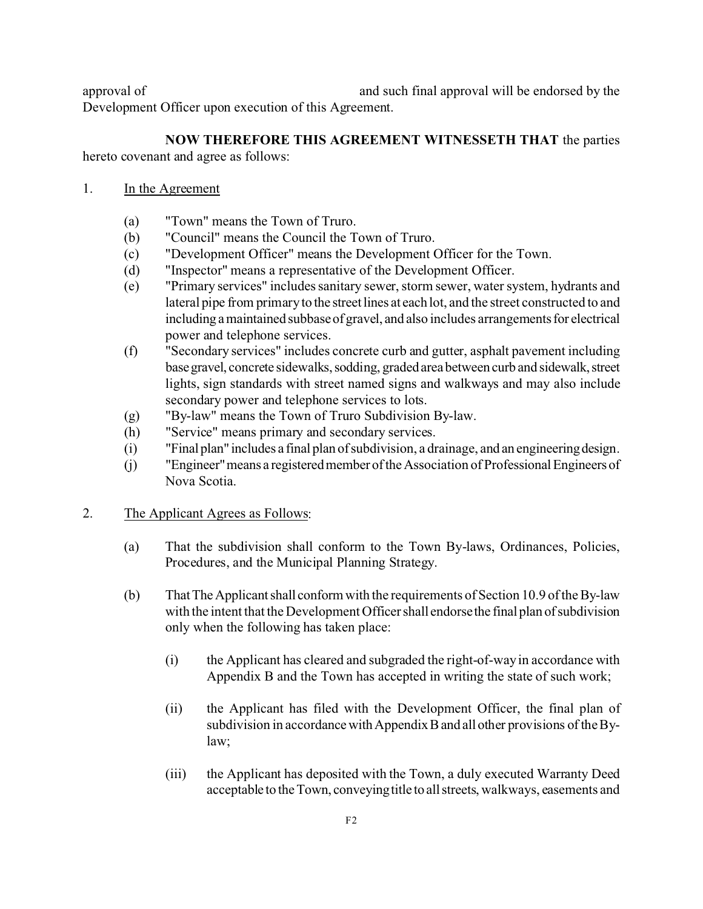approval of                                         and such final approval will be endorsed by the Development Officer upon execution of this Agreement.

**NOW THEREFORE THIS AGREEMENT WITNESSETH THAT** the parties hereto covenant and agree as follows:

1. <u>In the Agreement</u>

   (a) "Town" means the Town of Truro.
   (b) "Council" means the Council the Town of Truro.
   (c) "Development Officer" means the Development Officer for the Town.
   (d) "Inspector" means a representative of the Development Officer.
   (e) "Primary services" includes sanitary sewer, storm sewer, water system, hydrants and lateral pipe from primary to the street lines at each lot, and the street constructed to and including a maintained subbase of gravel, and also includes arrangements for electrical power and telephone services.
   (f) "Secondary services" includes concrete curb and gutter, asphalt pavement including base gravel, concrete sidewalks, sodding, graded area between curb and sidewalk, street lights, sign standards with street named signs and walkways and may also include secondary power and telephone services to lots.
   (g) "By-law" means the Town of Truro Subdivision By-law.
   (h) "Service" means primary and secondary services.
   (i) "Final plan" includes a final plan of subdivision, a drainage, and an engineering design.
   (j) "Engineer" means a registered member of the Association of Professional Engineers of Nova Scotia.

2. <u>The Applicant Agrees as Follows</u>:

   (a) That the subdivision shall conform to the Town By-laws, Ordinances, Policies, Procedures, and the Municipal Planning Strategy.

   (b) That The Applicant shall conform with the requirements of Section 10.9 of the By-law with the intent that the Development Officer shall endorse the final plan of subdivision only when the following has taken place:

      (i) the Applicant has cleared and subgraded the right-of-way in accordance with Appendix B and the Town has accepted in writing the state of such work;

      (ii) the Applicant has filed with the Development Officer, the final plan of subdivision in accordance with Appendix B and all other provisions of the By-law;

      (iii) the Applicant has deposited with the Town, a duly executed Warranty Deed acceptable to the Town, conveying title to all streets, walkways, easements and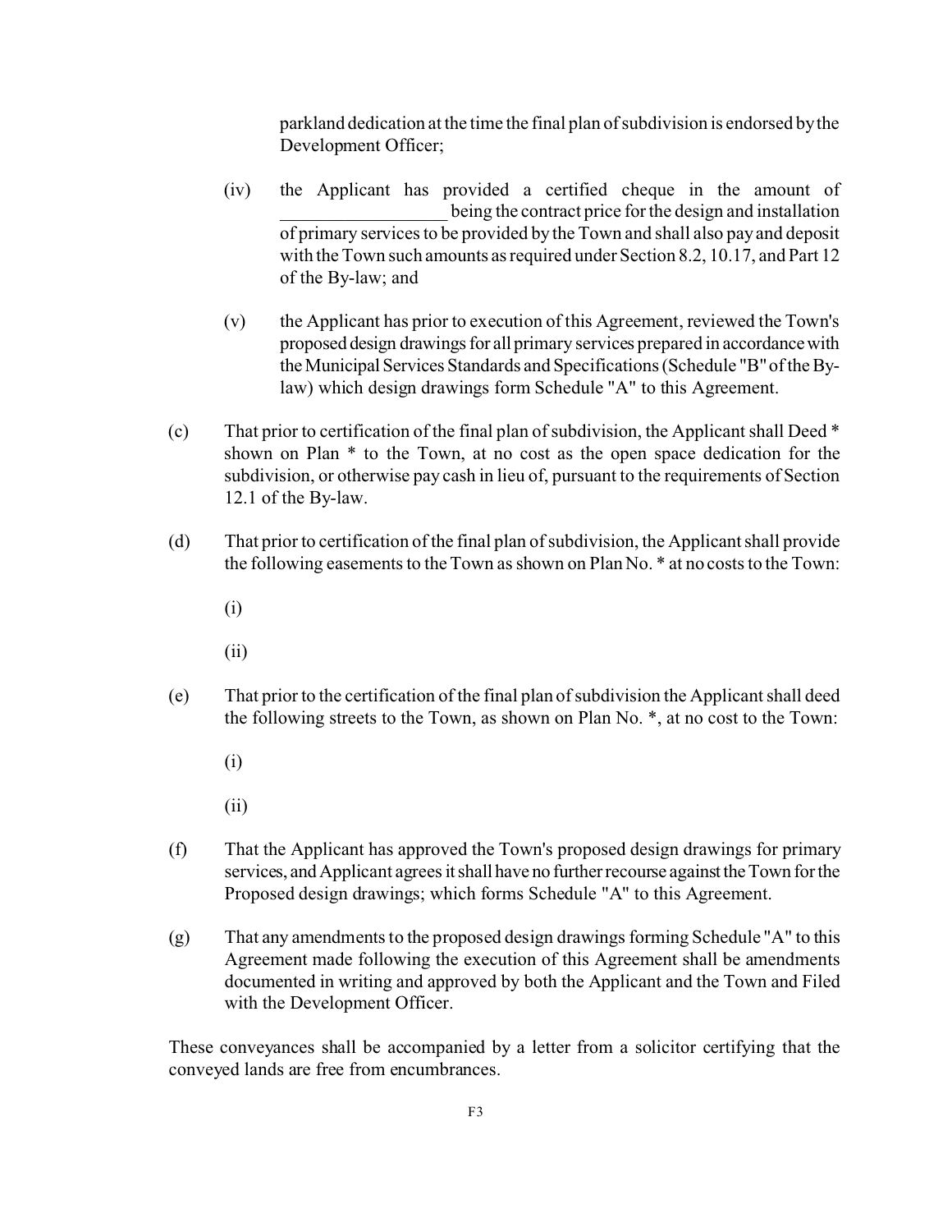parkland dedication at the time the final plan of subdivision is endorsed by the Development Officer;

(iv) the Applicant has provided a certified cheque in the amount of __________________ being the contract price for the design and installation of primary services to be provided by the Town and shall also pay and deposit with the Town such amounts as required under Section 8.2, 10.17, and Part 12 of the By-law; and

(v) the Applicant has prior to execution of this Agreement, reviewed the Town's proposed design drawings for all primary services prepared in accordance with the Municipal Services Standards and Specifications (Schedule "B" of the By-law) which design drawings form Schedule "A" to this Agreement.

(c) That prior to certification of the final plan of subdivision, the Applicant shall Deed * shown on Plan * to the Town, at no cost as the open space dedication for the subdivision, or otherwise pay cash in lieu of, pursuant to the requirements of Section 12.1 of the By-law.

(d) That prior to certification of the final plan of subdivision, the Applicant shall provide the following easements to the Town as shown on Plan No. * at no costs to the Town:

(i)

(ii)

(e) That prior to the certification of the final plan of subdivision the Applicant shall deed the following streets to the Town, as shown on Plan No. *, at no cost to the Town:

(i)

(ii)

(f) That the Applicant has approved the Town's proposed design drawings for primary services, and Applicant agrees it shall have no further recourse against the Town for the Proposed design drawings; which forms Schedule "A" to this Agreement.

(g) That any amendments to the proposed design drawings forming Schedule "A" to this Agreement made following the execution of this Agreement shall be amendments documented in writing and approved by both the Applicant and the Town and Filed with the Development Officer.

These conveyances shall be accompanied by a letter from a solicitor certifying that the conveyed lands are free from encumbrances.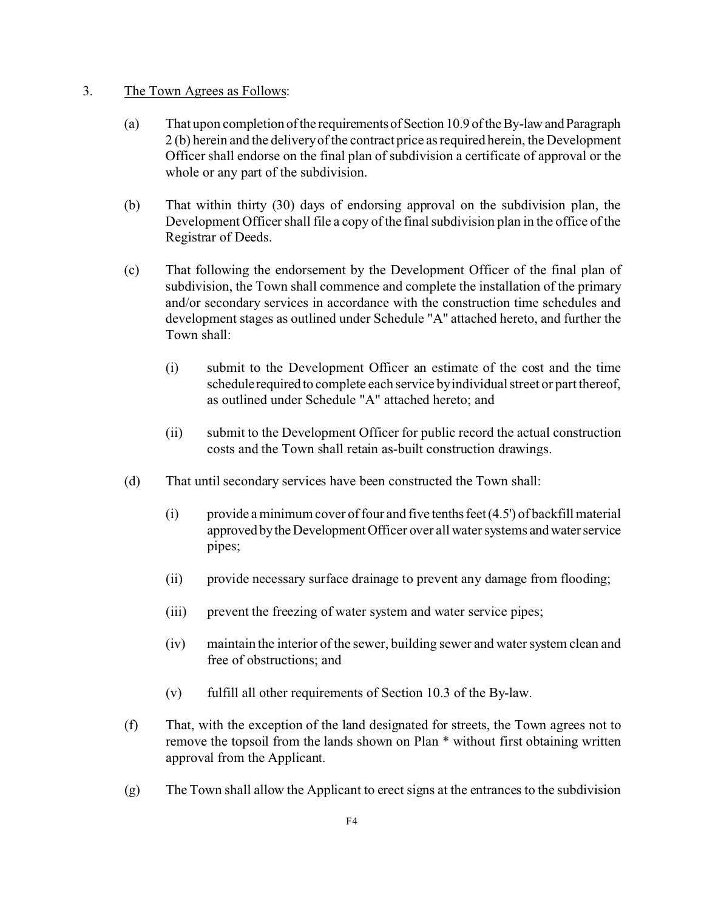3. <u>The Town Agrees as Follows</u>:

   (a) That upon completion of the requirements of Section 10.9 of the By-law and Paragraph 2 (b) herein and the delivery of the contract price as required herein, the Development Officer shall endorse on the final plan of subdivision a certificate of approval or the whole or any part of the subdivision.

   (b) That within thirty (30) days of endorsing approval on the subdivision plan, the Development Officer shall file a copy of the final subdivision plan in the office of the Registrar of Deeds.

   (c) That following the endorsement by the Development Officer of the final plan of subdivision, the Town shall commence and complete the installation of the primary and/or secondary services in accordance with the construction time schedules and development stages as outlined under Schedule "A" attached hereto, and further the Town shall:

      (i) submit to the Development Officer an estimate of the cost and the time schedule required to complete each service by individual street or part thereof, as outlined under Schedule "A" attached hereto; and

      (ii) submit to the Development Officer for public record the actual construction costs and the Town shall retain as-built construction drawings.

   (d) That until secondary services have been constructed the Town shall:

      (i) provide a minimum cover of four and five tenths feet (4.5') of backfill material approved by the Development Officer over all water systems and water service pipes;

      (ii) provide necessary surface drainage to prevent any damage from flooding;

      (iii) prevent the freezing of water system and water service pipes;

      (iv) maintain the interior of the sewer, building sewer and water system clean and free of obstructions; and

      (v) fulfill all other requirements of Section 10.3 of the By-law.

   (f) That, with the exception of the land designated for streets, the Town agrees not to remove the topsoil from the lands shown on Plan * without first obtaining written approval from the Applicant.

   (g) The Town shall allow the Applicant to erect signs at the entrances to the subdivision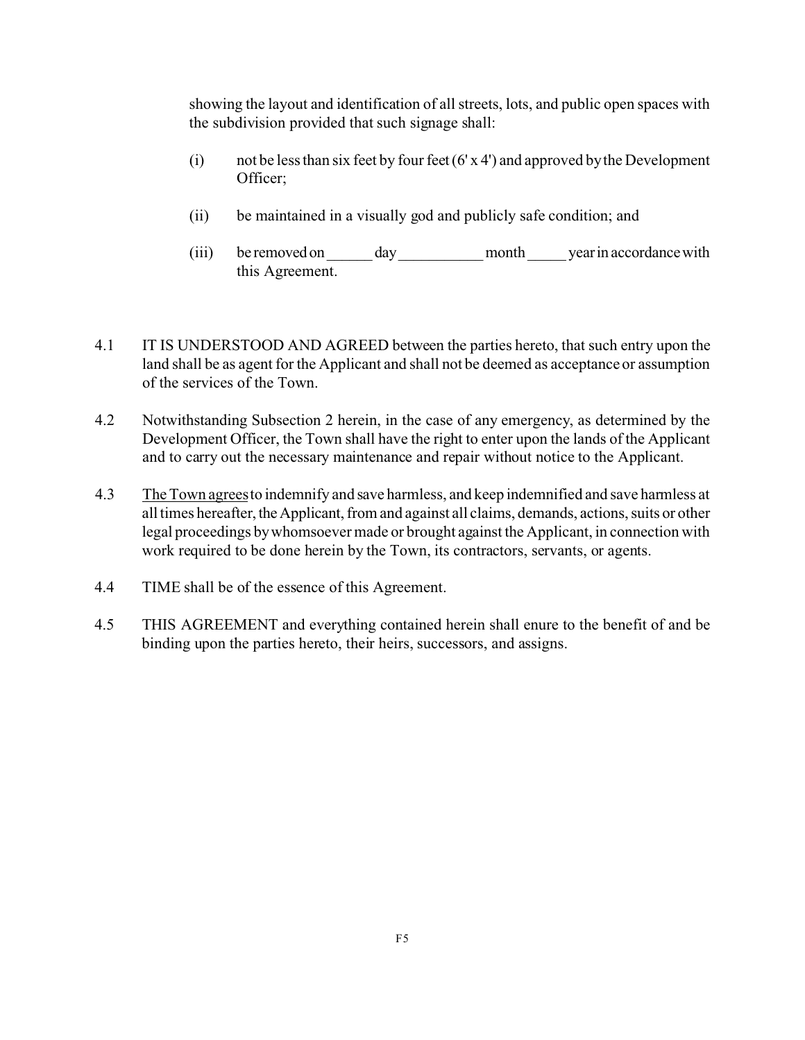showing the layout and identification of all streets, lots, and public open spaces with the subdivision provided that such signage shall:

(i) not be less than six feet by four feet (6' x 4') and approved by the Development Officer;

(ii) be maintained in a visually god and publicly safe condition; and

(iii) be removed on ______ day ___________ month _____ year in accordance with this Agreement.

4.1 IT IS UNDERSTOOD AND AGREED between the parties hereto, that such entry upon the land shall be as agent for the Applicant and shall not be deemed as acceptance or assumption of the services of the Town.

4.2 Notwithstanding Subsection 2 herein, in the case of any emergency, as determined by the Development Officer, the Town shall have the right to enter upon the lands of the Applicant and to carry out the necessary maintenance and repair without notice to the Applicant.

4.3 <u>The Town agrees</u> to indemnify and save harmless, and keep indemnified and save harmless at all times hereafter, the Applicant, from and against all claims, demands, actions, suits or other legal proceedings by whomsoever made or brought against the Applicant, in connection with work required to be done herein by the Town, its contractors, servants, or agents.

4.4 TIME shall be of the essence of this Agreement.

4.5 THIS AGREEMENT and everything contained herein shall enure to the benefit of and be binding upon the parties hereto, their heirs, successors, and assigns.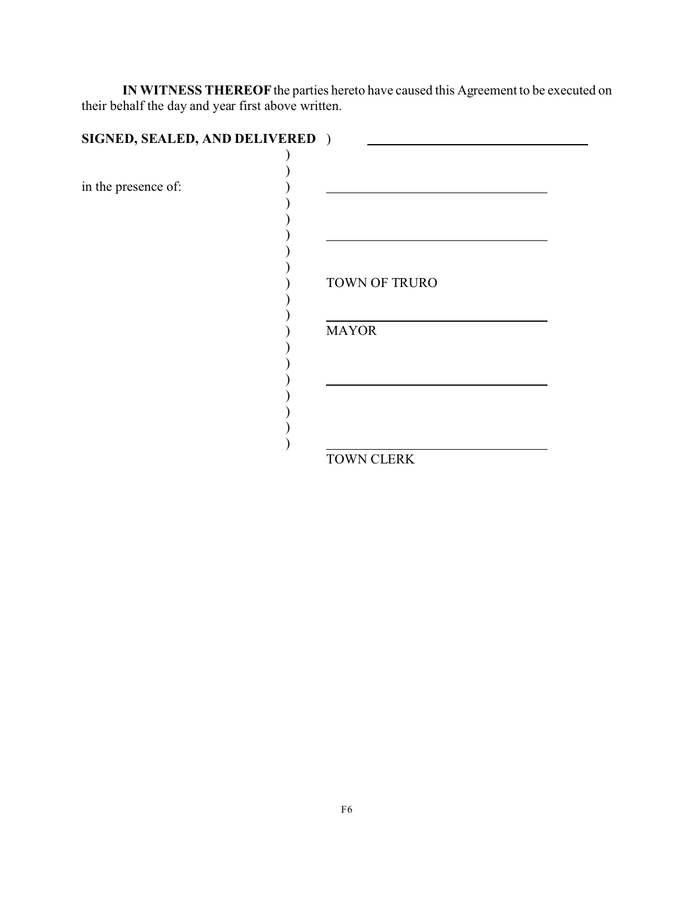**IN WITNESS THEREOF** the parties hereto have caused this Agreement to be executed on their behalf the day and year first above written.

**SIGNED, SEALED, AND DELIVERED**

in the presence of:

\_\_\_\_\_\_\_\_\_\_\_\_\_\_\_\_\_\_\_\_\_\_\_\_\_\_\_\_\_\_

\_\_\_\_\_\_\_\_\_\_\_\_\_\_\_\_\_\_\_\_\_\_\_\_\_\_\_\_\_\_

\_\_\_\_\_\_\_\_\_\_\_\_\_\_\_\_\_\_\_\_\_\_\_\_\_\_\_\_\_\_

TOWN OF TRURO

\_\_\_\_\_\_\_\_\_\_\_\_\_\_\_\_\_\_\_\_\_\_\_\_\_\_\_\_\_\_

MAYOR

\_\_\_\_\_\_\_\_\_\_\_\_\_\_\_\_\_\_\_\_\_\_\_\_\_\_\_\_\_\_

\_\_\_\_\_\_\_\_\_\_\_\_\_\_\_\_\_\_\_\_\_\_\_\_\_\_\_\_\_\_

TOWN CLERK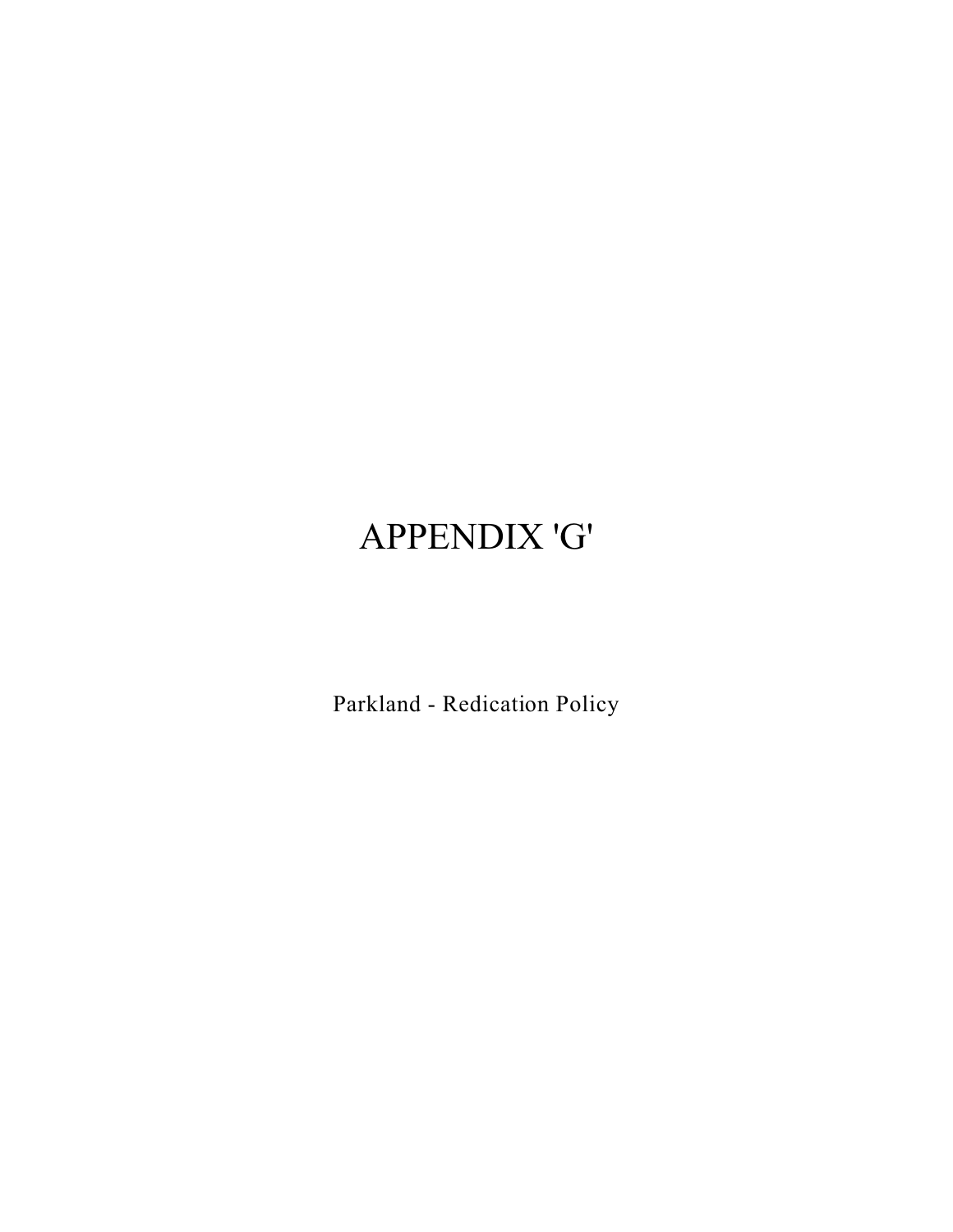# APPENDIX 'G'

Parkland - Redication Policy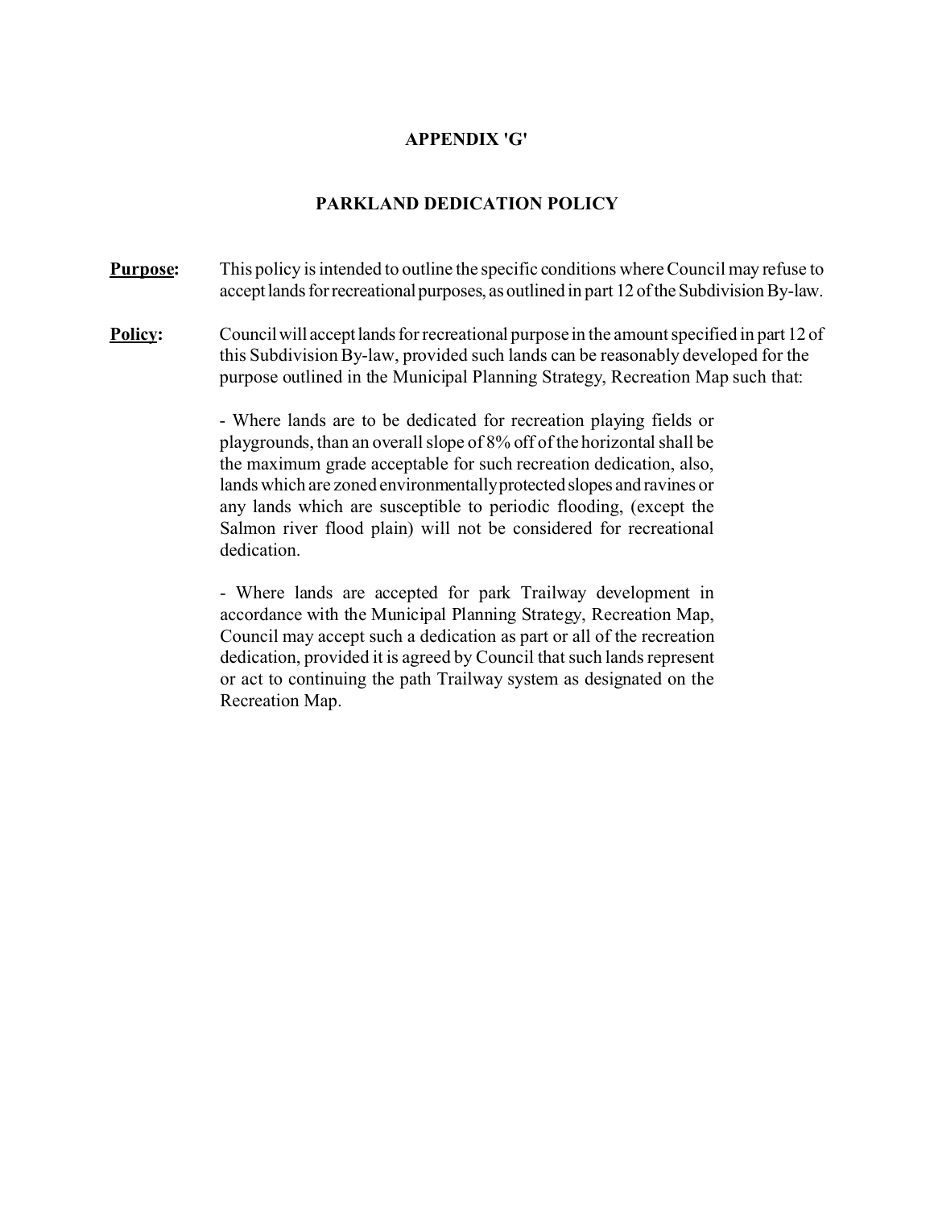# APPENDIX 'G'

## PARKLAND DEDICATION POLICY

**Purpose:** This policy is intended to outline the specific conditions where Council may refuse to accept lands for recreational purposes, as outlined in part 12 of the Subdivision By-law.

**Policy:** Council will accept lands for recreational purpose in the amount specified in part 12 of this Subdivision By-law, provided such lands can be reasonably developed for the purpose outlined in the Municipal Planning Strategy, Recreation Map such that:

- Where lands are to be dedicated for recreation playing fields or playgrounds, than an overall slope of 8% off of the horizontal shall be the maximum grade acceptable for such recreation dedication, also, lands which are zoned environmentally protected slopes and ravines or any lands which are susceptible to periodic flooding, (except the Salmon river flood plain) will not be considered for recreational dedication.

- Where lands are accepted for park Trailway development in accordance with the Municipal Planning Strategy, Recreation Map, Council may accept such a dedication as part or all of the recreation dedication, provided it is agreed by Council that such lands represent or act to continuing the path Trailway system as designated on the Recreation Map.